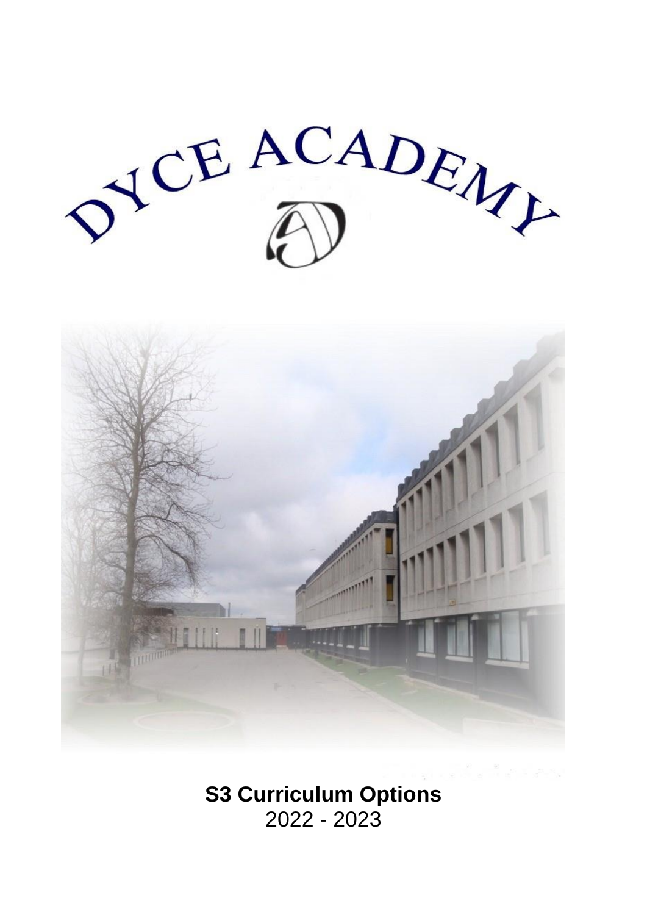# DYCE ACADEMY

**S3 Curriculum Options**
2022 - 2023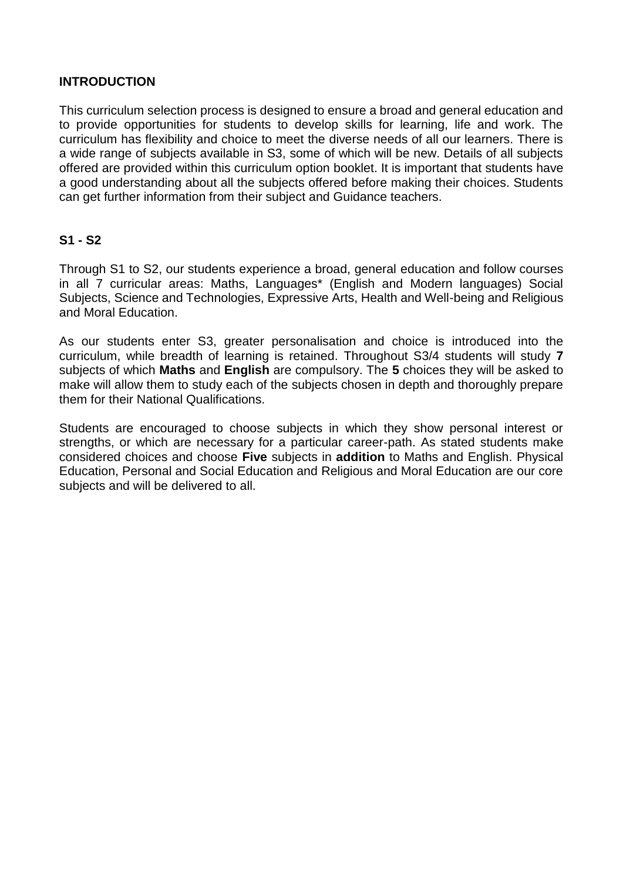## INTRODUCTION

This curriculum selection process is designed to ensure a broad and general education and to provide opportunities for students to develop skills for learning, life and work. The curriculum has flexibility and choice to meet the diverse needs of all our learners. There is a wide range of subjects available in S3, some of which will be new. Details of all subjects offered are provided within this curriculum option booklet. It is important that students have a good understanding about all the subjects offered before making their choices. Students can get further information from their subject and Guidance teachers.

## S1 - S2

Through S1 to S2, our students experience a broad, general education and follow courses in all 7 curricular areas: Maths, Languages* (English and Modern languages) Social Subjects, Science and Technologies, Expressive Arts, Health and Well-being and Religious and Moral Education.

As our students enter S3, greater personalisation and choice is introduced into the curriculum, while breadth of learning is retained. Throughout S3/4 students will study **7** subjects of which **Maths** and **English** are compulsory. The **5** choices they will be asked to make will allow them to study each of the subjects chosen in depth and thoroughly prepare them for their National Qualifications.

Students are encouraged to choose subjects in which they show personal interest or strengths, or which are necessary for a particular career-path. As stated students make considered choices and choose **Five** subjects in **addition** to Maths and English. Physical Education, Personal and Social Education and Religious and Moral Education are our core subjects and will be delivered to all.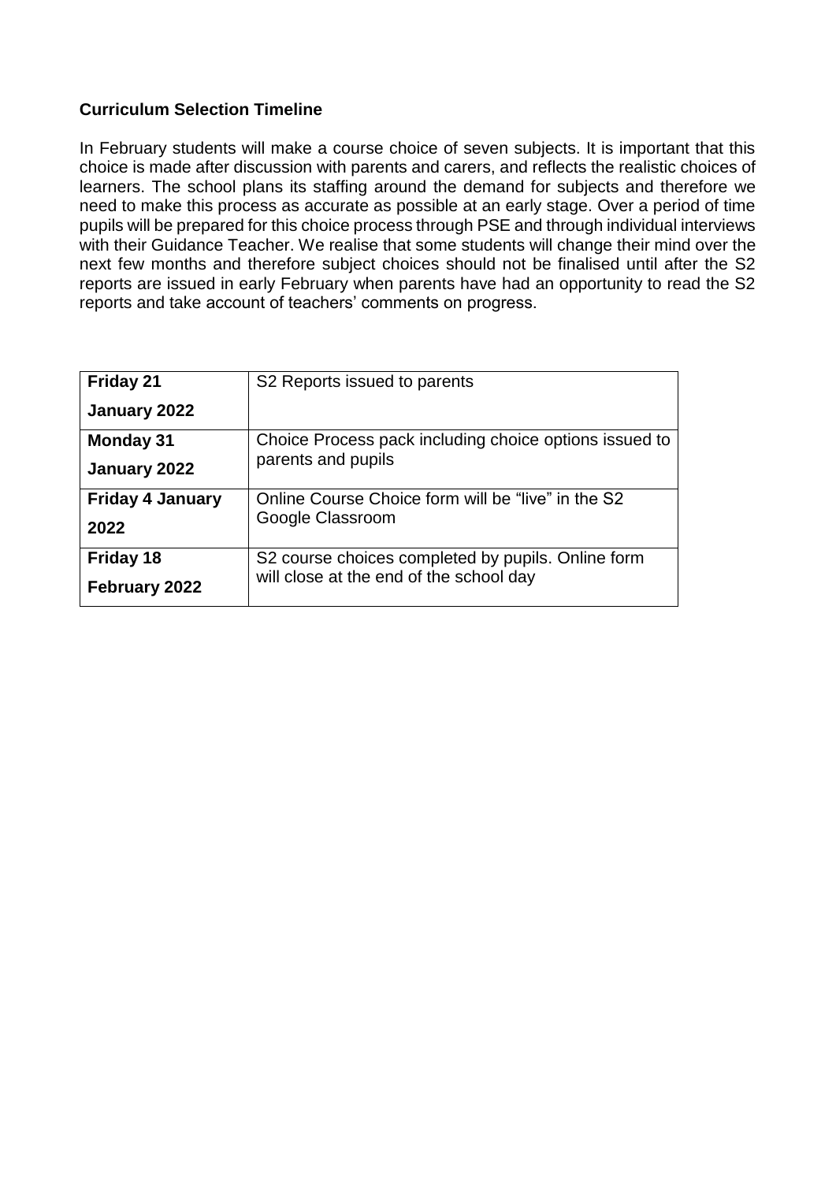**Curriculum Selection Timeline**

In February students will make a course choice of seven subjects. It is important that this choice is made after discussion with parents and carers, and reflects the realistic choices of learners. The school plans its staffing around the demand for subjects and therefore we need to make this process as accurate as possible at an early stage. Over a period of time pupils will be prepared for this choice process through PSE and through individual interviews with their Guidance Teacher. We realise that some students will change their mind over the next few months and therefore subject choices should not be finalised until after the S2 reports are issued in early February when parents have had an opportunity to read the S2 reports and take account of teachers' comments on progress.

| **Friday 21 January 2022** | S2 Reports issued to parents |
|---|---|
| **Monday 31 January 2022** | Choice Process pack including choice options issued to parents and pupils |
| **Friday 4 January 2022** | Online Course Choice form will be "live" in the S2 Google Classroom |
| **Friday 18 February 2022** | S2 course choices completed by pupils. Online form will close at the end of the school day |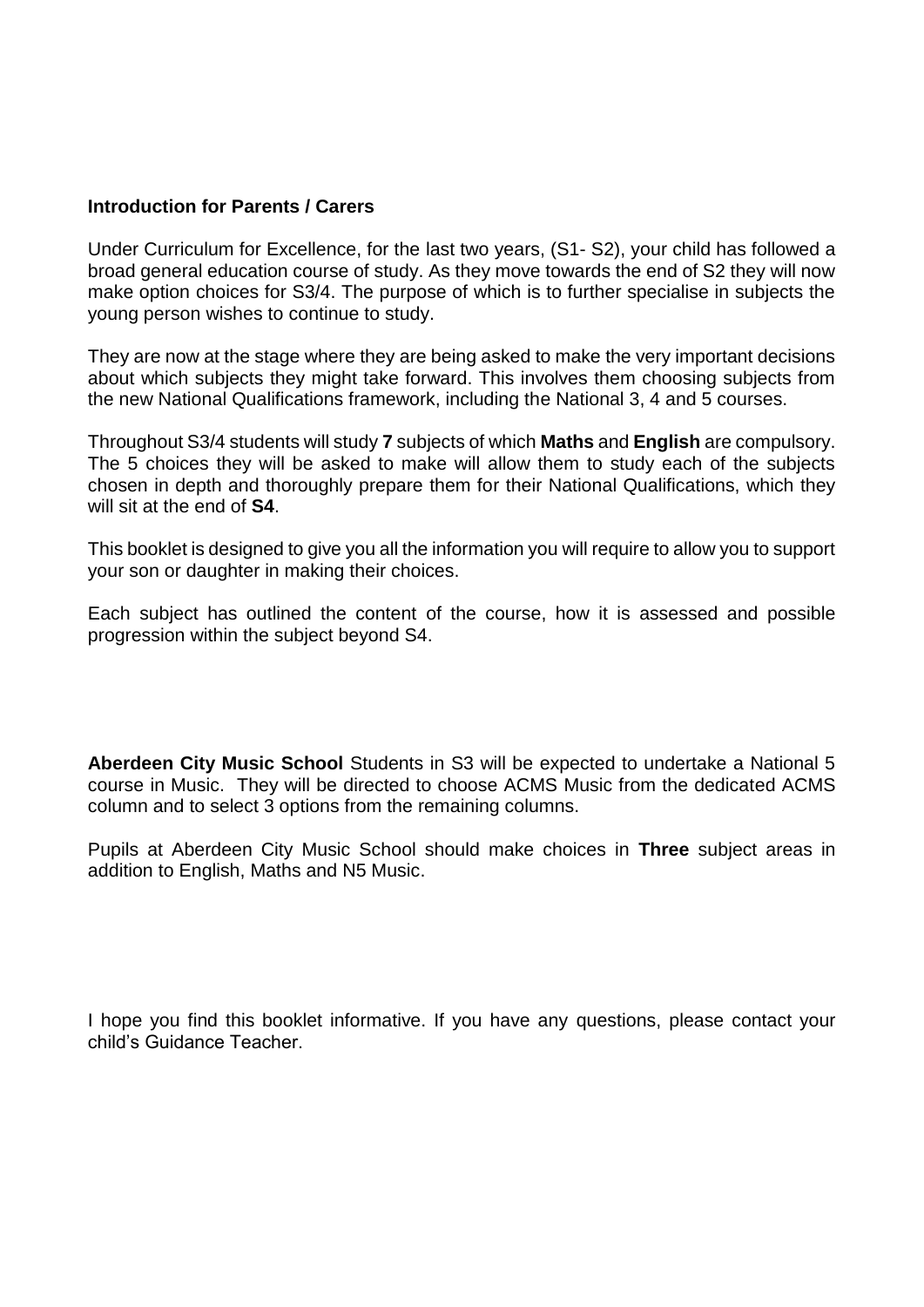**Introduction for Parents / Carers**

Under Curriculum for Excellence, for the last two years, (S1- S2), your child has followed a broad general education course of study. As they move towards the end of S2 they will now make option choices for S3/4. The purpose of which is to further specialise in subjects the young person wishes to continue to study.

They are now at the stage where they are being asked to make the very important decisions about which subjects they might take forward. This involves them choosing subjects from the new National Qualifications framework, including the National 3, 4 and 5 courses.

Throughout S3/4 students will study **7** subjects of which **Maths** and **English** are compulsory. The 5 choices they will be asked to make will allow them to study each of the subjects chosen in depth and thoroughly prepare them for their National Qualifications, which they will sit at the end of **S4**.

This booklet is designed to give you all the information you will require to allow you to support your son or daughter in making their choices.

Each subject has outlined the content of the course, how it is assessed and possible progression within the subject beyond S4.

**Aberdeen City Music School** Students in S3 will be expected to undertake a National 5 course in Music. They will be directed to choose ACMS Music from the dedicated ACMS column and to select 3 options from the remaining columns.

Pupils at Aberdeen City Music School should make choices in **Three** subject areas in addition to English, Maths and N5 Music.

I hope you find this booklet informative. If you have any questions, please contact your child's Guidance Teacher.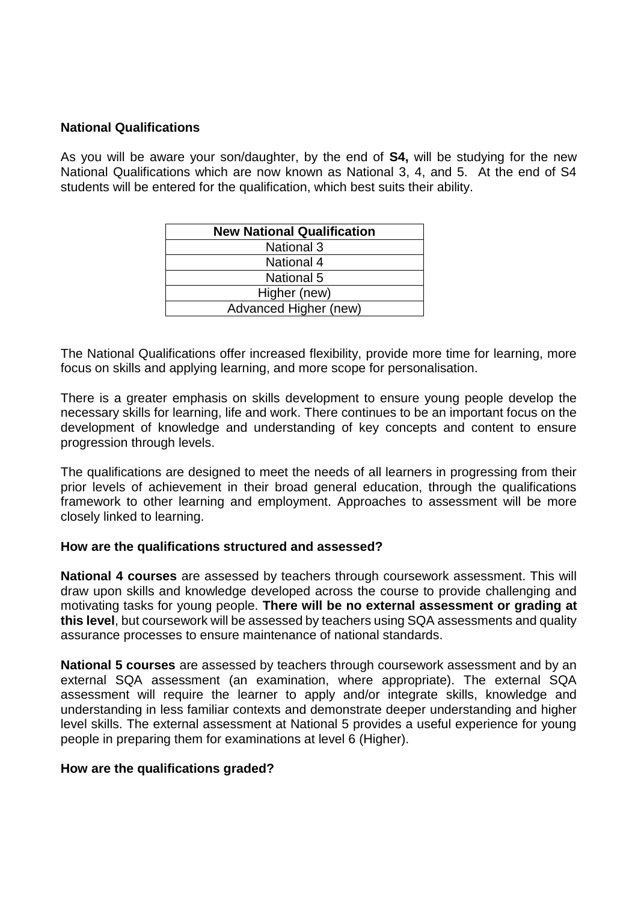**National Qualifications**

As you will be aware your son/daughter, by the end of **S4,** will be studying for the new National Qualifications which are now known as National 3, 4, and 5. At the end of S4 students will be entered for the qualification, which best suits their ability.

| New National Qualification |
| --- |
| National 3 |
| National 4 |
| National 5 |
| Higher (new) |
| Advanced Higher (new) |

The National Qualifications offer increased flexibility, provide more time for learning, more focus on skills and applying learning, and more scope for personalisation.

There is a greater emphasis on skills development to ensure young people develop the necessary skills for learning, life and work. There continues to be an important focus on the development of knowledge and understanding of key concepts and content to ensure progression through levels.

The qualifications are designed to meet the needs of all learners in progressing from their prior levels of achievement in their broad general education, through the qualifications framework to other learning and employment. Approaches to assessment will be more closely linked to learning.

**How are the qualifications structured and assessed?**

**National 4 courses** are assessed by teachers through coursework assessment. This will draw upon skills and knowledge developed across the course to provide challenging and motivating tasks for young people. **There will be no external assessment or grading at this level**, but coursework will be assessed by teachers using SQA assessments and quality assurance processes to ensure maintenance of national standards.

**National 5 courses** are assessed by teachers through coursework assessment and by an external SQA assessment (an examination, where appropriate). The external SQA assessment will require the learner to apply and/or integrate skills, knowledge and understanding in less familiar contexts and demonstrate deeper understanding and higher level skills. The external assessment at National 5 provides a useful experience for young people in preparing them for examinations at level 6 (Higher).

**How are the qualifications graded?**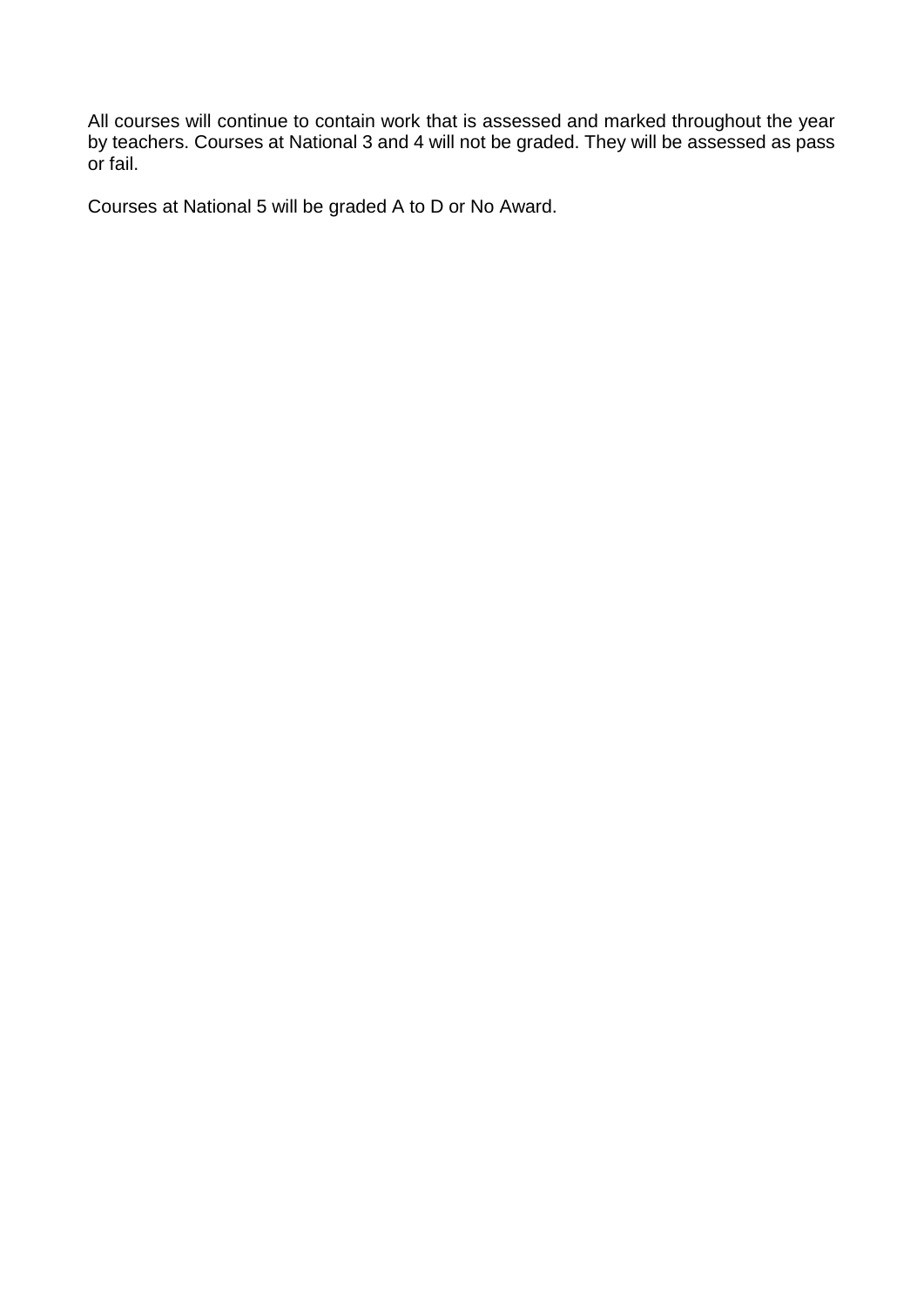All courses will continue to contain work that is assessed and marked throughout the year by teachers. Courses at National 3 and 4 will not be graded. They will be assessed as pass or fail.

Courses at National 5 will be graded A to D or No Award.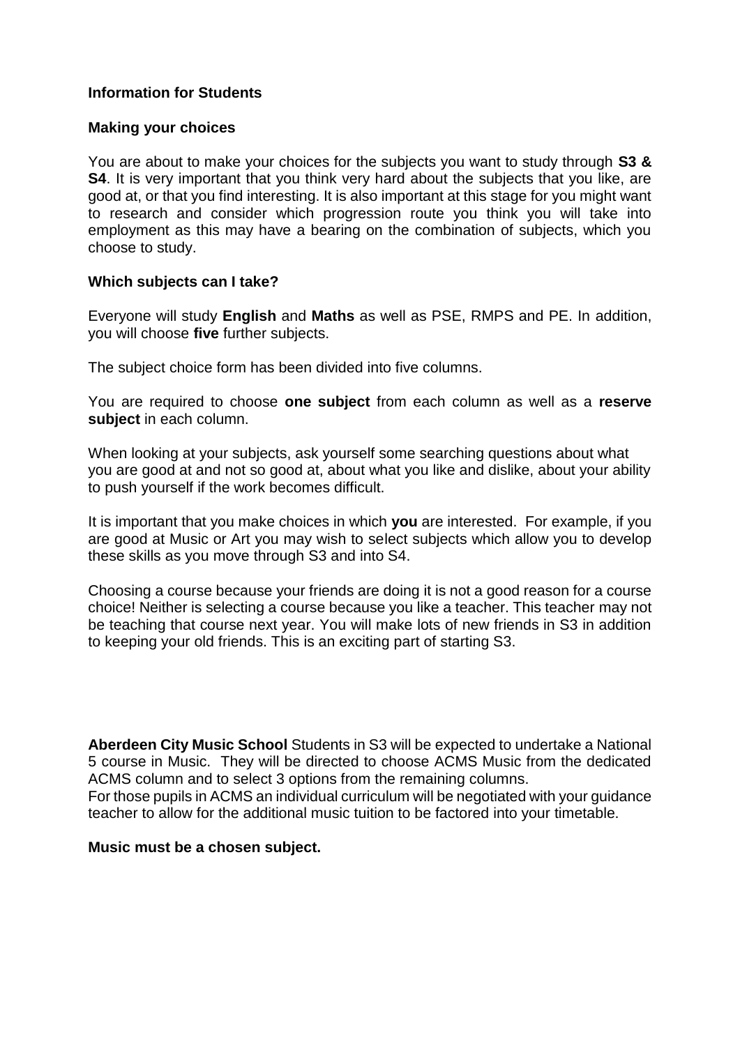**Information for Students**

**Making your choices**

You are about to make your choices for the subjects you want to study through **S3 & S4**. It is very important that you think very hard about the subjects that you like, are good at, or that you find interesting. It is also important at this stage for you might want to research and consider which progression route you think you will take into employment as this may have a bearing on the combination of subjects, which you choose to study.

**Which subjects can I take?**

Everyone will study **English** and **Maths** as well as PSE, RMPS and PE. In addition, you will choose **five** further subjects.

The subject choice form has been divided into five columns.

You are required to choose **one subject** from each column as well as a **reserve subject** in each column.

When looking at your subjects, ask yourself some searching questions about what you are good at and not so good at, about what you like and dislike, about your ability to push yourself if the work becomes difficult.

It is important that you make choices in which **you** are interested. For example, if you are good at Music or Art you may wish to select subjects which allow you to develop these skills as you move through S3 and into S4.

Choosing a course because your friends are doing it is not a good reason for a course choice! Neither is selecting a course because you like a teacher. This teacher may not be teaching that course next year. You will make lots of new friends in S3 in addition to keeping your old friends. This is an exciting part of starting S3.

**Aberdeen City Music School** Students in S3 will be expected to undertake a National 5 course in Music. They will be directed to choose ACMS Music from the dedicated ACMS column and to select 3 options from the remaining columns.
For those pupils in ACMS an individual curriculum will be negotiated with your guidance teacher to allow for the additional music tuition to be factored into your timetable.

**Music must be a chosen subject.**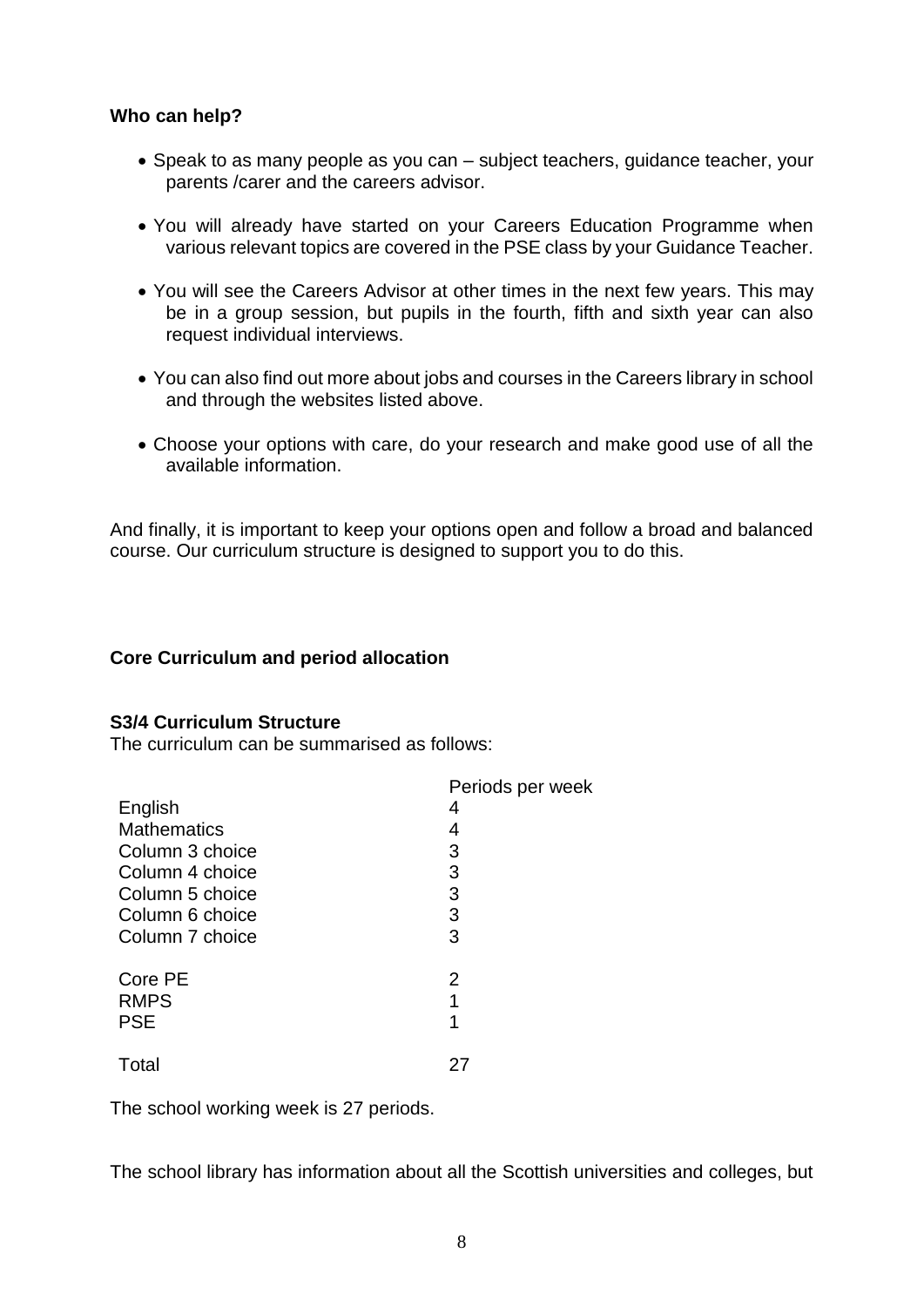**Who can help?**

- Speak to as many people as you can – subject teachers, guidance teacher, your parents /carer and the careers advisor.
- You will already have started on your Careers Education Programme when various relevant topics are covered in the PSE class by your Guidance Teacher.
- You will see the Careers Advisor at other times in the next few years. This may be in a group session, but pupils in the fourth, fifth and sixth year can also request individual interviews.
- You can also find out more about jobs and courses in the Careers library in school and through the websites listed above.
- Choose your options with care, do your research and make good use of all the available information.

And finally, it is important to keep your options open and follow a broad and balanced course. Our curriculum structure is designed to support you to do this.

**Core Curriculum and period allocation**

**S3/4 Curriculum Structure**

The curriculum can be summarised as follows:

| | Periods per week |
|---|---|
| English | 4 |
| Mathematics | 4 |
| Column 3 choice | 3 |
| Column 4 choice | 3 |
| Column 5 choice | 3 |
| Column 6 choice | 3 |
| Column 7 choice | 3 |
| Core PE | 2 |
| RMPS | 1 |
| PSE | 1 |
| Total | 27 |

The school working week is 27 periods.

The school library has information about all the Scottish universities and colleges, but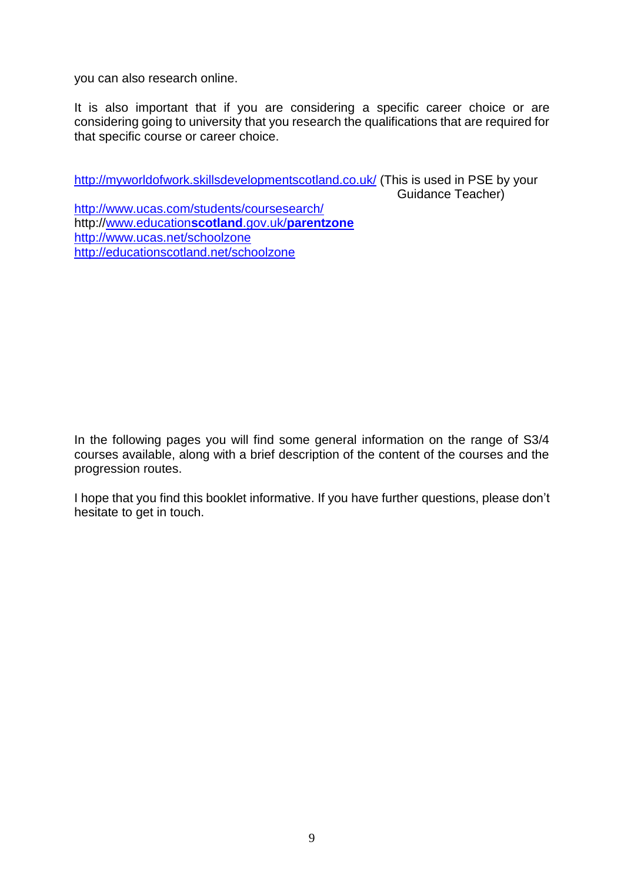you can also research online.

It is also important that if you are considering a specific career choice or are considering going to university that you research the qualifications that are required for that specific course or career choice.

http://myworldofwork.skillsdevelopmentscotland.co.uk/ (This is used in PSE by your Guidance Teacher)

http://www.ucas.com/students/coursesearch/
http://www.education**scotland**.gov.uk/**parentzone**
http://www.ucas.net/schoolzone
http://educationscotland.net/schoolzone

In the following pages you will find some general information on the range of S3/4 courses available, along with a brief description of the content of the courses and the progression routes.

I hope that you find this booklet informative. If you have further questions, please don't hesitate to get in touch.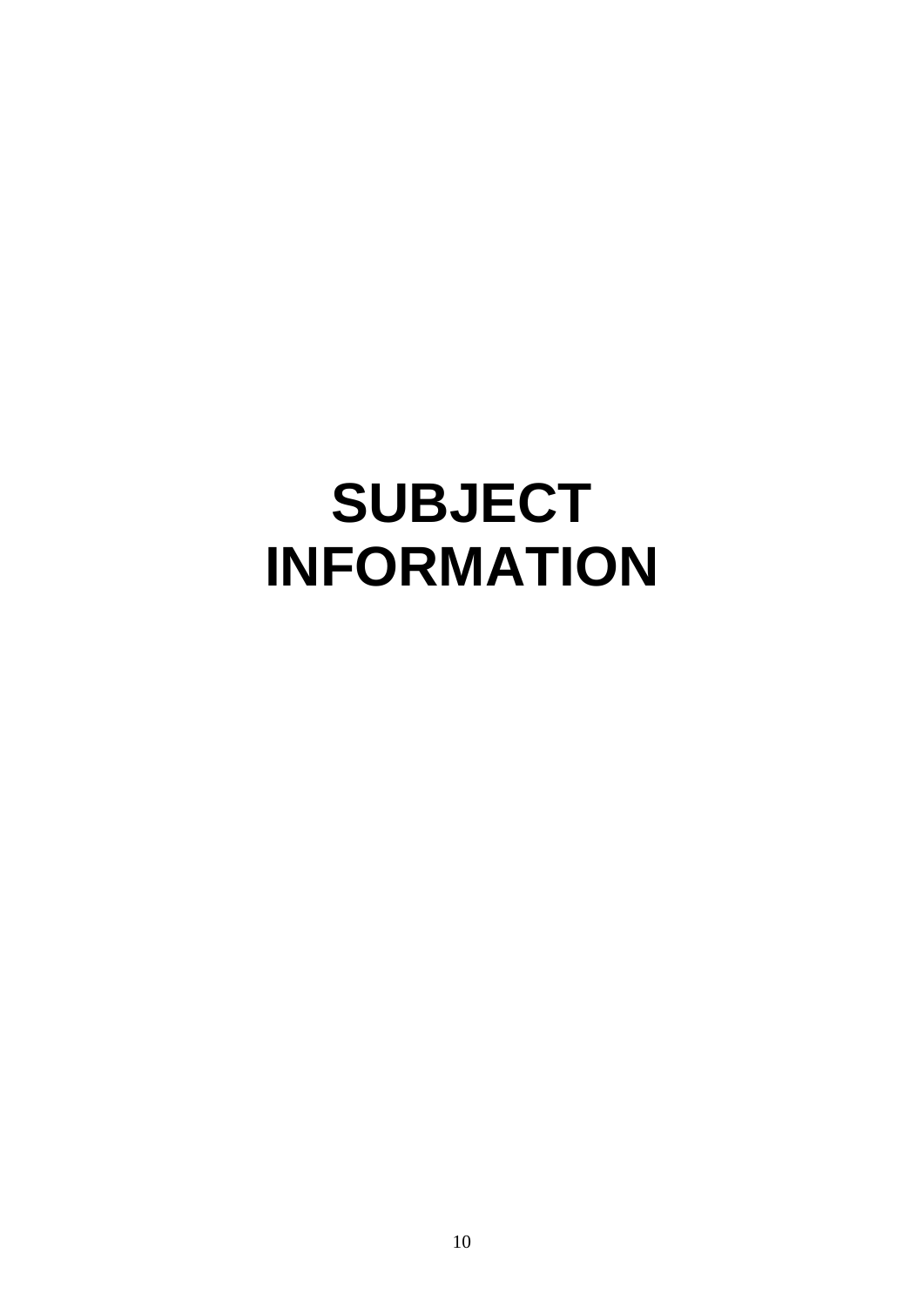# SUBJECT INFORMATION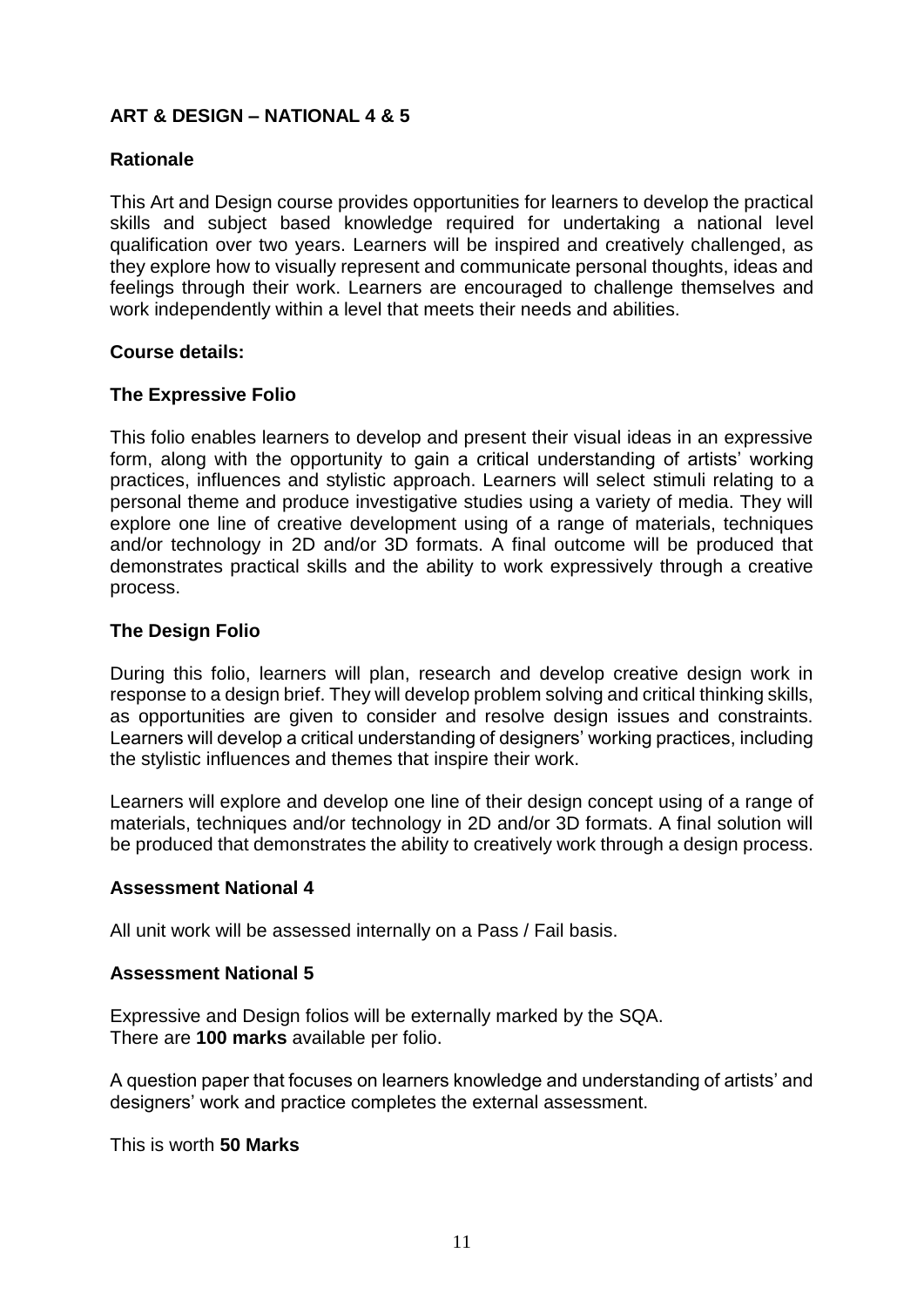## ART & DESIGN – NATIONAL 4 & 5

### Rationale

This Art and Design course provides opportunities for learners to develop the practical skills and subject based knowledge required for undertaking a national level qualification over two years. Learners will be inspired and creatively challenged, as they explore how to visually represent and communicate personal thoughts, ideas and feelings through their work. Learners are encouraged to challenge themselves and work independently within a level that meets their needs and abilities.

### Course details:

### The Expressive Folio

This folio enables learners to develop and present their visual ideas in an expressive form, along with the opportunity to gain a critical understanding of artists' working practices, influences and stylistic approach. Learners will select stimuli relating to a personal theme and produce investigative studies using a variety of media. They will explore one line of creative development using of a range of materials, techniques and/or technology in 2D and/or 3D formats. A final outcome will be produced that demonstrates practical skills and the ability to work expressively through a creative process.

### The Design Folio

During this folio, learners will plan, research and develop creative design work in response to a design brief. They will develop problem solving and critical thinking skills, as opportunities are given to consider and resolve design issues and constraints. Learners will develop a critical understanding of designers' working practices, including the stylistic influences and themes that inspire their work.

Learners will explore and develop one line of their design concept using of a range of materials, techniques and/or technology in 2D and/or 3D formats. A final solution will be produced that demonstrates the ability to creatively work through a design process.

### Assessment National 4

All unit work will be assessed internally on a Pass / Fail basis.

### Assessment National 5

Expressive and Design folios will be externally marked by the SQA.
There are **100 marks** available per folio.

A question paper that focuses on learners knowledge and understanding of artists' and designers' work and practice completes the external assessment.

This is worth **50 Marks**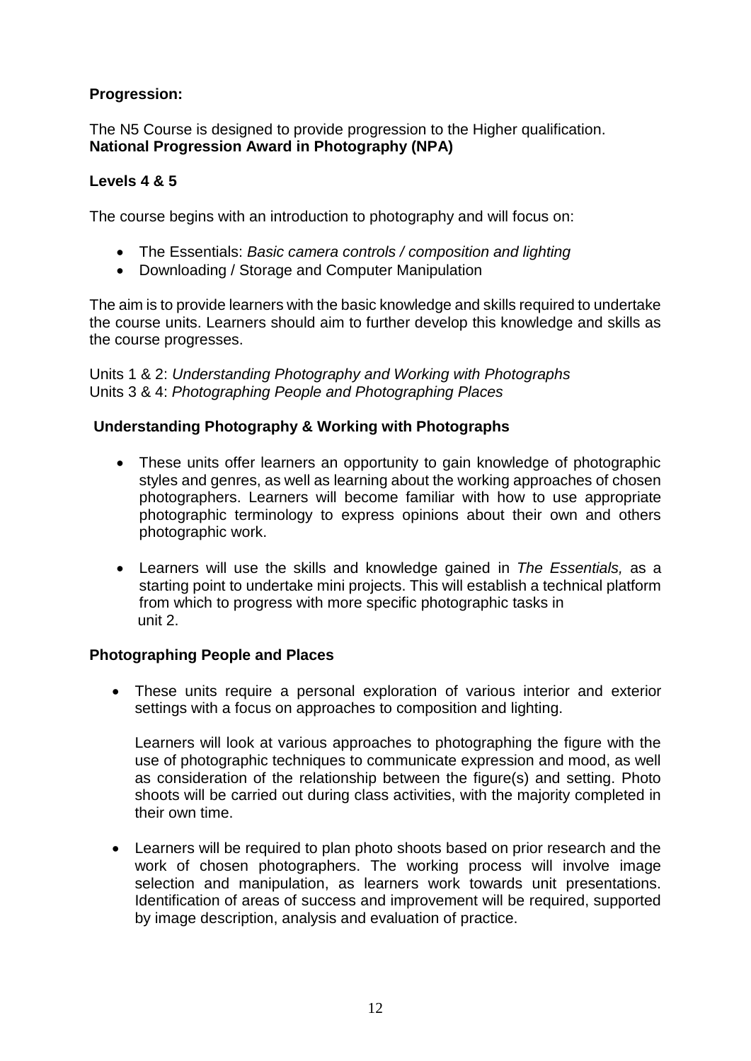**Progression:**

The N5 Course is designed to provide progression to the Higher qualification.
**National Progression Award in Photography (NPA)**

**Levels 4 & 5**

The course begins with an introduction to photography and will focus on:

- The Essentials: *Basic camera controls / composition and lighting*
- Downloading / Storage and Computer Manipulation

The aim is to provide learners with the basic knowledge and skills required to undertake the course units. Learners should aim to further develop this knowledge and skills as the course progresses.

Units 1 & 2: *Understanding Photography and Working with Photographs*
Units 3 & 4: *Photographing People and Photographing Places*

**Understanding Photography & Working with Photographs**

- These units offer learners an opportunity to gain knowledge of photographic styles and genres, as well as learning about the working approaches of chosen photographers. Learners will become familiar with how to use appropriate photographic terminology to express opinions about their own and others photographic work.
- Learners will use the skills and knowledge gained in *The Essentials,* as a starting point to undertake mini projects. This will establish a technical platform from which to progress with more specific photographic tasks in unit 2.

**Photographing People and Places**

- These units require a personal exploration of various interior and exterior settings with a focus on approaches to composition and lighting.

  Learners will look at various approaches to photographing the figure with the use of photographic techniques to communicate expression and mood, as well as consideration of the relationship between the figure(s) and setting. Photo shoots will be carried out during class activities, with the majority completed in their own time.

- Learners will be required to plan photo shoots based on prior research and the work of chosen photographers. The working process will involve image selection and manipulation, as learners work towards unit presentations. Identification of areas of success and improvement will be required, supported by image description, analysis and evaluation of practice.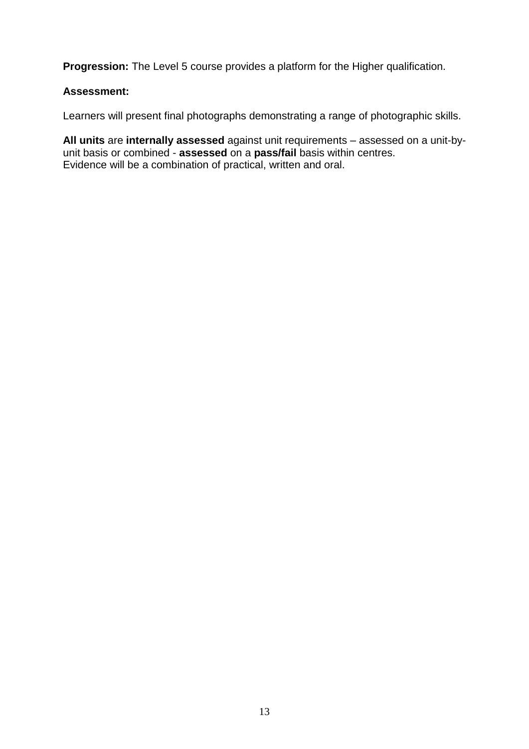**Progression:** The Level 5 course provides a platform for the Higher qualification.

**Assessment:**

Learners will present final photographs demonstrating a range of photographic skills.

**All units** are **internally assessed** against unit requirements – assessed on a unit-by-unit basis or combined - **assessed** on a **pass/fail** basis within centres.
Evidence will be a combination of practical, written and oral.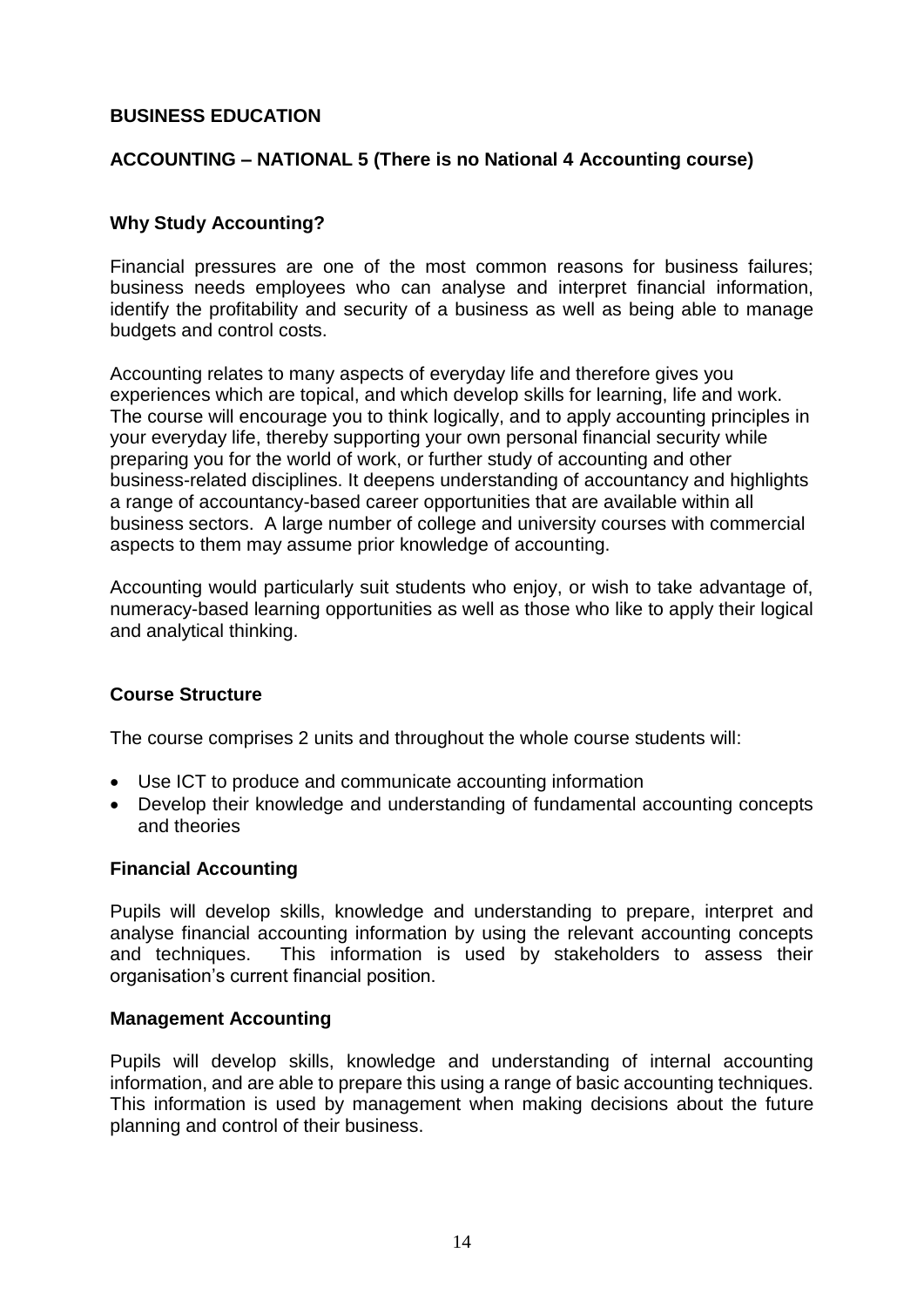## BUSINESS EDUCATION

### ACCOUNTING – NATIONAL 5 (There is no National 4 Accounting course)

#### Why Study Accounting?

Financial pressures are one of the most common reasons for business failures; business needs employees who can analyse and interpret financial information, identify the profitability and security of a business as well as being able to manage budgets and control costs.

Accounting relates to many aspects of everyday life and therefore gives you experiences which are topical, and which develop skills for learning, life and work. The course will encourage you to think logically, and to apply accounting principles in your everyday life, thereby supporting your own personal financial security while preparing you for the world of work, or further study of accounting and other business-related disciplines. It deepens understanding of accountancy and highlights a range of accountancy-based career opportunities that are available within all business sectors. A large number of college and university courses with commercial aspects to them may assume prior knowledge of accounting.

Accounting would particularly suit students who enjoy, or wish to take advantage of, numeracy-based learning opportunities as well as those who like to apply their logical and analytical thinking.

#### Course Structure

The course comprises 2 units and throughout the whole course students will:

- Use ICT to produce and communicate accounting information
- Develop their knowledge and understanding of fundamental accounting concepts and theories

#### Financial Accounting

Pupils will develop skills, knowledge and understanding to prepare, interpret and analyse financial accounting information by using the relevant accounting concepts and techniques. This information is used by stakeholders to assess their organisation's current financial position.

#### Management Accounting

Pupils will develop skills, knowledge and understanding of internal accounting information, and are able to prepare this using a range of basic accounting techniques. This information is used by management when making decisions about the future planning and control of their business.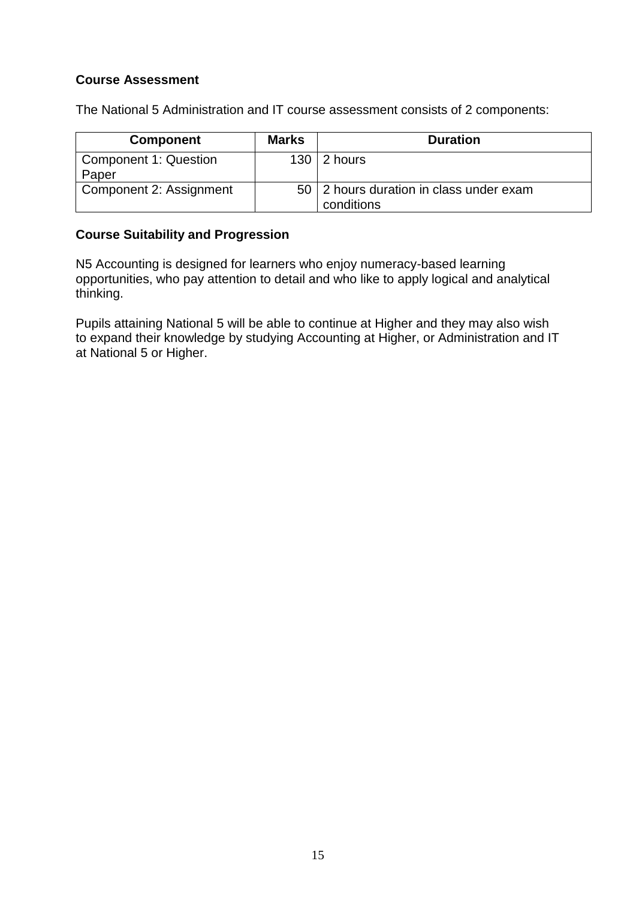## Course Assessment

The National 5 Administration and IT course assessment consists of 2 components:

| Component | Marks | Duration |
|---|---|---|
| Component 1: Question Paper | 130 | 2 hours |
| Component 2: Assignment | 50 | 2 hours duration in class under exam conditions |

## Course Suitability and Progression

N5 Accounting is designed for learners who enjoy numeracy-based learning opportunities, who pay attention to detail and who like to apply logical and analytical thinking.

Pupils attaining National 5 will be able to continue at Higher and they may also wish to expand their knowledge by studying Accounting at Higher, or Administration and IT at National 5 or Higher.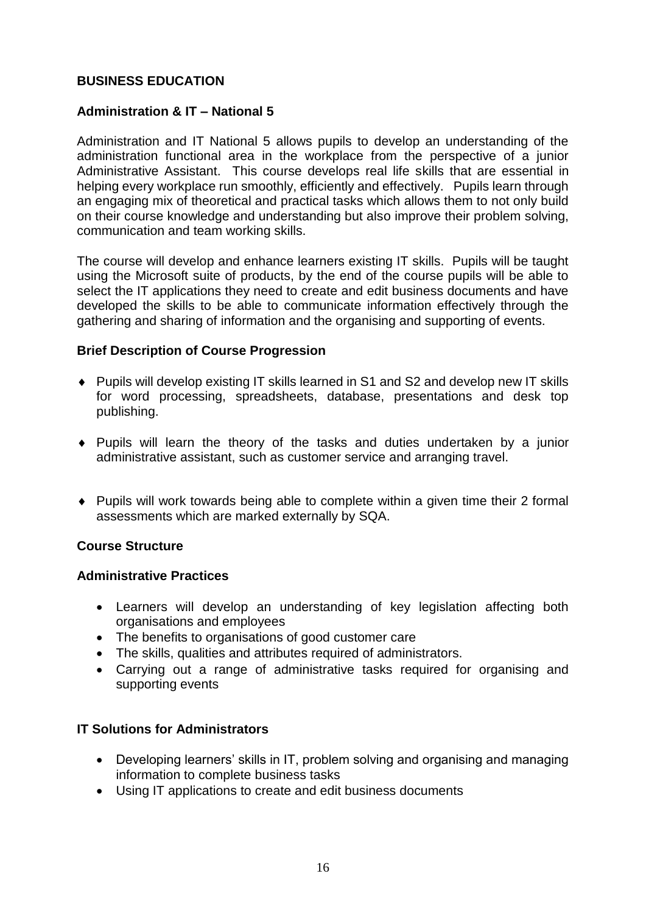## BUSINESS EDUCATION

### Administration & IT – National 5

Administration and IT National 5 allows pupils to develop an understanding of the administration functional area in the workplace from the perspective of a junior Administrative Assistant. This course develops real life skills that are essential in helping every workplace run smoothly, efficiently and effectively. Pupils learn through an engaging mix of theoretical and practical tasks which allows them to not only build on their course knowledge and understanding but also improve their problem solving, communication and team working skills.

The course will develop and enhance learners existing IT skills. Pupils will be taught using the Microsoft suite of products, by the end of the course pupils will be able to select the IT applications they need to create and edit business documents and have developed the skills to be able to communicate information effectively through the gathering and sharing of information and the organising and supporting of events.

### Brief Description of Course Progression

- Pupils will develop existing IT skills learned in S1 and S2 and develop new IT skills for word processing, spreadsheets, database, presentations and desk top publishing.
- Pupils will learn the theory of the tasks and duties undertaken by a junior administrative assistant, such as customer service and arranging travel.
- Pupils will work towards being able to complete within a given time their 2 formal assessments which are marked externally by SQA.

### Course Structure

#### Administrative Practices

- Learners will develop an understanding of key legislation affecting both organisations and employees
- The benefits to organisations of good customer care
- The skills, qualities and attributes required of administrators.
- Carrying out a range of administrative tasks required for organising and supporting events

#### IT Solutions for Administrators

- Developing learners' skills in IT, problem solving and organising and managing information to complete business tasks
- Using IT applications to create and edit business documents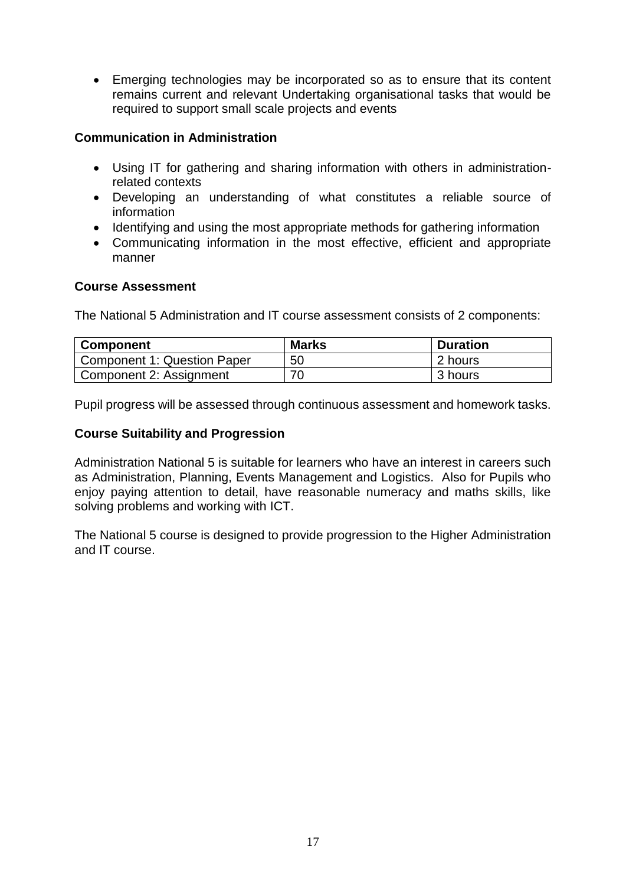- Emerging technologies may be incorporated so as to ensure that its content remains current and relevant Undertaking organisational tasks that would be required to support small scale projects and events

### Communication in Administration

- Using IT for gathering and sharing information with others in administration-related contexts
- Developing an understanding of what constitutes a reliable source of information
- Identifying and using the most appropriate methods for gathering information
- Communicating information in the most effective, efficient and appropriate manner

### Course Assessment

The National 5 Administration and IT course assessment consists of 2 components:

| Component | Marks | Duration |
|---|---|---|
| Component 1: Question Paper | 50 | 2 hours |
| Component 2: Assignment | 70 | 3 hours |

Pupil progress will be assessed through continuous assessment and homework tasks.

### Course Suitability and Progression

Administration National 5 is suitable for learners who have an interest in careers such as Administration, Planning, Events Management and Logistics. Also for Pupils who enjoy paying attention to detail, have reasonable numeracy and maths skills, like solving problems and working with ICT.

The National 5 course is designed to provide progression to the Higher Administration and IT course.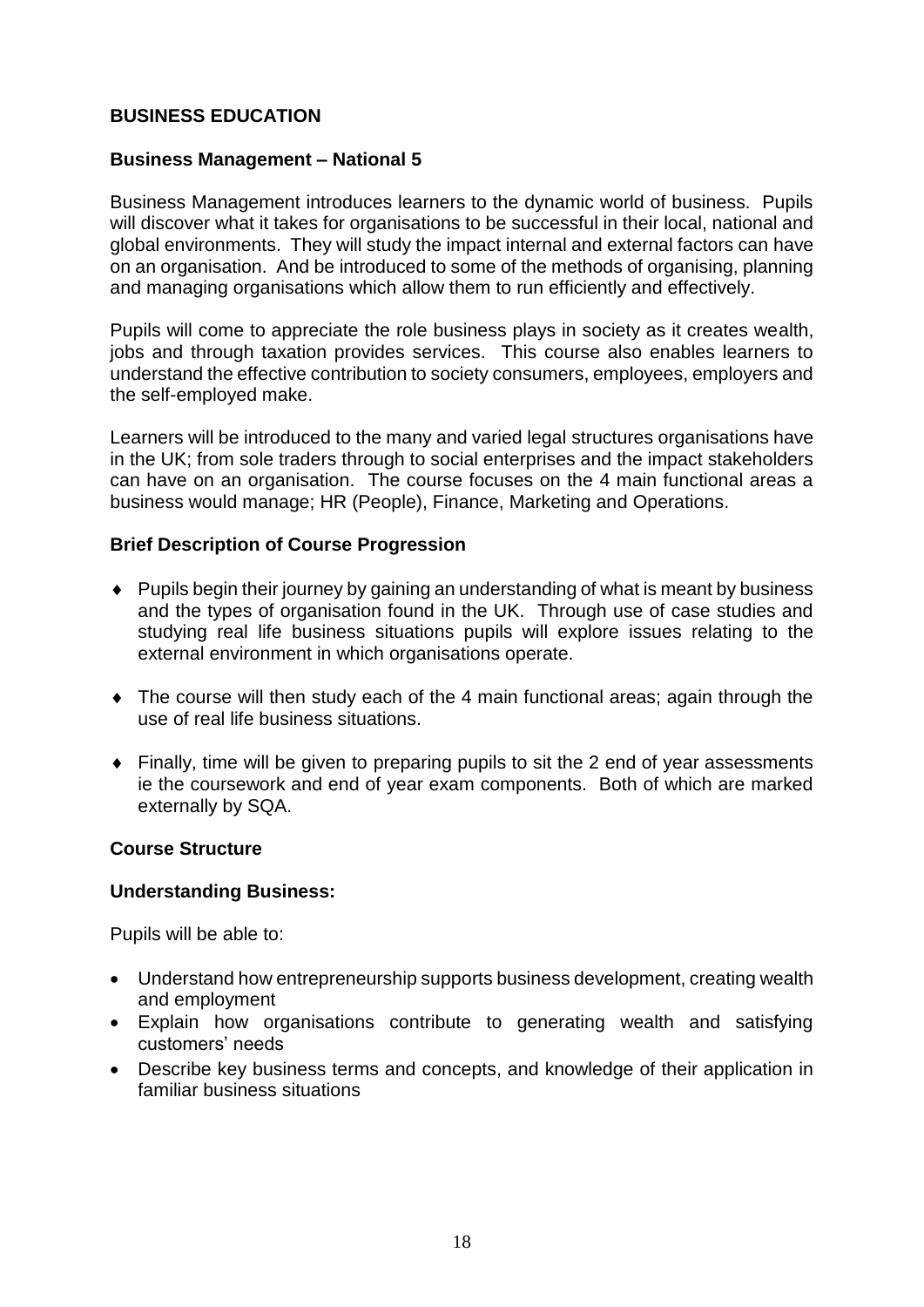## BUSINESS EDUCATION

### Business Management – National 5

Business Management introduces learners to the dynamic world of business. Pupils will discover what it takes for organisations to be successful in their local, national and global environments. They will study the impact internal and external factors can have on an organisation. And be introduced to some of the methods of organising, planning and managing organisations which allow them to run efficiently and effectively.

Pupils will come to appreciate the role business plays in society as it creates wealth, jobs and through taxation provides services. This course also enables learners to understand the effective contribution to society consumers, employees, employers and the self-employed make.

Learners will be introduced to the many and varied legal structures organisations have in the UK; from sole traders through to social enterprises and the impact stakeholders can have on an organisation. The course focuses on the 4 main functional areas a business would manage; HR (People), Finance, Marketing and Operations.

### Brief Description of Course Progression

- Pupils begin their journey by gaining an understanding of what is meant by business and the types of organisation found in the UK. Through use of case studies and studying real life business situations pupils will explore issues relating to the external environment in which organisations operate.
- The course will then study each of the 4 main functional areas; again through the use of real life business situations.
- Finally, time will be given to preparing pupils to sit the 2 end of year assessments ie the coursework and end of year exam components. Both of which are marked externally by SQA.

### Course Structure

**Understanding Business:**

Pupils will be able to:

- Understand how entrepreneurship supports business development, creating wealth and employment
- Explain how organisations contribute to generating wealth and satisfying customers' needs
- Describe key business terms and concepts, and knowledge of their application in familiar business situations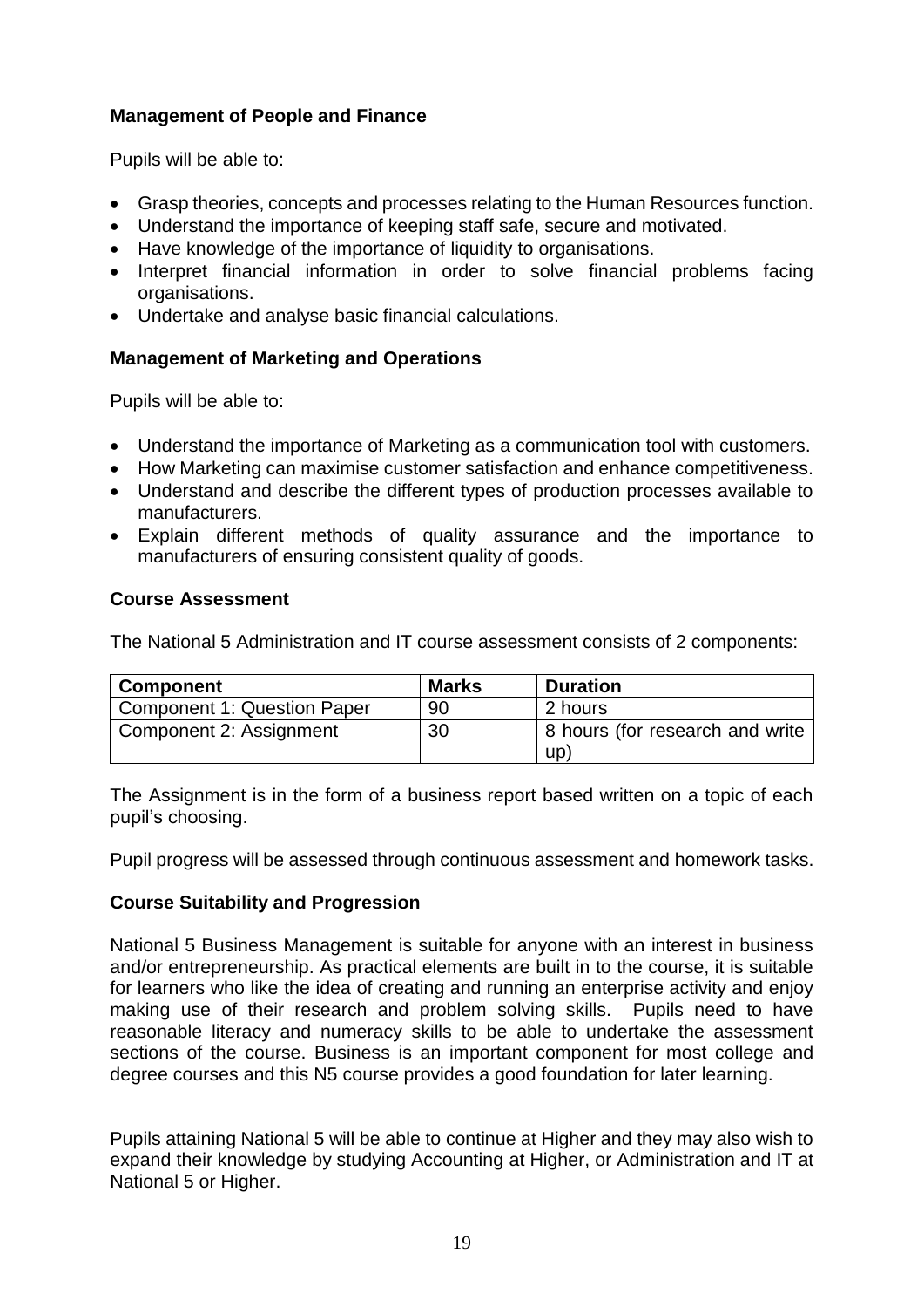**Management of People and Finance**

Pupils will be able to:

- Grasp theories, concepts and processes relating to the Human Resources function.
- Understand the importance of keeping staff safe, secure and motivated.
- Have knowledge of the importance of liquidity to organisations.
- Interpret financial information in order to solve financial problems facing organisations.
- Undertake and analyse basic financial calculations.

**Management of Marketing and Operations**

Pupils will be able to:

- Understand the importance of Marketing as a communication tool with customers.
- How Marketing can maximise customer satisfaction and enhance competitiveness.
- Understand and describe the different types of production processes available to manufacturers.
- Explain different methods of quality assurance and the importance to manufacturers of ensuring consistent quality of goods.

**Course Assessment**

The National 5 Administration and IT course assessment consists of 2 components:

| Component | Marks | Duration |
|---|---|---|
| Component 1: Question Paper | 90 | 2 hours |
| Component 2: Assignment | 30 | 8 hours (for research and write up) |

The Assignment is in the form of a business report based written on a topic of each pupil's choosing.

Pupil progress will be assessed through continuous assessment and homework tasks.

**Course Suitability and Progression**

National 5 Business Management is suitable for anyone with an interest in business and/or entrepreneurship. As practical elements are built in to the course, it is suitable for learners who like the idea of creating and running an enterprise activity and enjoy making use of their research and problem solving skills. Pupils need to have reasonable literacy and numeracy skills to be able to undertake the assessment sections of the course. Business is an important component for most college and degree courses and this N5 course provides a good foundation for later learning.

Pupils attaining National 5 will be able to continue at Higher and they may also wish to expand their knowledge by studying Accounting at Higher, or Administration and IT at National 5 or Higher.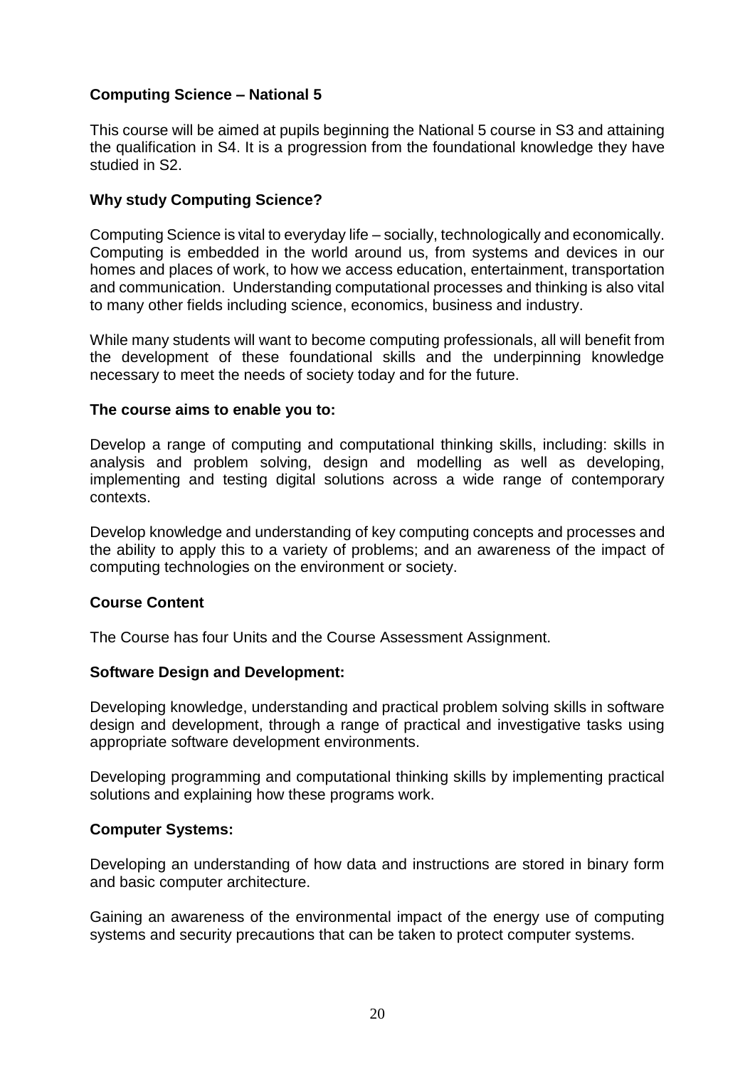## Computing Science – National 5

This course will be aimed at pupils beginning the National 5 course in S3 and attaining the qualification in S4. It is a progression from the foundational knowledge they have studied in S2.

### Why study Computing Science?

Computing Science is vital to everyday life – socially, technologically and economically. Computing is embedded in the world around us, from systems and devices in our homes and places of work, to how we access education, entertainment, transportation and communication. Understanding computational processes and thinking is also vital to many other fields including science, economics, business and industry.

While many students will want to become computing professionals, all will benefit from the development of these foundational skills and the underpinning knowledge necessary to meet the needs of society today and for the future.

### The course aims to enable you to:

Develop a range of computing and computational thinking skills, including: skills in analysis and problem solving, design and modelling as well as developing, implementing and testing digital solutions across a wide range of contemporary contexts.

Develop knowledge and understanding of key computing concepts and processes and the ability to apply this to a variety of problems; and an awareness of the impact of computing technologies on the environment or society.

### Course Content

The Course has four Units and the Course Assessment Assignment.

### Software Design and Development:

Developing knowledge, understanding and practical problem solving skills in software design and development, through a range of practical and investigative tasks using appropriate software development environments.

Developing programming and computational thinking skills by implementing practical solutions and explaining how these programs work.

### Computer Systems:

Developing an understanding of how data and instructions are stored in binary form and basic computer architecture.

Gaining an awareness of the environmental impact of the energy use of computing systems and security precautions that can be taken to protect computer systems.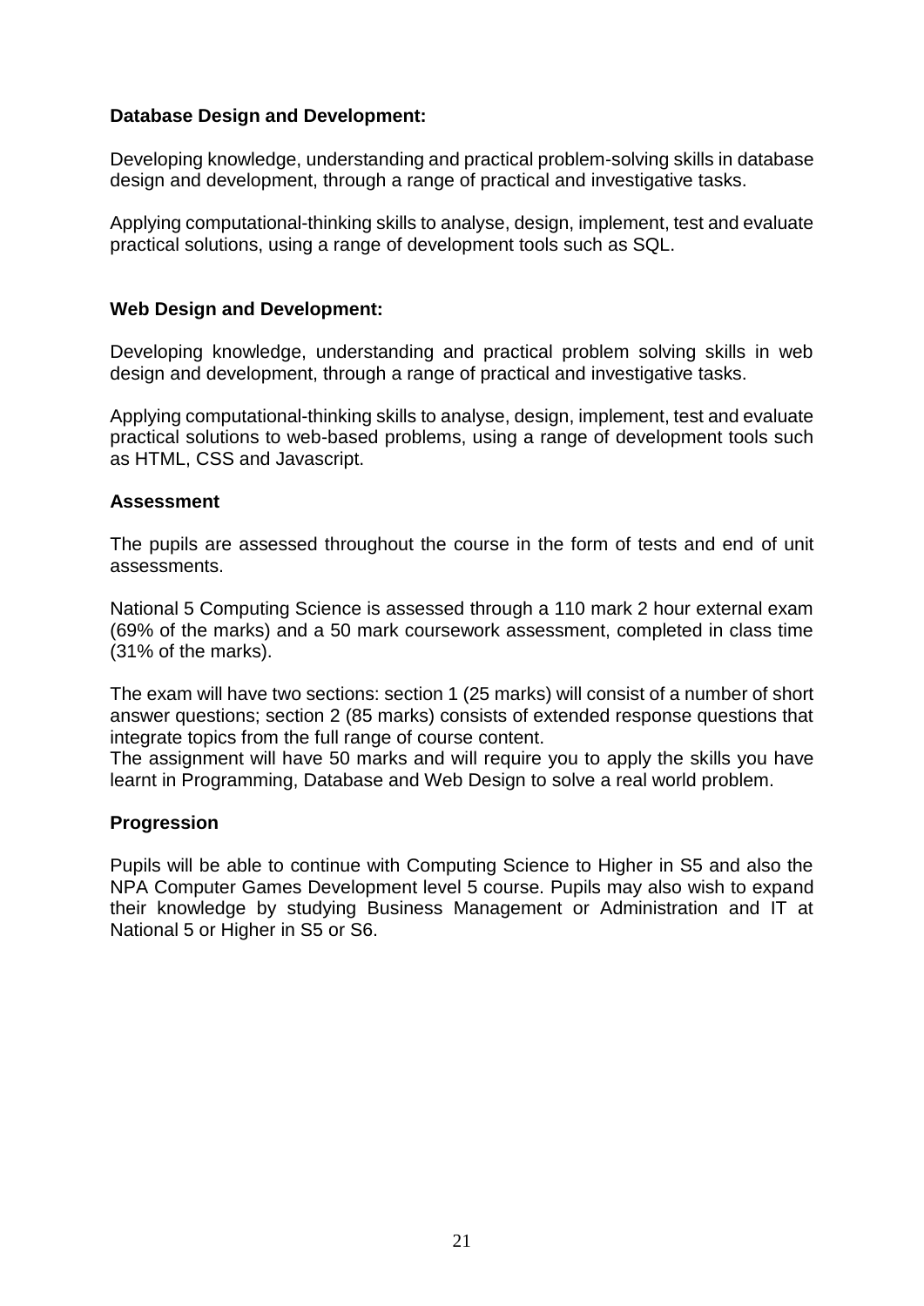**Database Design and Development:**

Developing knowledge, understanding and practical problem-solving skills in database design and development, through a range of practical and investigative tasks.

Applying computational-thinking skills to analyse, design, implement, test and evaluate practical solutions, using a range of development tools such as SQL.

**Web Design and Development:**

Developing knowledge, understanding and practical problem solving skills in web design and development, through a range of practical and investigative tasks.

Applying computational-thinking skills to analyse, design, implement, test and evaluate practical solutions to web-based problems, using a range of development tools such as HTML, CSS and Javascript.

**Assessment**

The pupils are assessed throughout the course in the form of tests and end of unit assessments.

National 5 Computing Science is assessed through a 110 mark 2 hour external exam (69% of the marks) and a 50 mark coursework assessment, completed in class time (31% of the marks).

The exam will have two sections: section 1 (25 marks) will consist of a number of short answer questions; section 2 (85 marks) consists of extended response questions that integrate topics from the full range of course content.
The assignment will have 50 marks and will require you to apply the skills you have learnt in Programming, Database and Web Design to solve a real world problem.

**Progression**

Pupils will be able to continue with Computing Science to Higher in S5 and also the NPA Computer Games Development level 5 course. Pupils may also wish to expand their knowledge by studying Business Management or Administration and IT at National 5 or Higher in S5 or S6.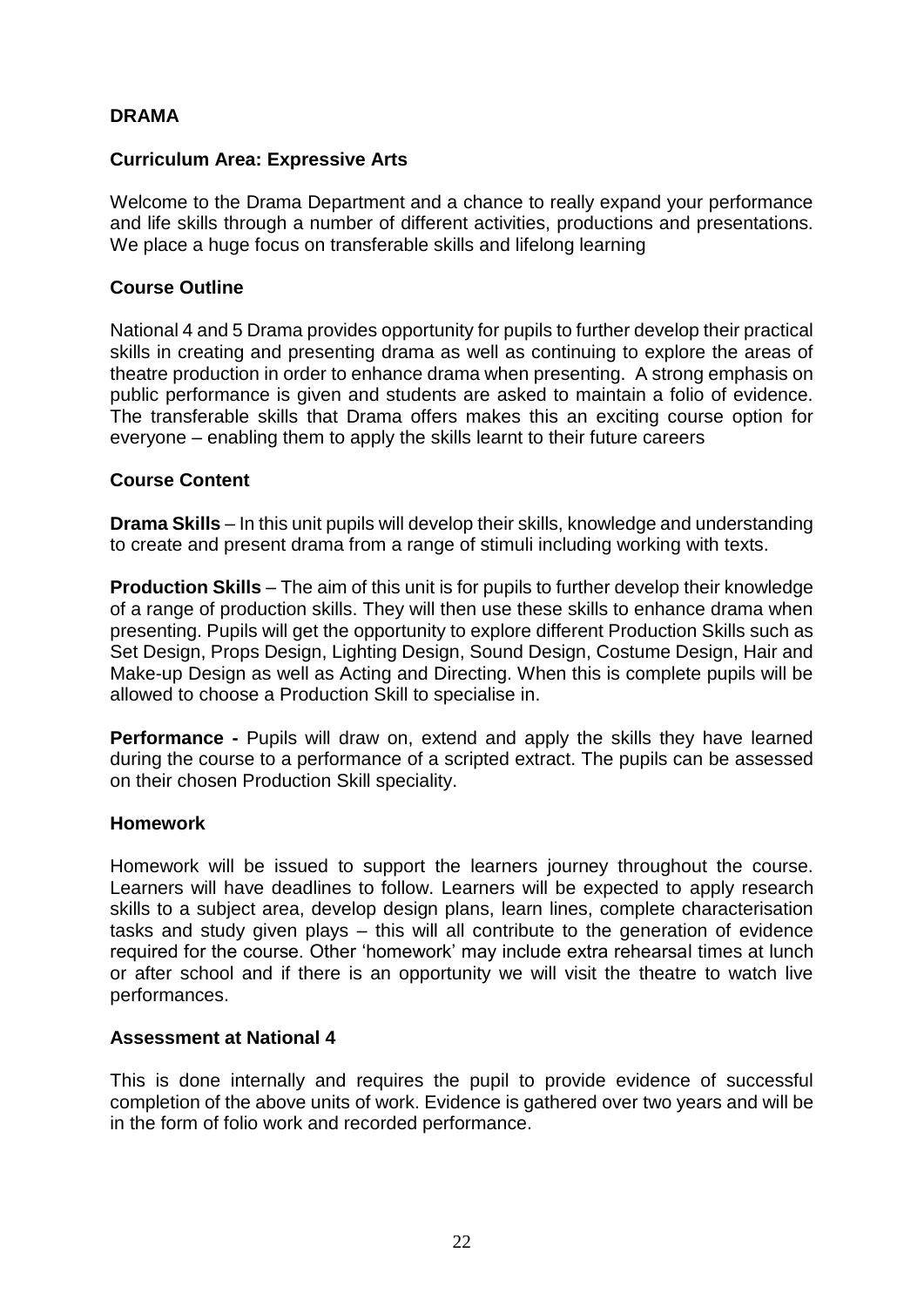## DRAMA

### Curriculum Area: Expressive Arts

Welcome to the Drama Department and a chance to really expand your performance and life skills through a number of different activities, productions and presentations. We place a huge focus on transferable skills and lifelong learning

### Course Outline

National 4 and 5 Drama provides opportunity for pupils to further develop their practical skills in creating and presenting drama as well as continuing to explore the areas of theatre production in order to enhance drama when presenting. A strong emphasis on public performance is given and students are asked to maintain a folio of evidence. The transferable skills that Drama offers makes this an exciting course option for everyone – enabling them to apply the skills learnt to their future careers

### Course Content

**Drama Skills** – In this unit pupils will develop their skills, knowledge and understanding to create and present drama from a range of stimuli including working with texts.

**Production Skills** – The aim of this unit is for pupils to further develop their knowledge of a range of production skills. They will then use these skills to enhance drama when presenting. Pupils will get the opportunity to explore different Production Skills such as Set Design, Props Design, Lighting Design, Sound Design, Costume Design, Hair and Make-up Design as well as Acting and Directing. When this is complete pupils will be allowed to choose a Production Skill to specialise in.

**Performance -** Pupils will draw on, extend and apply the skills they have learned during the course to a performance of a scripted extract. The pupils can be assessed on their chosen Production Skill speciality.

### Homework

Homework will be issued to support the learners journey throughout the course. Learners will have deadlines to follow. Learners will be expected to apply research skills to a subject area, develop design plans, learn lines, complete characterisation tasks and study given plays – this will all contribute to the generation of evidence required for the course. Other 'homework' may include extra rehearsal times at lunch or after school and if there is an opportunity we will visit the theatre to watch live performances.

### Assessment at National 4

This is done internally and requires the pupil to provide evidence of successful completion of the above units of work. Evidence is gathered over two years and will be in the form of folio work and recorded performance.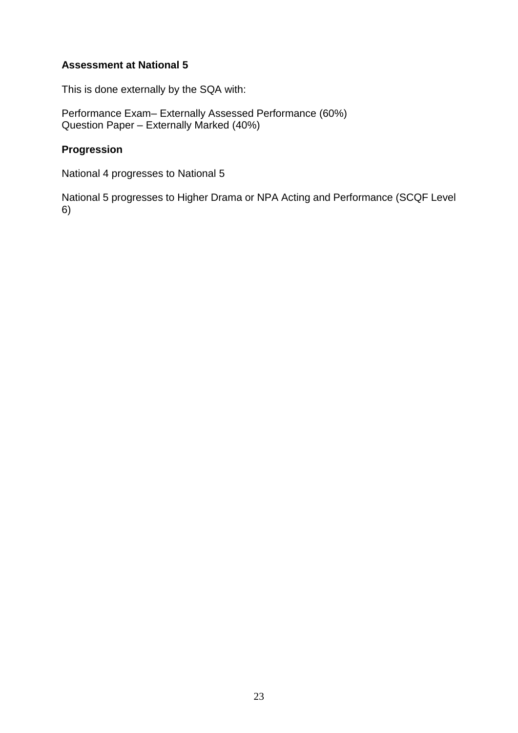**Assessment at National 5**

This is done externally by the SQA with:

Performance Exam– Externally Assessed Performance (60%)
Question Paper – Externally Marked (40%)

**Progression**

National 4 progresses to National 5

National 5 progresses to Higher Drama or NPA Acting and Performance (SCQF Level 6)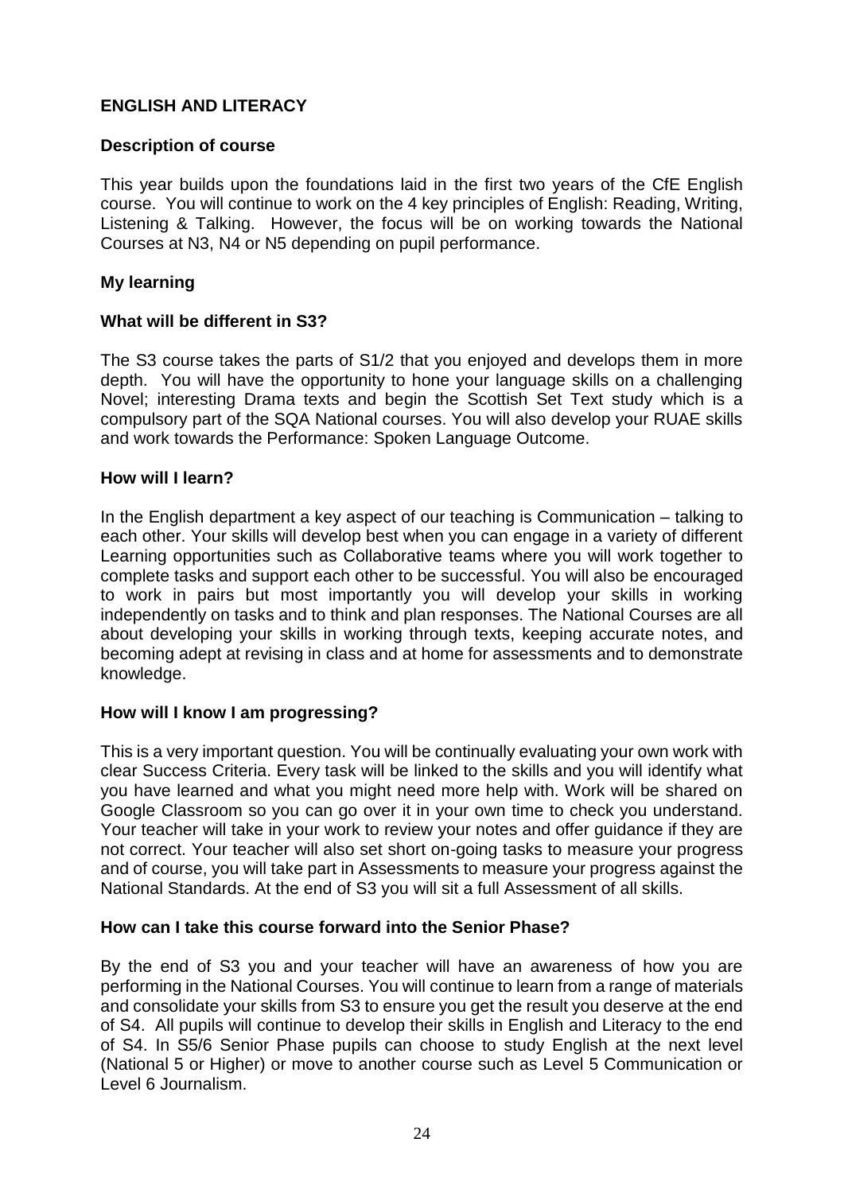## ENGLISH AND LITERACY

### Description of course

This year builds upon the foundations laid in the first two years of the CfE English course. You will continue to work on the 4 key principles of English: Reading, Writing, Listening & Talking. However, the focus will be on working towards the National Courses at N3, N4 or N5 depending on pupil performance.

### My learning

### What will be different in S3?

The S3 course takes the parts of S1/2 that you enjoyed and develops them in more depth. You will have the opportunity to hone your language skills on a challenging Novel; interesting Drama texts and begin the Scottish Set Text study which is a compulsory part of the SQA National courses. You will also develop your RUAE skills and work towards the Performance: Spoken Language Outcome.

### How will I learn?

In the English department a key aspect of our teaching is Communication – talking to each other. Your skills will develop best when you can engage in a variety of different Learning opportunities such as Collaborative teams where you will work together to complete tasks and support each other to be successful. You will also be encouraged to work in pairs but most importantly you will develop your skills in working independently on tasks and to think and plan responses. The National Courses are all about developing your skills in working through texts, keeping accurate notes, and becoming adept at revising in class and at home for assessments and to demonstrate knowledge.

### How will I know I am progressing?

This is a very important question. You will be continually evaluating your own work with clear Success Criteria. Every task will be linked to the skills and you will identify what you have learned and what you might need more help with. Work will be shared on Google Classroom so you can go over it in your own time to check you understand. Your teacher will take in your work to review your notes and offer guidance if they are not correct. Your teacher will also set short on-going tasks to measure your progress and of course, you will take part in Assessments to measure your progress against the National Standards. At the end of S3 you will sit a full Assessment of all skills.

### How can I take this course forward into the Senior Phase?

By the end of S3 you and your teacher will have an awareness of how you are performing in the National Courses. You will continue to learn from a range of materials and consolidate your skills from S3 to ensure you get the result you deserve at the end of S4. All pupils will continue to develop their skills in English and Literacy to the end of S4. In S5/6 Senior Phase pupils can choose to study English at the next level (National 5 or Higher) or move to another course such as Level 5 Communication or Level 6 Journalism.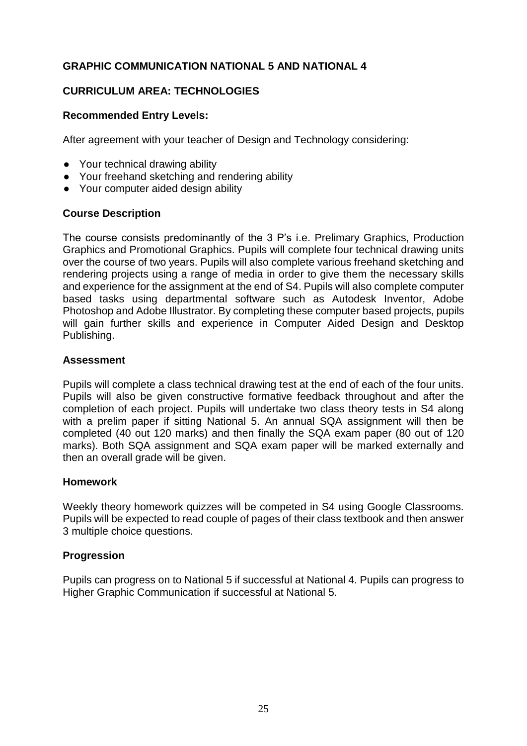## GRAPHIC COMMUNICATION NATIONAL 5 AND NATIONAL 4

### CURRICULUM AREA: TECHNOLOGIES

### Recommended Entry Levels:

After agreement with your teacher of Design and Technology considering:

- Your technical drawing ability
- Your freehand sketching and rendering ability
- Your computer aided design ability

### Course Description

The course consists predominantly of the 3 P's i.e. Prelimary Graphics, Production Graphics and Promotional Graphics. Pupils will complete four technical drawing units over the course of two years. Pupils will also complete various freehand sketching and rendering projects using a range of media in order to give them the necessary skills and experience for the assignment at the end of S4. Pupils will also complete computer based tasks using departmental software such as Autodesk Inventor, Adobe Photoshop and Adobe Illustrator. By completing these computer based projects, pupils will gain further skills and experience in Computer Aided Design and Desktop Publishing.

### Assessment

Pupils will complete a class technical drawing test at the end of each of the four units. Pupils will also be given constructive formative feedback throughout and after the completion of each project. Pupils will undertake two class theory tests in S4 along with a prelim paper if sitting National 5. An annual SQA assignment will then be completed (40 out 120 marks) and then finally the SQA exam paper (80 out of 120 marks). Both SQA assignment and SQA exam paper will be marked externally and then an overall grade will be given.

### Homework

Weekly theory homework quizzes will be competed in S4 using Google Classrooms. Pupils will be expected to read couple of pages of their class textbook and then answer 3 multiple choice questions.

### Progression

Pupils can progress on to National 5 if successful at National 4. Pupils can progress to Higher Graphic Communication if successful at National 5.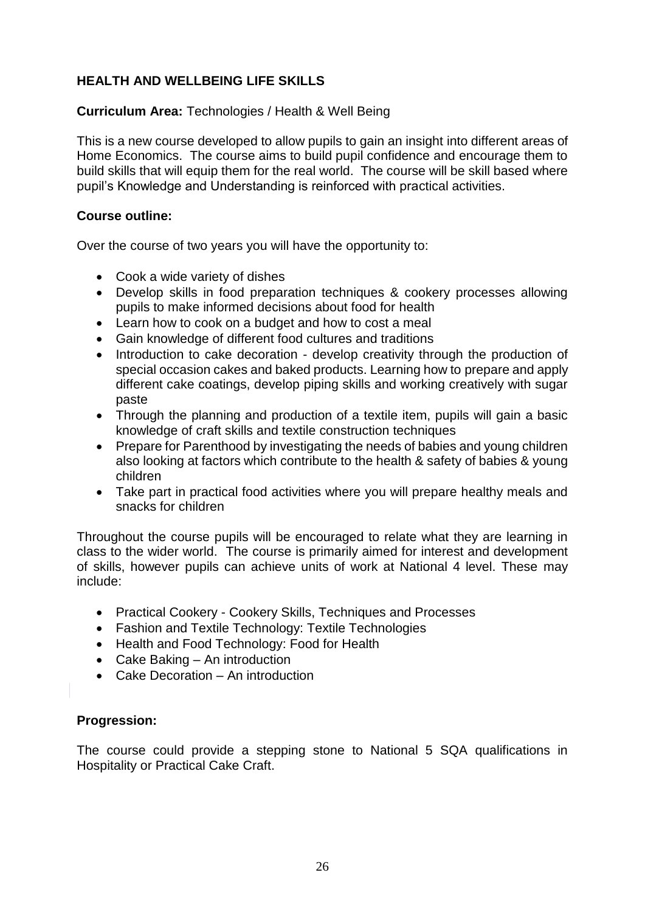## HEALTH AND WELLBEING LIFE SKILLS

**Curriculum Area:** Technologies / Health & Well Being

This is a new course developed to allow pupils to gain an insight into different areas of Home Economics. The course aims to build pupil confidence and encourage them to build skills that will equip them for the real world. The course will be skill based where pupil's Knowledge and Understanding is reinforced with practical activities.

**Course outline:**

Over the course of two years you will have the opportunity to:

- Cook a wide variety of dishes
- Develop skills in food preparation techniques & cookery processes allowing pupils to make informed decisions about food for health
- Learn how to cook on a budget and how to cost a meal
- Gain knowledge of different food cultures and traditions
- Introduction to cake decoration - develop creativity through the production of special occasion cakes and baked products. Learning how to prepare and apply different cake coatings, develop piping skills and working creatively with sugar paste
- Through the planning and production of a textile item, pupils will gain a basic knowledge of craft skills and textile construction techniques
- Prepare for Parenthood by investigating the needs of babies and young children also looking at factors which contribute to the health & safety of babies & young children
- Take part in practical food activities where you will prepare healthy meals and snacks for children

Throughout the course pupils will be encouraged to relate what they are learning in class to the wider world. The course is primarily aimed for interest and development of skills, however pupils can achieve units of work at National 4 level. These may include:

- Practical Cookery - Cookery Skills, Techniques and Processes
- Fashion and Textile Technology: Textile Technologies
- Health and Food Technology: Food for Health
- Cake Baking – An introduction
- Cake Decoration – An introduction

**Progression:**

The course could provide a stepping stone to National 5 SQA qualifications in Hospitality or Practical Cake Craft.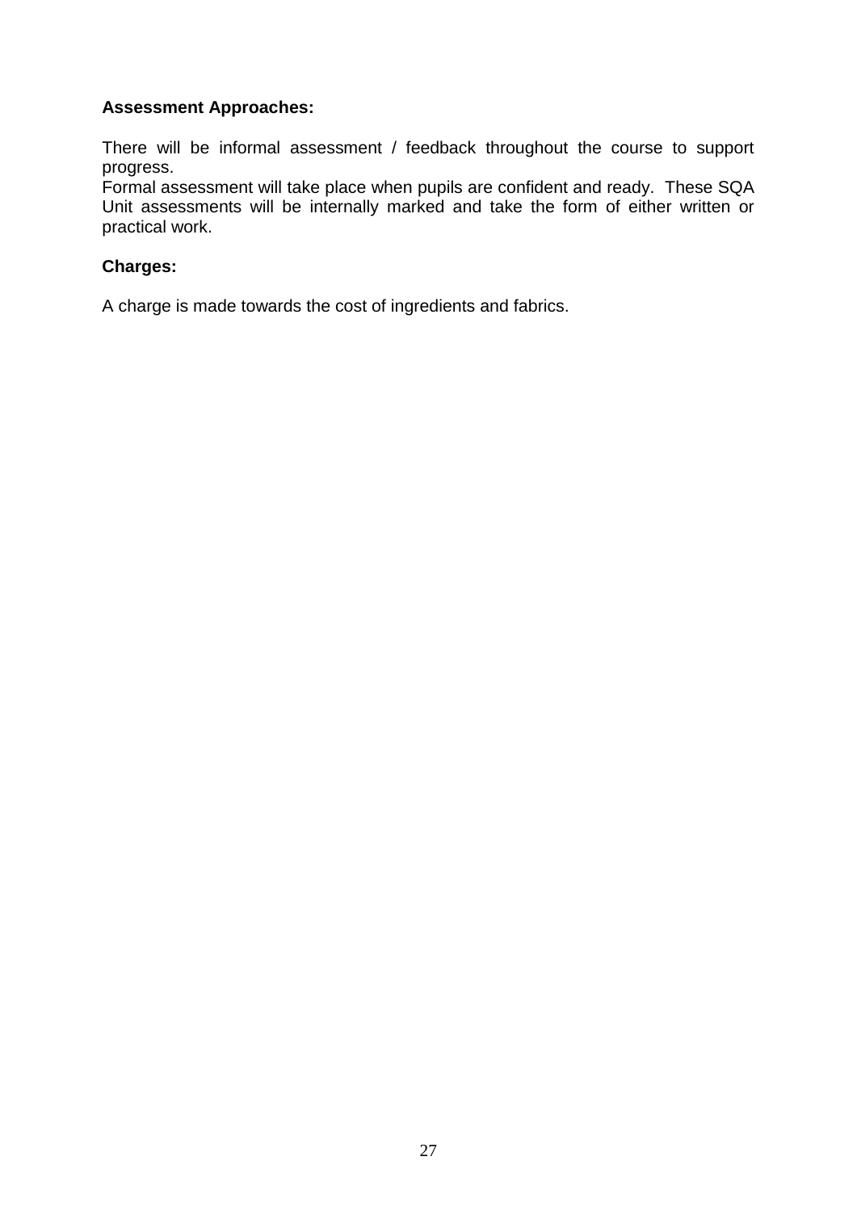**Assessment Approaches:**

There will be informal assessment / feedback throughout the course to support progress.
Formal assessment will take place when pupils are confident and ready. These SQA Unit assessments will be internally marked and take the form of either written or practical work.

**Charges:**

A charge is made towards the cost of ingredients and fabrics.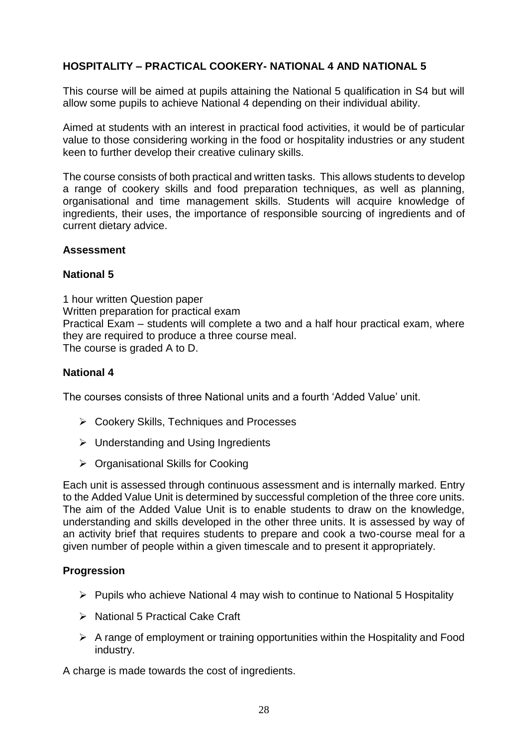## HOSPITALITY – PRACTICAL COOKERY- NATIONAL 4 AND NATIONAL 5

This course will be aimed at pupils attaining the National 5 qualification in S4 but will allow some pupils to achieve National 4 depending on their individual ability.

Aimed at students with an interest in practical food activities, it would be of particular value to those considering working in the food or hospitality industries or any student keen to further develop their creative culinary skills.

The course consists of both practical and written tasks. This allows students to develop a range of cookery skills and food preparation techniques, as well as planning, organisational and time management skills. Students will acquire knowledge of ingredients, their uses, the importance of responsible sourcing of ingredients and of current dietary advice.

### Assessment

### National 5

1 hour written Question paper
Written preparation for practical exam
Practical Exam – students will complete a two and a half hour practical exam, where they are required to produce a three course meal.
The course is graded A to D.

### National 4

The courses consists of three National units and a fourth 'Added Value' unit.

- Cookery Skills, Techniques and Processes
- Understanding and Using Ingredients
- Organisational Skills for Cooking

Each unit is assessed through continuous assessment and is internally marked. Entry to the Added Value Unit is determined by successful completion of the three core units. The aim of the Added Value Unit is to enable students to draw on the knowledge, understanding and skills developed in the other three units. It is assessed by way of an activity brief that requires students to prepare and cook a two-course meal for a given number of people within a given timescale and to present it appropriately.

### Progression

- Pupils who achieve National 4 may wish to continue to National 5 Hospitality
- National 5 Practical Cake Craft
- A range of employment or training opportunities within the Hospitality and Food industry.

A charge is made towards the cost of ingredients.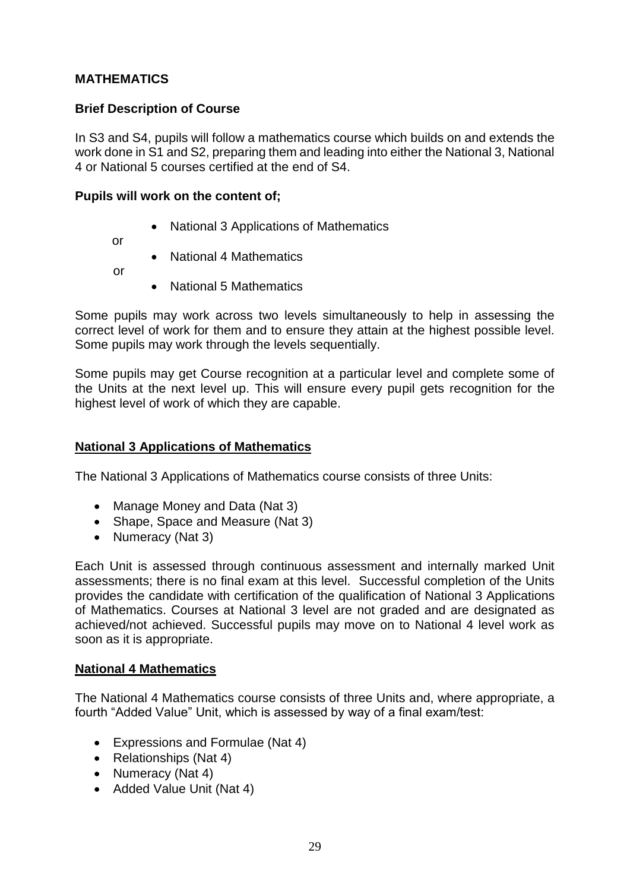## MATHEMATICS

### Brief Description of Course

In S3 and S4, pupils will follow a mathematics course which builds on and extends the work done in S1 and S2, preparing them and leading into either the National 3, National 4 or National 5 courses certified at the end of S4.

**Pupils will work on the content of;**

- National 3 Applications of Mathematics

or

- National 4 Mathematics

or

- National 5 Mathematics

Some pupils may work across two levels simultaneously to help in assessing the correct level of work for them and to ensure they attain at the highest possible level. Some pupils may work through the levels sequentially.

Some pupils may get Course recognition at a particular level and complete some of the Units at the next level up. This will ensure every pupil gets recognition for the highest level of work of which they are capable.

### National 3 Applications of Mathematics

The National 3 Applications of Mathematics course consists of three Units:

- Manage Money and Data (Nat 3)
- Shape, Space and Measure (Nat 3)
- Numeracy (Nat 3)

Each Unit is assessed through continuous assessment and internally marked Unit assessments; there is no final exam at this level. Successful completion of the Units provides the candidate with certification of the qualification of National 3 Applications of Mathematics. Courses at National 3 level are not graded and are designated as achieved/not achieved. Successful pupils may move on to National 4 level work as soon as it is appropriate.

### National 4 Mathematics

The National 4 Mathematics course consists of three Units and, where appropriate, a fourth "Added Value" Unit, which is assessed by way of a final exam/test:

- Expressions and Formulae (Nat 4)
- Relationships (Nat 4)
- Numeracy (Nat 4)
- Added Value Unit (Nat 4)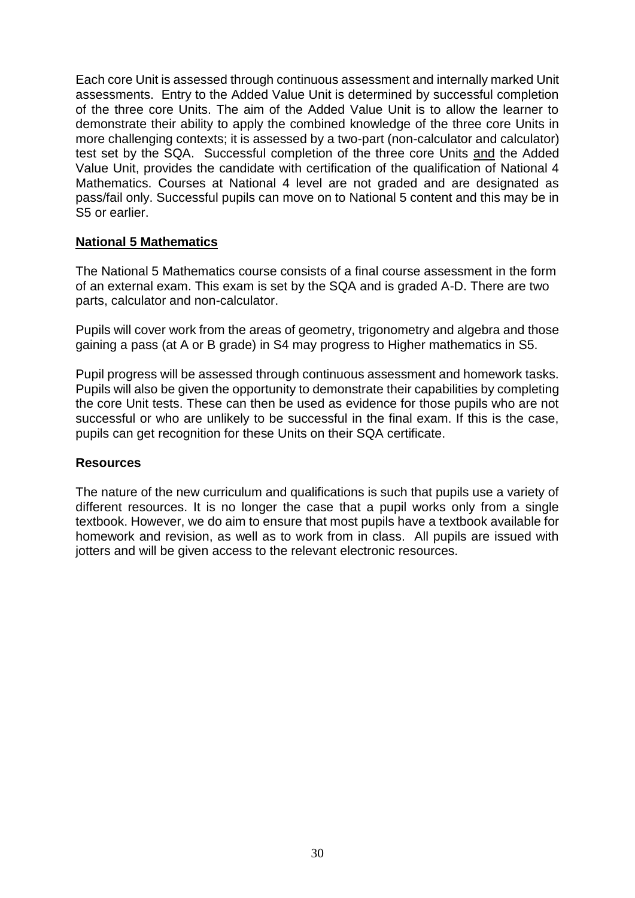Each core Unit is assessed through continuous assessment and internally marked Unit assessments. Entry to the Added Value Unit is determined by successful completion of the three core Units. The aim of the Added Value Unit is to allow the learner to demonstrate their ability to apply the combined knowledge of the three core Units in more challenging contexts; it is assessed by a two-part (non-calculator and calculator) test set by the SQA. Successful completion of the three core Units <u>and</u> the Added Value Unit, provides the candidate with certification of the qualification of National 4 Mathematics. Courses at National 4 level are not graded and are designated as pass/fail only. Successful pupils can move on to National 5 content and this may be in S5 or earlier.

## <u>National 5 Mathematics</u>

The National 5 Mathematics course consists of a final course assessment in the form of an external exam. This exam is set by the SQA and is graded A-D. There are two parts, calculator and non-calculator.

Pupils will cover work from the areas of geometry, trigonometry and algebra and those gaining a pass (at A or B grade) in S4 may progress to Higher mathematics in S5.

Pupil progress will be assessed through continuous assessment and homework tasks. Pupils will also be given the opportunity to demonstrate their capabilities by completing the core Unit tests. These can then be used as evidence for those pupils who are not successful or who are unlikely to be successful in the final exam. If this is the case, pupils can get recognition for these Units on their SQA certificate.

## Resources

The nature of the new curriculum and qualifications is such that pupils use a variety of different resources. It is no longer the case that a pupil works only from a single textbook. However, we do aim to ensure that most pupils have a textbook available for homework and revision, as well as to work from in class. All pupils are issued with jotters and will be given access to the relevant electronic resources.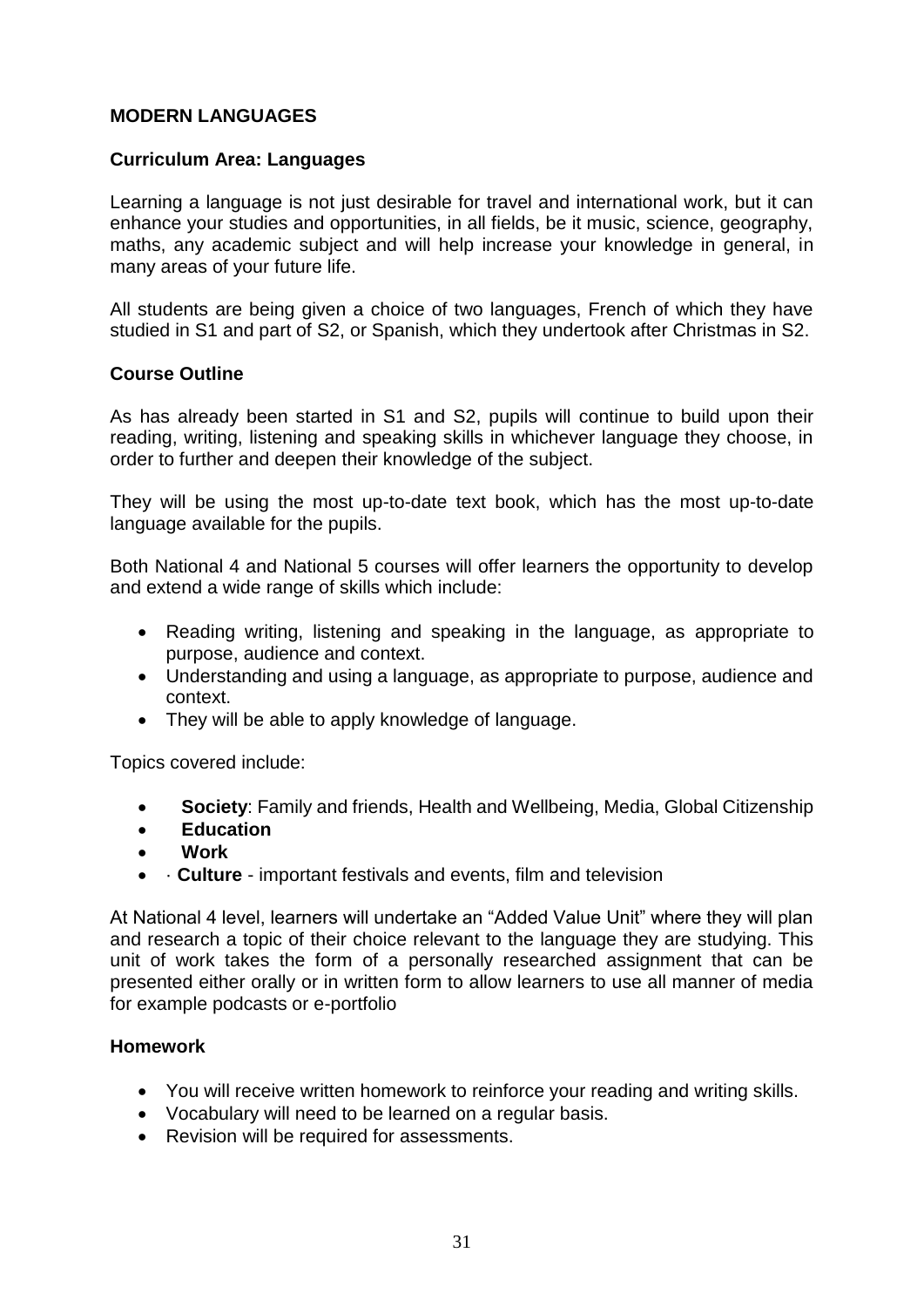## MODERN LANGUAGES

### Curriculum Area: Languages

Learning a language is not just desirable for travel and international work, but it can enhance your studies and opportunities, in all fields, be it music, science, geography, maths, any academic subject and will help increase your knowledge in general, in many areas of your future life.

All students are being given a choice of two languages, French of which they have studied in S1 and part of S2, or Spanish, which they undertook after Christmas in S2.

### Course Outline

As has already been started in S1 and S2, pupils will continue to build upon their reading, writing, listening and speaking skills in whichever language they choose, in order to further and deepen their knowledge of the subject.

They will be using the most up-to-date text book, which has the most up-to-date language available for the pupils.

Both National 4 and National 5 courses will offer learners the opportunity to develop and extend a wide range of skills which include:

- Reading writing, listening and speaking in the language, as appropriate to purpose, audience and context.
- Understanding and using a language, as appropriate to purpose, audience and context.
- They will be able to apply knowledge of language.

Topics covered include:

- **Society**: Family and friends, Health and Wellbeing, Media, Global Citizenship
- **Education**
- **Work**
- · **Culture** - important festivals and events, film and television

At National 4 level, learners will undertake an "Added Value Unit" where they will plan and research a topic of their choice relevant to the language they are studying. This unit of work takes the form of a personally researched assignment that can be presented either orally or in written form to allow learners to use all manner of media for example podcasts or e-portfolio

### Homework

- You will receive written homework to reinforce your reading and writing skills.
- Vocabulary will need to be learned on a regular basis.
- Revision will be required for assessments.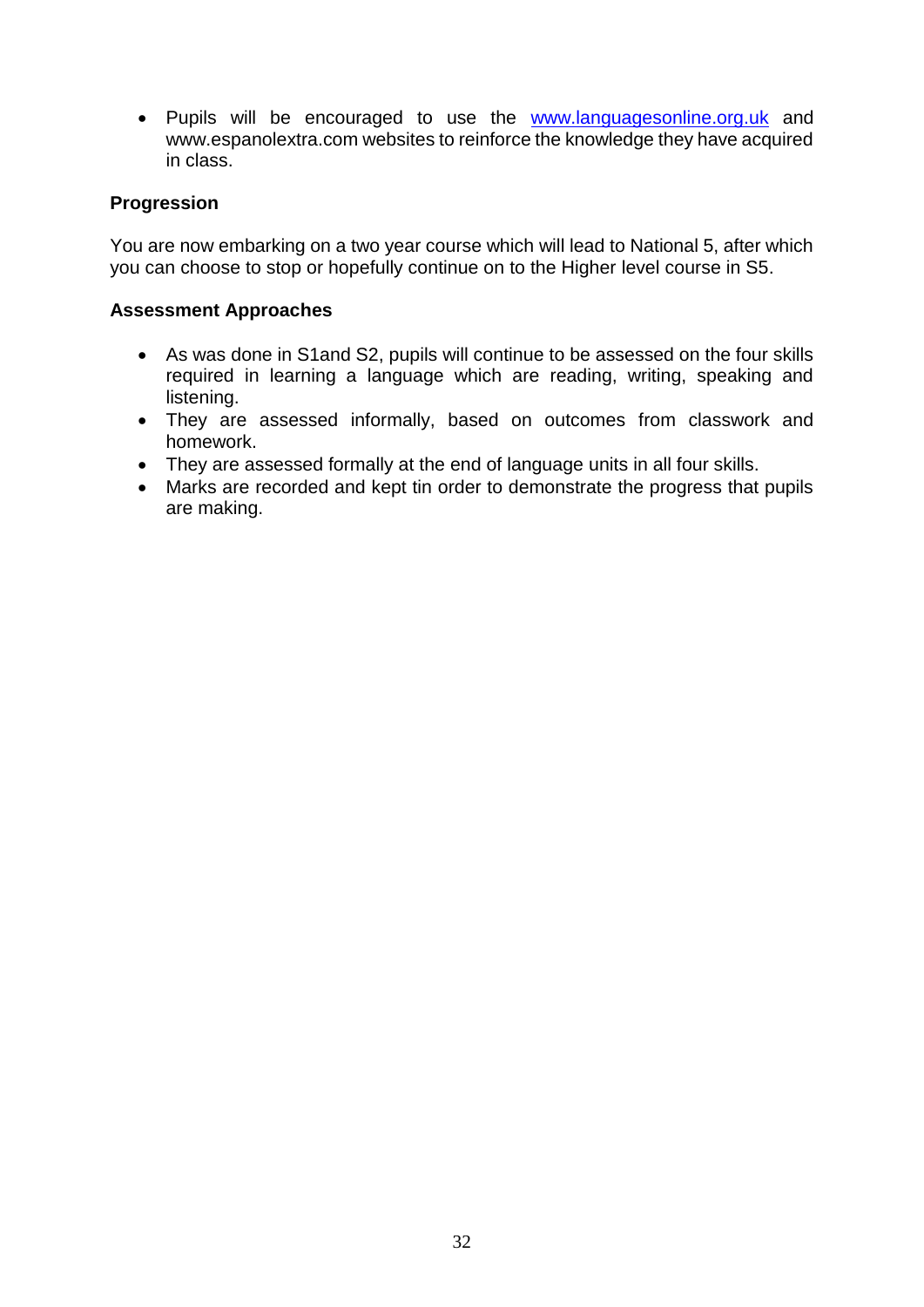- Pupils will be encouraged to use the [www.languagesonline.org.uk](http://www.languagesonline.org.uk) and www.espanolextra.com websites to reinforce the knowledge they have acquired in class.

**Progression**

You are now embarking on a two year course which will lead to National 5, after which you can choose to stop or hopefully continue on to the Higher level course in S5.

**Assessment Approaches**

- As was done in S1and S2, pupils will continue to be assessed on the four skills required in learning a language which are reading, writing, speaking and listening.
- They are assessed informally, based on outcomes from classwork and homework.
- They are assessed formally at the end of language units in all four skills.
- Marks are recorded and kept tin order to demonstrate the progress that pupils are making.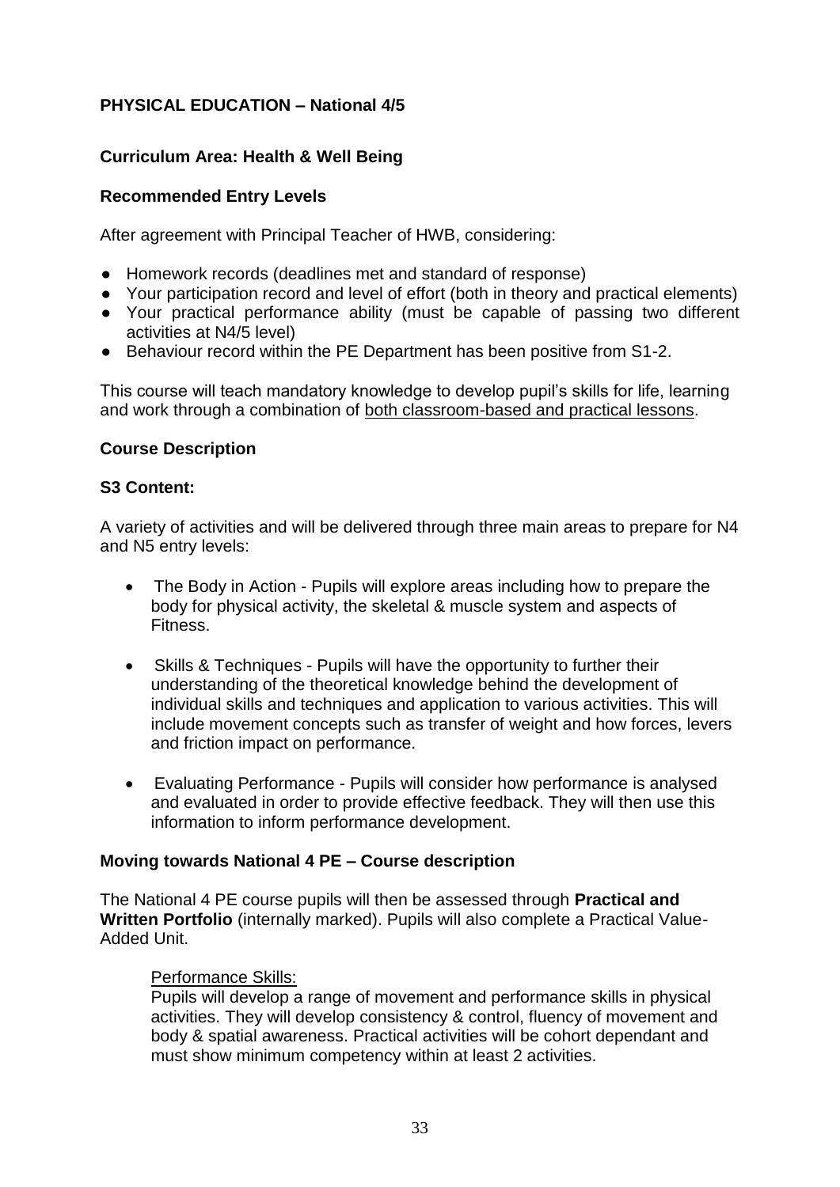## PHYSICAL EDUCATION – National 4/5

### Curriculum Area: Health & Well Being

### Recommended Entry Levels

After agreement with Principal Teacher of HWB, considering:

- Homework records (deadlines met and standard of response)
- Your participation record and level of effort (both in theory and practical elements)
- Your practical performance ability (must be capable of passing two different activities at N4/5 level)
- Behaviour record within the PE Department has been positive from S1-2.

This course will teach mandatory knowledge to develop pupil's skills for life, learning and work through a combination of both classroom-based and practical lessons.

### Course Description

### S3 Content:

A variety of activities and will be delivered through three main areas to prepare for N4 and N5 entry levels:

- The Body in Action - Pupils will explore areas including how to prepare the body for physical activity, the skeletal & muscle system and aspects of Fitness.
- Skills & Techniques - Pupils will have the opportunity to further their understanding of the theoretical knowledge behind the development of individual skills and techniques and application to various activities. This will include movement concepts such as transfer of weight and how forces, levers and friction impact on performance.
- Evaluating Performance - Pupils will consider how performance is analysed and evaluated in order to provide effective feedback. They will then use this information to inform performance development.

### Moving towards National 4 PE – Course description

The National 4 PE course pupils will then be assessed through **Practical and Written Portfolio** (internally marked). Pupils will also complete a Practical Value-Added Unit.

Performance Skills:
Pupils will develop a range of movement and performance skills in physical activities. They will develop consistency & control, fluency of movement and body & spatial awareness. Practical activities will be cohort dependant and must show minimum competency within at least 2 activities.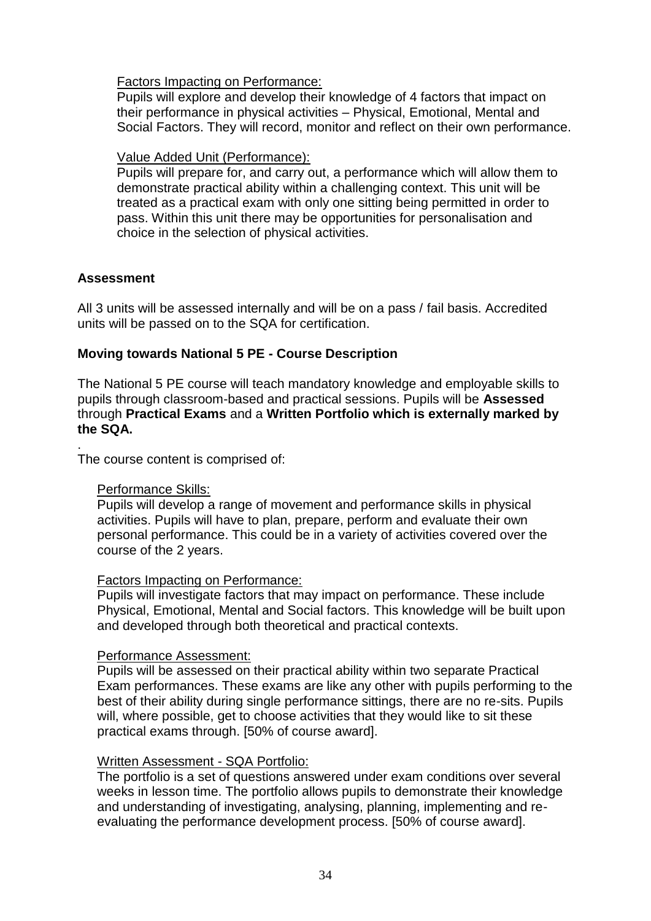Factors Impacting on Performance:

Pupils will explore and develop their knowledge of 4 factors that impact on their performance in physical activities – Physical, Emotional, Mental and Social Factors. They will record, monitor and reflect on their own performance.

Value Added Unit (Performance):

Pupils will prepare for, and carry out, a performance which will allow them to demonstrate practical ability within a challenging context. This unit will be treated as a practical exam with only one sitting being permitted in order to pass. Within this unit there may be opportunities for personalisation and choice in the selection of physical activities.

**Assessment**

All 3 units will be assessed internally and will be on a pass / fail basis. Accredited units will be passed on to the SQA for certification.

**Moving towards National 5 PE - Course Description**

The National 5 PE course will teach mandatory knowledge and employable skills to pupils through classroom-based and practical sessions. Pupils will be **Assessed** through **Practical Exams** and a **Written Portfolio which is externally marked by the SQA.**

.

The course content is comprised of:

Performance Skills:

Pupils will develop a range of movement and performance skills in physical activities. Pupils will have to plan, prepare, perform and evaluate their own personal performance. This could be in a variety of activities covered over the course of the 2 years.

Factors Impacting on Performance:

Pupils will investigate factors that may impact on performance. These include Physical, Emotional, Mental and Social factors. This knowledge will be built upon and developed through both theoretical and practical contexts.

Performance Assessment:

Pupils will be assessed on their practical ability within two separate Practical Exam performances. These exams are like any other with pupils performing to the best of their ability during single performance sittings, there are no re-sits. Pupils will, where possible, get to choose activities that they would like to sit these practical exams through. [50% of course award].

Written Assessment - SQA Portfolio:

The portfolio is a set of questions answered under exam conditions over several weeks in lesson time. The portfolio allows pupils to demonstrate their knowledge and understanding of investigating, analysing, planning, implementing and re-evaluating the performance development process. [50% of course award].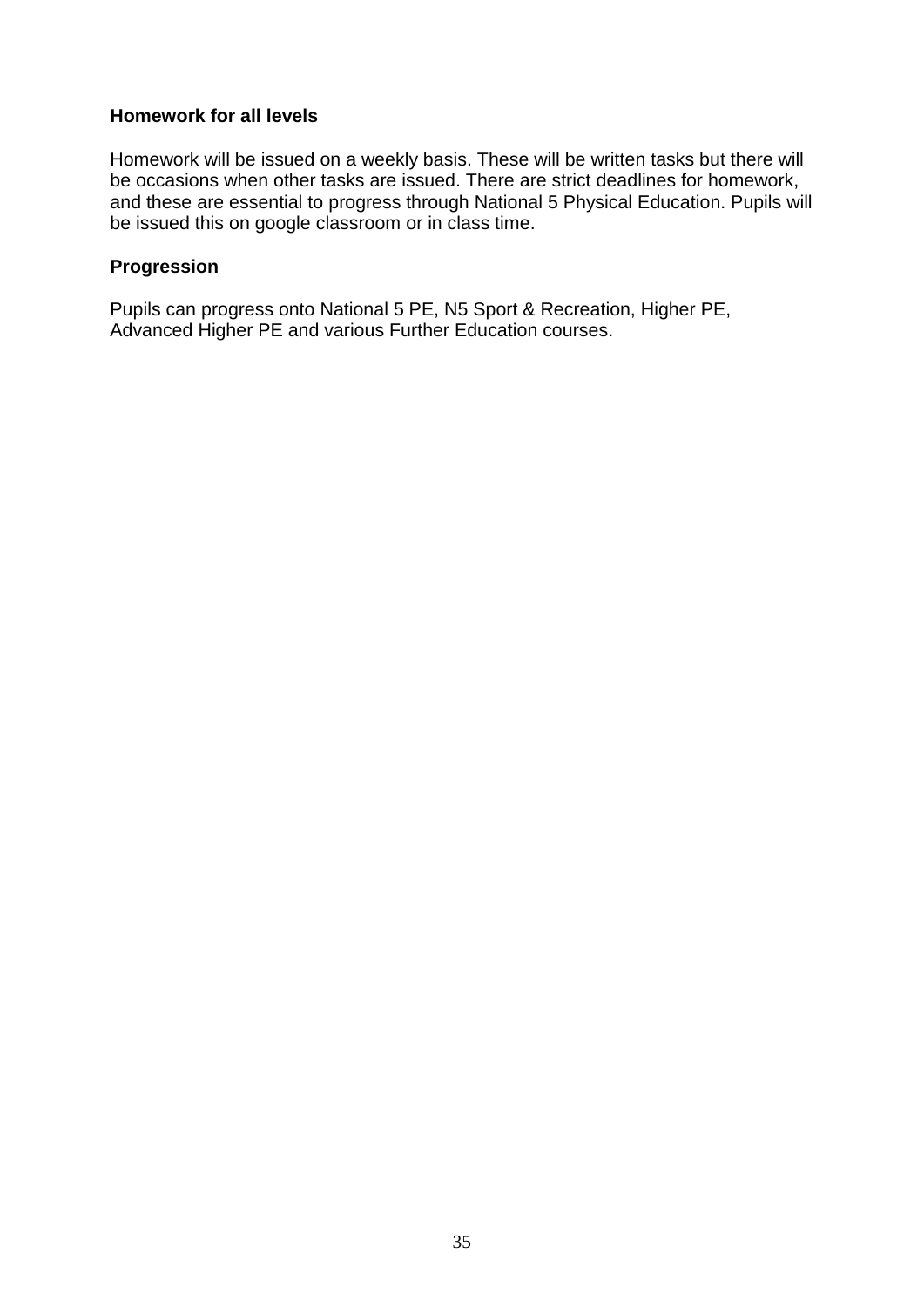**Homework for all levels**

Homework will be issued on a weekly basis. These will be written tasks but there will be occasions when other tasks are issued. There are strict deadlines for homework, and these are essential to progress through National 5 Physical Education. Pupils will be issued this on google classroom or in class time.

**Progression**

Pupils can progress onto National 5 PE, N5 Sport & Recreation, Higher PE, Advanced Higher PE and various Further Education courses.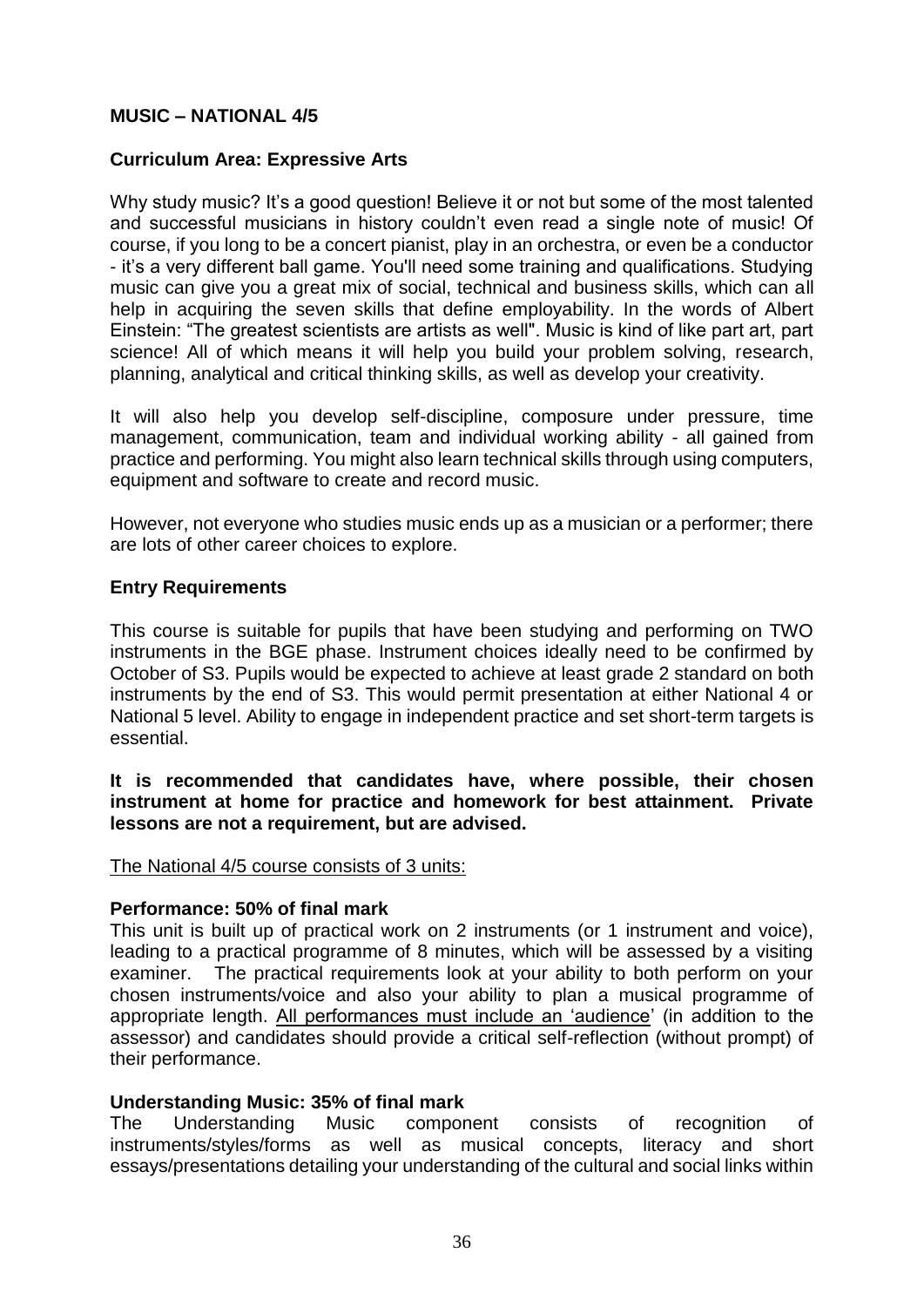**MUSIC – NATIONAL 4/5**

**Curriculum Area: Expressive Arts**

Why study music? It's a good question! Believe it or not but some of the most talented and successful musicians in history couldn't even read a single note of music! Of course, if you long to be a concert pianist, play in an orchestra, or even be a conductor - it's a very different ball game. You'll need some training and qualifications. Studying music can give you a great mix of social, technical and business skills, which can all help in acquiring the seven skills that define employability. In the words of Albert Einstein: "The greatest scientists are artists as well". Music is kind of like part art, part science! All of which means it will help you build your problem solving, research, planning, analytical and critical thinking skills, as well as develop your creativity.

It will also help you develop self-discipline, composure under pressure, time management, communication, team and individual working ability - all gained from practice and performing. You might also learn technical skills through using computers, equipment and software to create and record music.

However, not everyone who studies music ends up as a musician or a performer; there are lots of other career choices to explore.

**Entry Requirements**

This course is suitable for pupils that have been studying and performing on TWO instruments in the BGE phase. Instrument choices ideally need to be confirmed by October of S3. Pupils would be expected to achieve at least grade 2 standard on both instruments by the end of S3. This would permit presentation at either National 4 or National 5 level. Ability to engage in independent practice and set short-term targets is essential.

**It is recommended that candidates have, where possible, their chosen instrument at home for practice and homework for best attainment. Private lessons are not a requirement, but are advised.**

<u>The National 4/5 course consists of 3 units:</u>

**Performance: 50% of final mark**
This unit is built up of practical work on 2 instruments (or 1 instrument and voice), leading to a practical programme of 8 minutes, which will be assessed by a visiting examiner. The practical requirements look at your ability to both perform on your chosen instruments/voice and also your ability to plan a musical programme of appropriate length. <u>All performances must include an 'audience</u>' (in addition to the assessor) and candidates should provide a critical self-reflection (without prompt) of their performance.

**Understanding Music: 35% of final mark**
The Understanding Music component consists of recognition of instruments/styles/forms as well as musical concepts, literacy and short essays/presentations detailing your understanding of the cultural and social links within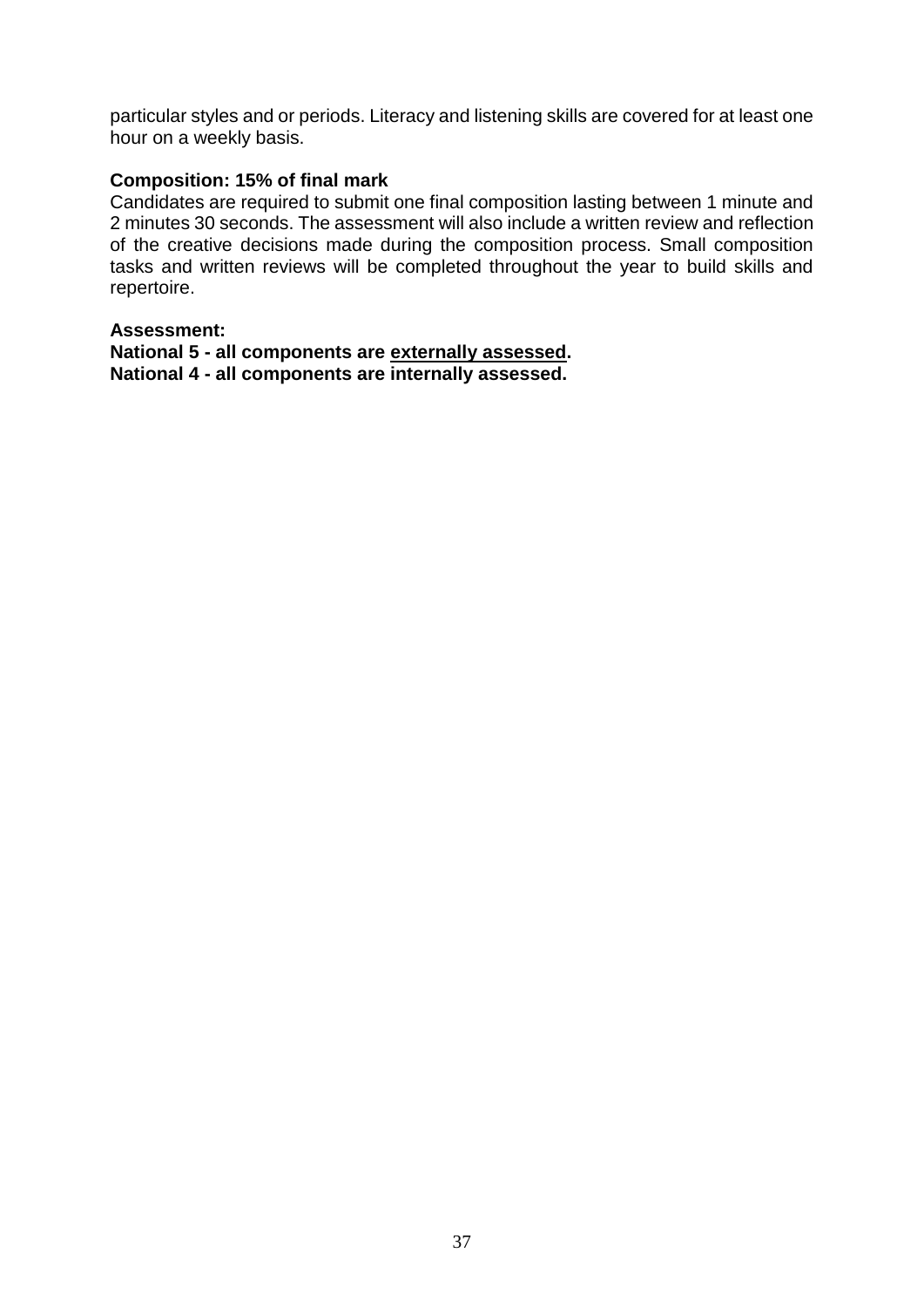particular styles and or periods. Literacy and listening skills are covered for at least one hour on a weekly basis.

**Composition: 15% of final mark**

Candidates are required to submit one final composition lasting between 1 minute and 2 minutes 30 seconds. The assessment will also include a written review and reflection of the creative decisions made during the composition process. Small composition tasks and written reviews will be completed throughout the year to build skills and repertoire.

**Assessment:**

**National 5 - all components are <u>externally assessed</u>.**

**National 4 - all components are internally assessed.**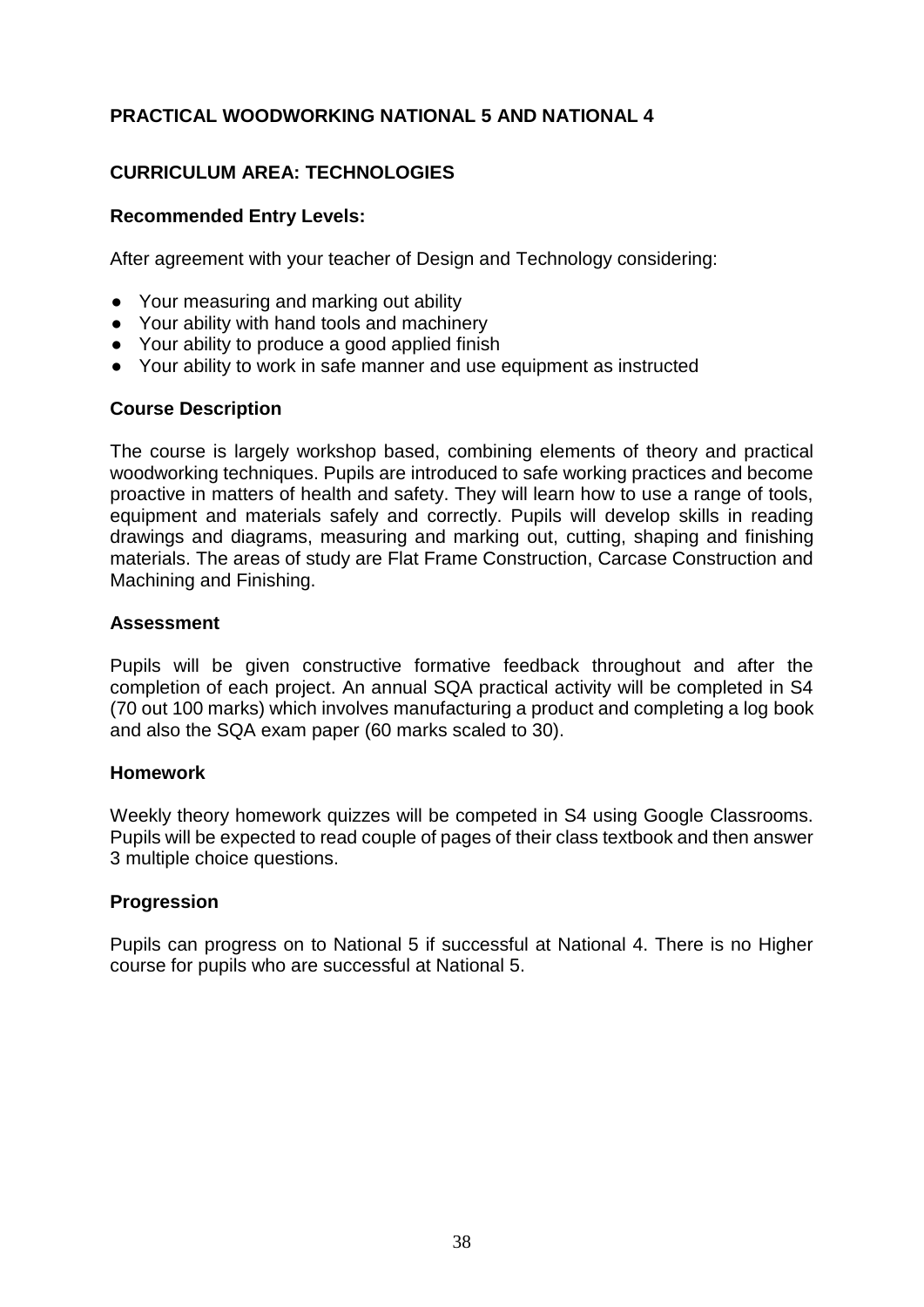## PRACTICAL WOODWORKING NATIONAL 5 AND NATIONAL 4

### CURRICULUM AREA: TECHNOLOGIES

**Recommended Entry Levels:**

After agreement with your teacher of Design and Technology considering:

- Your measuring and marking out ability
- Your ability with hand tools and machinery
- Your ability to produce a good applied finish
- Your ability to work in safe manner and use equipment as instructed

**Course Description**

The course is largely workshop based, combining elements of theory and practical woodworking techniques. Pupils are introduced to safe working practices and become proactive in matters of health and safety. They will learn how to use a range of tools, equipment and materials safely and correctly. Pupils will develop skills in reading drawings and diagrams, measuring and marking out, cutting, shaping and finishing materials. The areas of study are Flat Frame Construction, Carcase Construction and Machining and Finishing.

**Assessment**

Pupils will be given constructive formative feedback throughout and after the completion of each project. An annual SQA practical activity will be completed in S4 (70 out 100 marks) which involves manufacturing a product and completing a log book and also the SQA exam paper (60 marks scaled to 30).

**Homework**

Weekly theory homework quizzes will be competed in S4 using Google Classrooms. Pupils will be expected to read couple of pages of their class textbook and then answer 3 multiple choice questions.

**Progression**

Pupils can progress on to National 5 if successful at National 4. There is no Higher course for pupils who are successful at National 5.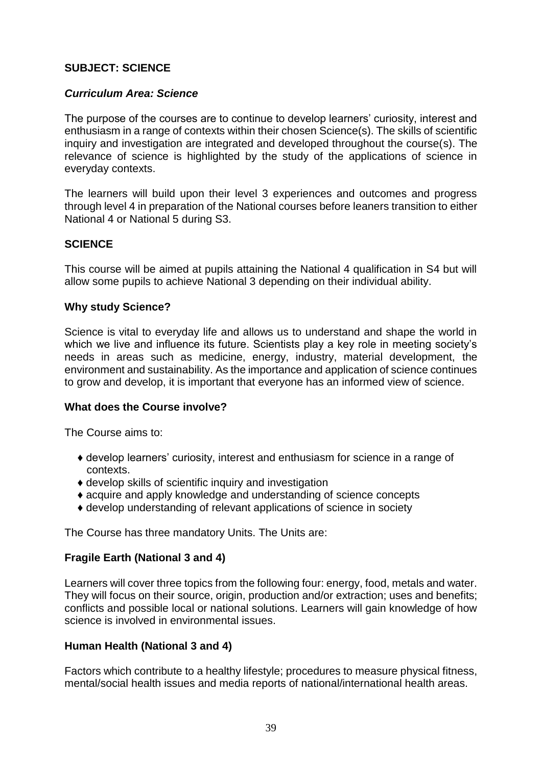**SUBJECT: SCIENCE**

***Curriculum Area: Science***

The purpose of the courses are to continue to develop learners' curiosity, interest and enthusiasm in a range of contexts within their chosen Science(s). The skills of scientific inquiry and investigation are integrated and developed throughout the course(s). The relevance of science is highlighted by the study of the applications of science in everyday contexts.

The learners will build upon their level 3 experiences and outcomes and progress through level 4 in preparation of the National courses before leaners transition to either National 4 or National 5 during S3.

**SCIENCE**

This course will be aimed at pupils attaining the National 4 qualification in S4 but will allow some pupils to achieve National 3 depending on their individual ability.

**Why study Science?**

Science is vital to everyday life and allows us to understand and shape the world in which we live and influence its future. Scientists play a key role in meeting society's needs in areas such as medicine, energy, industry, material development, the environment and sustainability. As the importance and application of science continues to grow and develop, it is important that everyone has an informed view of science.

**What does the Course involve?**

The Course aims to:

- develop learners' curiosity, interest and enthusiasm for science in a range of contexts.
- develop skills of scientific inquiry and investigation
- acquire and apply knowledge and understanding of science concepts
- develop understanding of relevant applications of science in society

The Course has three mandatory Units. The Units are:

**Fragile Earth (National 3 and 4)**

Learners will cover three topics from the following four: energy, food, metals and water. They will focus on their source, origin, production and/or extraction; uses and benefits; conflicts and possible local or national solutions. Learners will gain knowledge of how science is involved in environmental issues.

**Human Health (National 3 and 4)**

Factors which contribute to a healthy lifestyle; procedures to measure physical fitness, mental/social health issues and media reports of national/international health areas.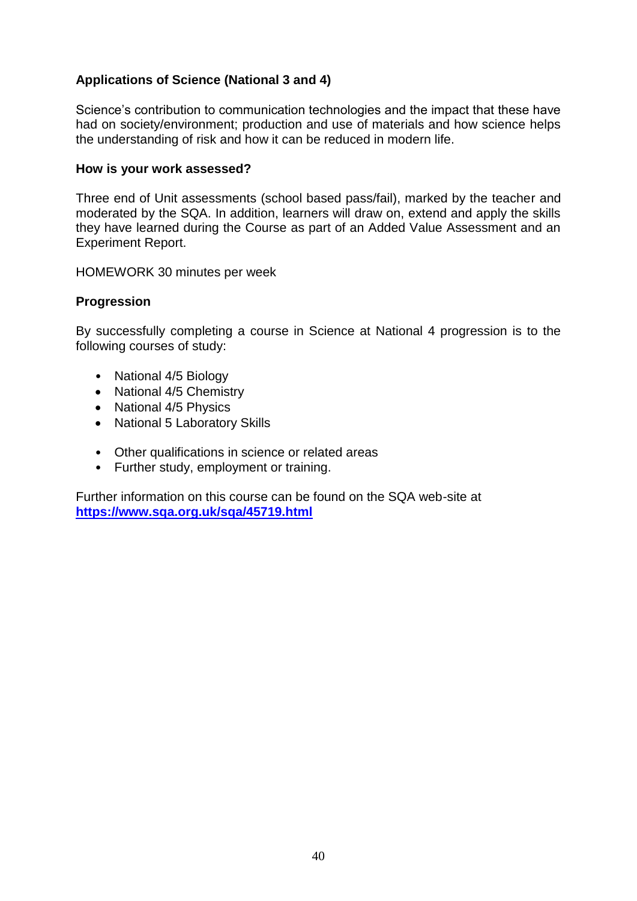**Applications of Science (National 3 and 4)**

Science's contribution to communication technologies and the impact that these have had on society/environment; production and use of materials and how science helps the understanding of risk and how it can be reduced in modern life.

**How is your work assessed?**

Three end of Unit assessments (school based pass/fail), marked by the teacher and moderated by the SQA. In addition, learners will draw on, extend and apply the skills they have learned during the Course as part of an Added Value Assessment and an Experiment Report.

HOMEWORK 30 minutes per week

**Progression**

By successfully completing a course in Science at National 4 progression is to the following courses of study:

- National 4/5 Biology
- National 4/5 Chemistry
- National 4/5 Physics
- National 5 Laboratory Skills

- Other qualifications in science or related areas
- Further study, employment or training.

Further information on this course can be found on the SQA web-site at **https://www.sqa.org.uk/sqa/45719.html**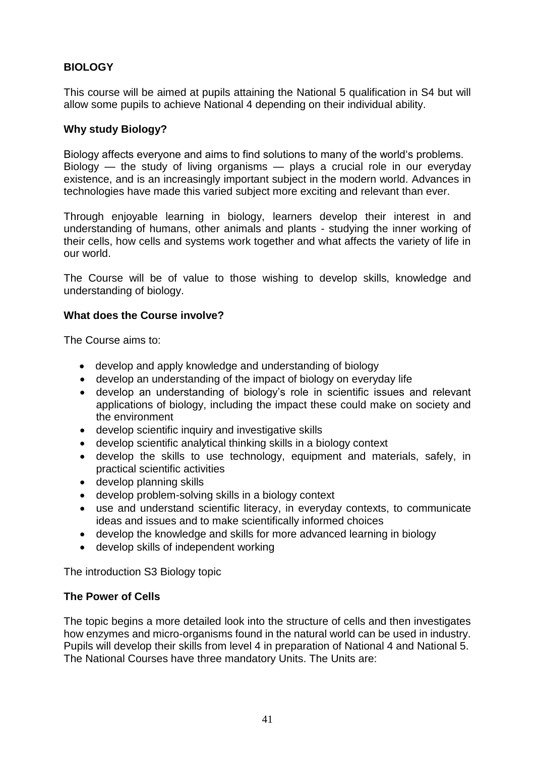**BIOLOGY**

This course will be aimed at pupils attaining the National 5 qualification in S4 but will allow some pupils to achieve National 4 depending on their individual ability.

**Why study Biology?**

Biology affects everyone and aims to find solutions to many of the world's problems. Biology — the study of living organisms — plays a crucial role in our everyday existence, and is an increasingly important subject in the modern world. Advances in technologies have made this varied subject more exciting and relevant than ever.

Through enjoyable learning in biology, learners develop their interest in and understanding of humans, other animals and plants - studying the inner working of their cells, how cells and systems work together and what affects the variety of life in our world.

The Course will be of value to those wishing to develop skills, knowledge and understanding of biology.

**What does the Course involve?**

The Course aims to:

- develop and apply knowledge and understanding of biology
- develop an understanding of the impact of biology on everyday life
- develop an understanding of biology's role in scientific issues and relevant applications of biology, including the impact these could make on society and the environment
- develop scientific inquiry and investigative skills
- develop scientific analytical thinking skills in a biology context
- develop the skills to use technology, equipment and materials, safely, in practical scientific activities
- develop planning skills
- develop problem-solving skills in a biology context
- use and understand scientific literacy, in everyday contexts, to communicate ideas and issues and to make scientifically informed choices
- develop the knowledge and skills for more advanced learning in biology
- develop skills of independent working

The introduction S3 Biology topic

**The Power of Cells**

The topic begins a more detailed look into the structure of cells and then investigates how enzymes and micro-organisms found in the natural world can be used in industry. Pupils will develop their skills from level 4 in preparation of National 4 and National 5. The National Courses have three mandatory Units. The Units are: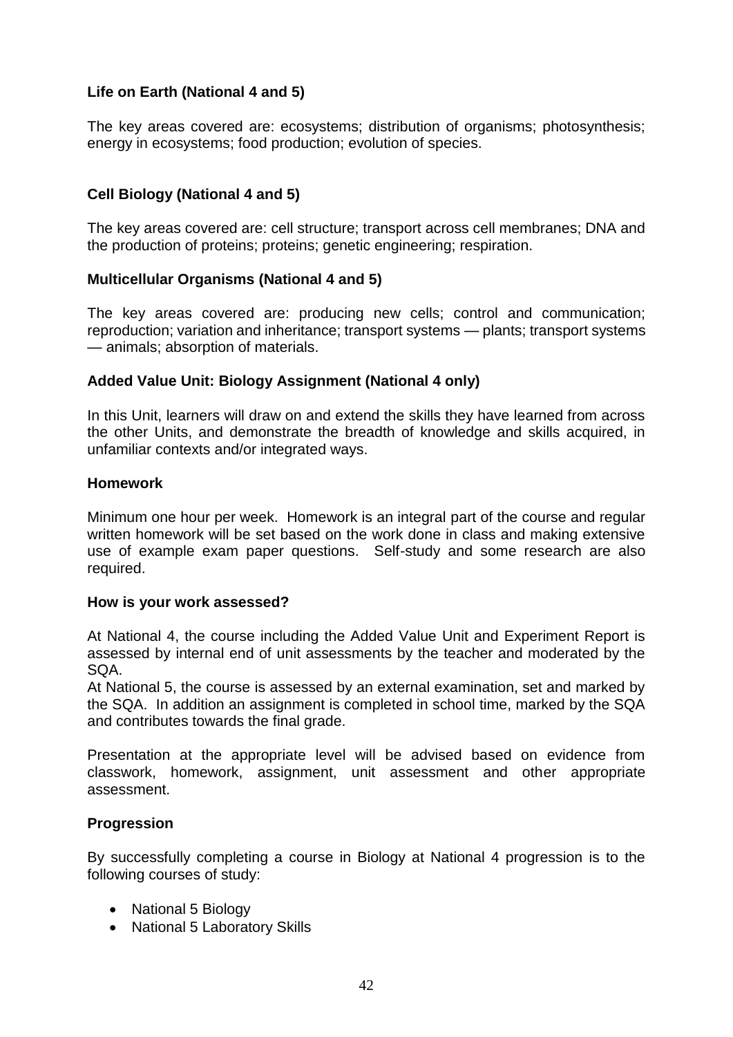**Life on Earth (National 4 and 5)**

The key areas covered are: ecosystems; distribution of organisms; photosynthesis; energy in ecosystems; food production; evolution of species.

**Cell Biology (National 4 and 5)**

The key areas covered are: cell structure; transport across cell membranes; DNA and the production of proteins; proteins; genetic engineering; respiration.

**Multicellular Organisms (National 4 and 5)**

The key areas covered are: producing new cells; control and communication; reproduction; variation and inheritance; transport systems — plants; transport systems — animals; absorption of materials.

**Added Value Unit: Biology Assignment (National 4 only)**

In this Unit, learners will draw on and extend the skills they have learned from across the other Units, and demonstrate the breadth of knowledge and skills acquired, in unfamiliar contexts and/or integrated ways.

**Homework**

Minimum one hour per week. Homework is an integral part of the course and regular written homework will be set based on the work done in class and making extensive use of example exam paper questions. Self-study and some research are also required.

**How is your work assessed?**

At National 4, the course including the Added Value Unit and Experiment Report is assessed by internal end of unit assessments by the teacher and moderated by the SQA.
At National 5, the course is assessed by an external examination, set and marked by the SQA. In addition an assignment is completed in school time, marked by the SQA and contributes towards the final grade.

Presentation at the appropriate level will be advised based on evidence from classwork, homework, assignment, unit assessment and other appropriate assessment.

**Progression**

By successfully completing a course in Biology at National 4 progression is to the following courses of study:

- National 5 Biology
- National 5 Laboratory Skills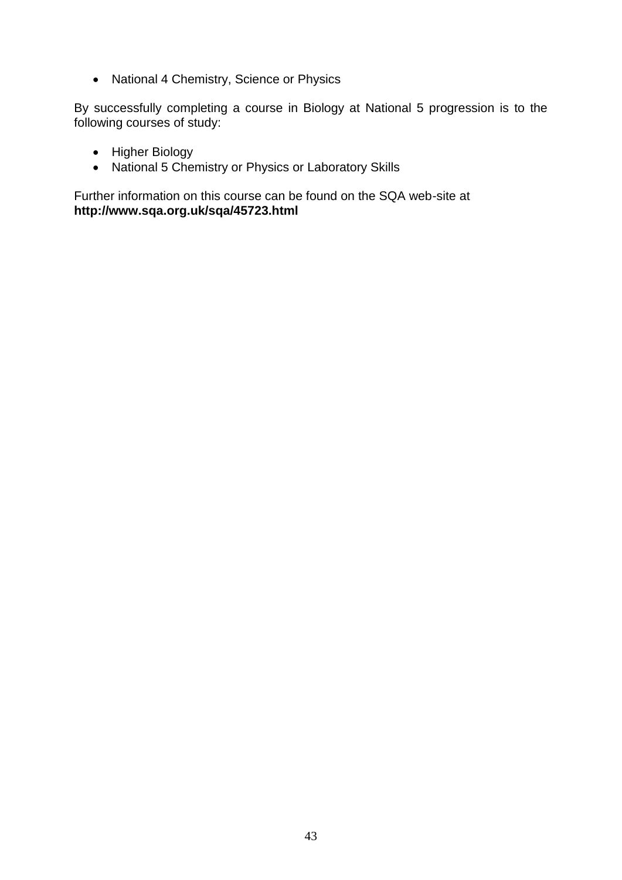- National 4 Chemistry, Science or Physics

By successfully completing a course in Biology at National 5 progression is to the following courses of study:

- Higher Biology
- National 5 Chemistry or Physics or Laboratory Skills

Further information on this course can be found on the SQA web-site at
**http://www.sqa.org.uk/sqa/45723.html**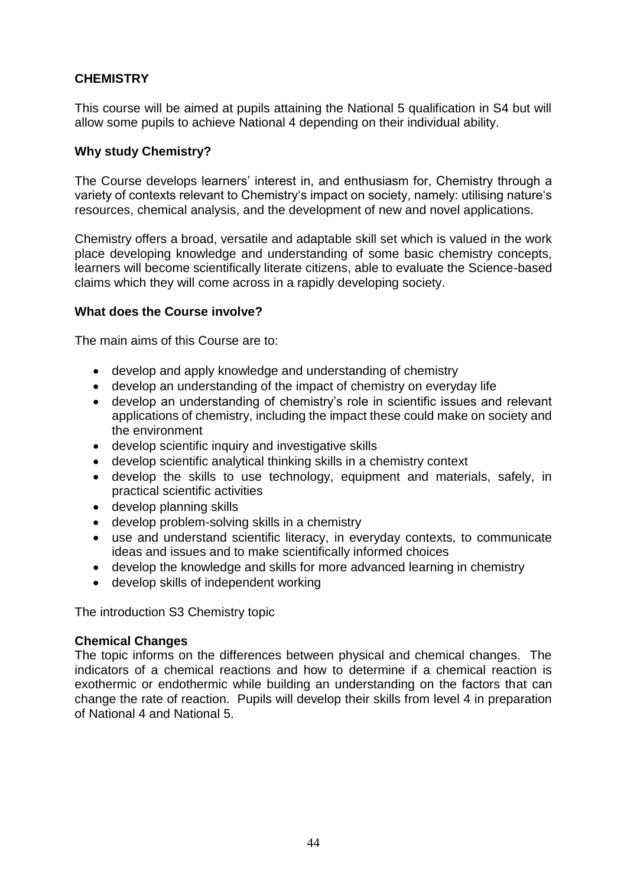## CHEMISTRY

This course will be aimed at pupils attaining the National 5 qualification in S4 but will allow some pupils to achieve National 4 depending on their individual ability.

### Why study Chemistry?

The Course develops learners' interest in, and enthusiasm for, Chemistry through a variety of contexts relevant to Chemistry's impact on society, namely: utilising nature's resources, chemical analysis, and the development of new and novel applications.

Chemistry offers a broad, versatile and adaptable skill set which is valued in the work place developing knowledge and understanding of some basic chemistry concepts, learners will become scientifically literate citizens, able to evaluate the Science-based claims which they will come across in a rapidly developing society.

### What does the Course involve?

The main aims of this Course are to:

- develop and apply knowledge and understanding of chemistry
- develop an understanding of the impact of chemistry on everyday life
- develop an understanding of chemistry's role in scientific issues and relevant applications of chemistry, including the impact these could make on society and the environment
- develop scientific inquiry and investigative skills
- develop scientific analytical thinking skills in a chemistry context
- develop the skills to use technology, equipment and materials, safely, in practical scientific activities
- develop planning skills
- develop problem-solving skills in a chemistry
- use and understand scientific literacy, in everyday contexts, to communicate ideas and issues and to make scientifically informed choices
- develop the knowledge and skills for more advanced learning in chemistry
- develop skills of independent working

The introduction S3 Chemistry topic

**Chemical Changes**

The topic informs on the differences between physical and chemical changes. The indicators of a chemical reactions and how to determine if a chemical reaction is exothermic or endothermic while building an understanding on the factors that can change the rate of reaction. Pupils will develop their skills from level 4 in preparation of National 4 and National 5.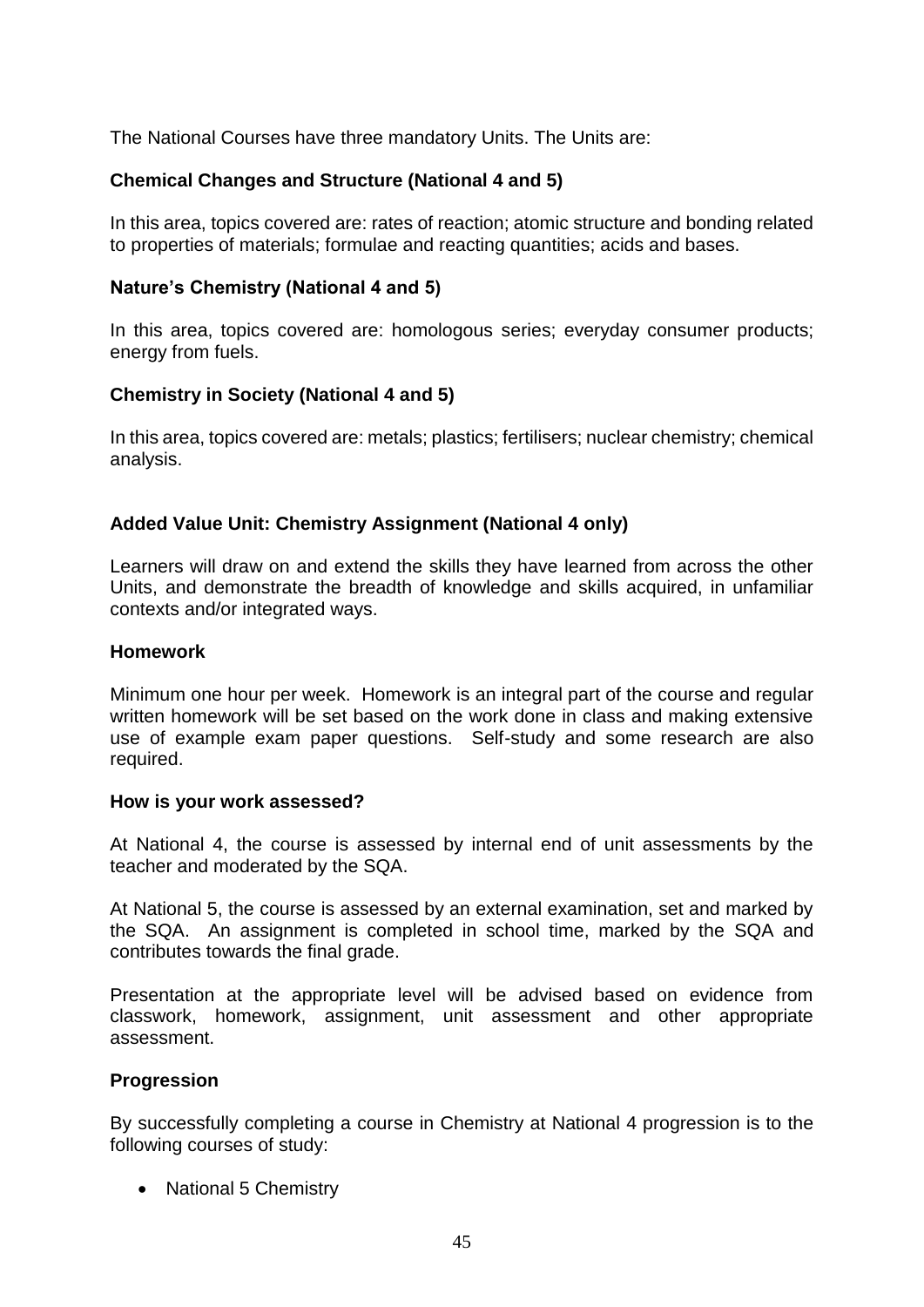The National Courses have three mandatory Units. The Units are:

**Chemical Changes and Structure (National 4 and 5)**

In this area, topics covered are: rates of reaction; atomic structure and bonding related to properties of materials; formulae and reacting quantities; acids and bases.

**Nature's Chemistry (National 4 and 5)**

In this area, topics covered are: homologous series; everyday consumer products; energy from fuels.

**Chemistry in Society (National 4 and 5)**

In this area, topics covered are: metals; plastics; fertilisers; nuclear chemistry; chemical analysis.

**Added Value Unit: Chemistry Assignment (National 4 only)**

Learners will draw on and extend the skills they have learned from across the other Units, and demonstrate the breadth of knowledge and skills acquired, in unfamiliar contexts and/or integrated ways.

**Homework**

Minimum one hour per week. Homework is an integral part of the course and regular written homework will be set based on the work done in class and making extensive use of example exam paper questions. Self-study and some research are also required.

**How is your work assessed?**

At National 4, the course is assessed by internal end of unit assessments by the teacher and moderated by the SQA.

At National 5, the course is assessed by an external examination, set and marked by the SQA. An assignment is completed in school time, marked by the SQA and contributes towards the final grade.

Presentation at the appropriate level will be advised based on evidence from classwork, homework, assignment, unit assessment and other appropriate assessment.

**Progression**

By successfully completing a course in Chemistry at National 4 progression is to the following courses of study:

- National 5 Chemistry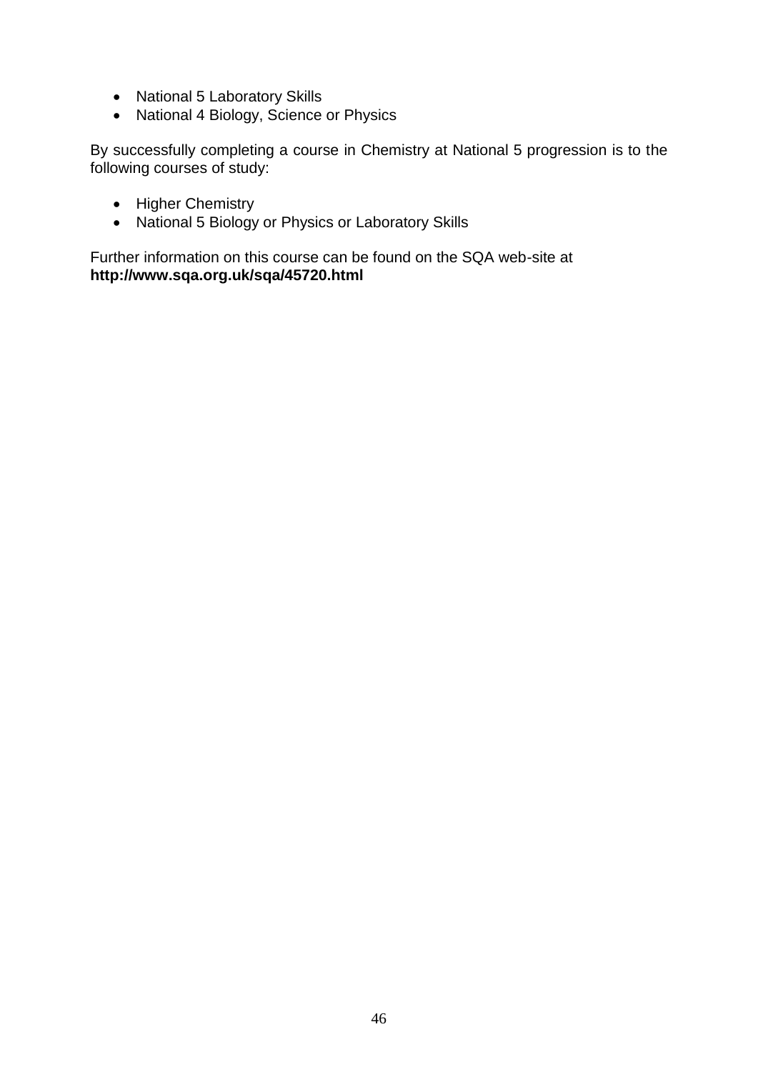- National 5 Laboratory Skills
- National 4 Biology, Science or Physics

By successfully completing a course in Chemistry at National 5 progression is to the following courses of study:

- Higher Chemistry
- National 5 Biology or Physics or Laboratory Skills

Further information on this course can be found on the SQA web-site at **http://www.sqa.org.uk/sqa/45720.html**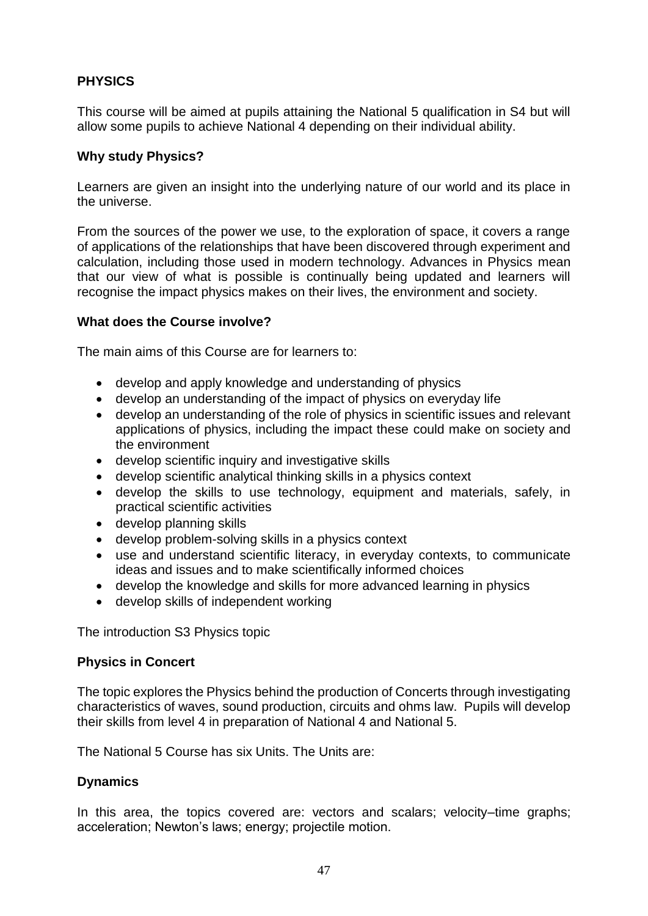## PHYSICS

This course will be aimed at pupils attaining the National 5 qualification in S4 but will allow some pupils to achieve National 4 depending on their individual ability.

### Why study Physics?

Learners are given an insight into the underlying nature of our world and its place in the universe.

From the sources of the power we use, to the exploration of space, it covers a range of applications of the relationships that have been discovered through experiment and calculation, including those used in modern technology. Advances in Physics mean that our view of what is possible is continually being updated and learners will recognise the impact physics makes on their lives, the environment and society.

### What does the Course involve?

The main aims of this Course are for learners to:

- develop and apply knowledge and understanding of physics
- develop an understanding of the impact of physics on everyday life
- develop an understanding of the role of physics in scientific issues and relevant applications of physics, including the impact these could make on society and the environment
- develop scientific inquiry and investigative skills
- develop scientific analytical thinking skills in a physics context
- develop the skills to use technology, equipment and materials, safely, in practical scientific activities
- develop planning skills
- develop problem-solving skills in a physics context
- use and understand scientific literacy, in everyday contexts, to communicate ideas and issues and to make scientifically informed choices
- develop the knowledge and skills for more advanced learning in physics
- develop skills of independent working

The introduction S3 Physics topic

### Physics in Concert

The topic explores the Physics behind the production of Concerts through investigating characteristics of waves, sound production, circuits and ohms law. Pupils will develop their skills from level 4 in preparation of National 4 and National 5.

The National 5 Course has six Units. The Units are:

### Dynamics

In this area, the topics covered are: vectors and scalars; velocity–time graphs; acceleration; Newton's laws; energy; projectile motion.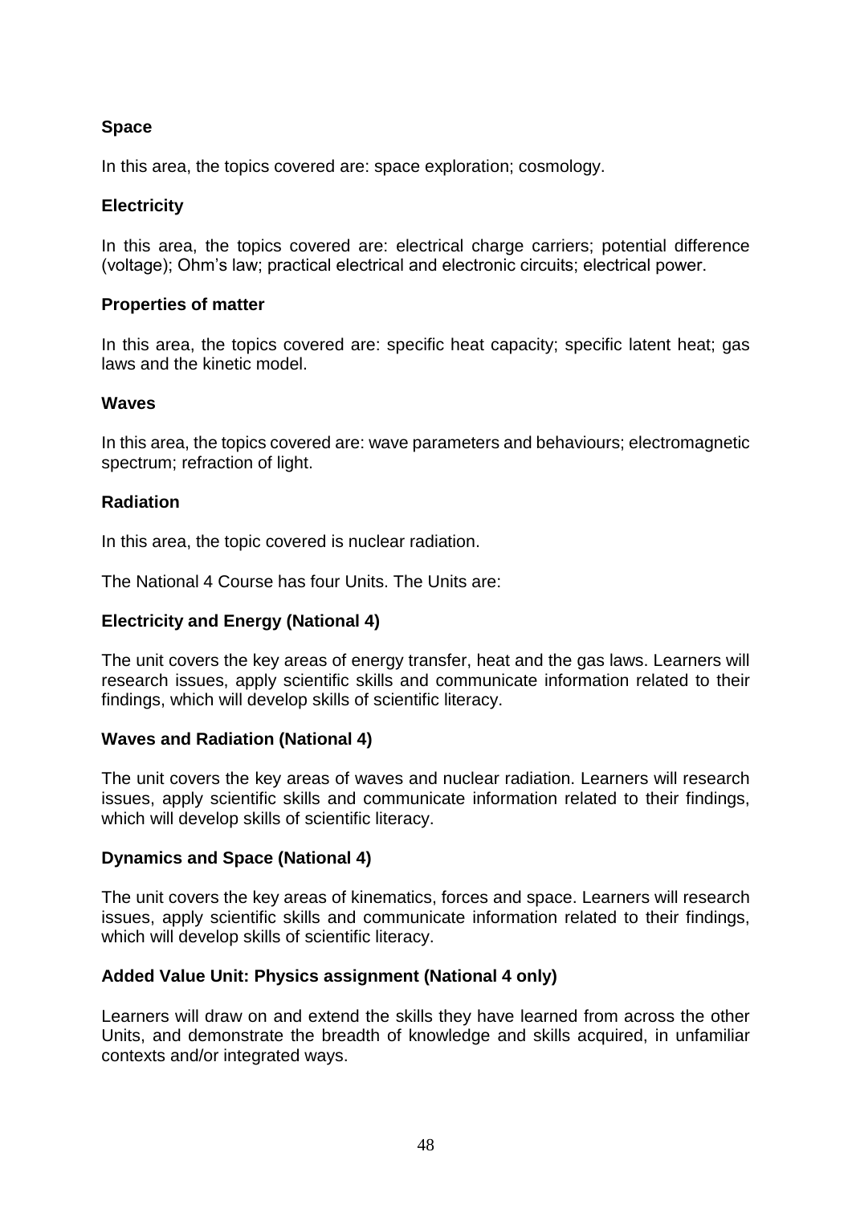**Space**

In this area, the topics covered are: space exploration; cosmology.

**Electricity**

In this area, the topics covered are: electrical charge carriers; potential difference (voltage); Ohm's law; practical electrical and electronic circuits; electrical power.

**Properties of matter**

In this area, the topics covered are: specific heat capacity; specific latent heat; gas laws and the kinetic model.

**Waves**

In this area, the topics covered are: wave parameters and behaviours; electromagnetic spectrum; refraction of light.

**Radiation**

In this area, the topic covered is nuclear radiation.

The National 4 Course has four Units. The Units are:

**Electricity and Energy (National 4)**

The unit covers the key areas of energy transfer, heat and the gas laws. Learners will research issues, apply scientific skills and communicate information related to their findings, which will develop skills of scientific literacy.

**Waves and Radiation (National 4)**

The unit covers the key areas of waves and nuclear radiation. Learners will research issues, apply scientific skills and communicate information related to their findings, which will develop skills of scientific literacy.

**Dynamics and Space (National 4)**

The unit covers the key areas of kinematics, forces and space. Learners will research issues, apply scientific skills and communicate information related to their findings, which will develop skills of scientific literacy.

**Added Value Unit: Physics assignment (National 4 only)**

Learners will draw on and extend the skills they have learned from across the other Units, and demonstrate the breadth of knowledge and skills acquired, in unfamiliar contexts and/or integrated ways.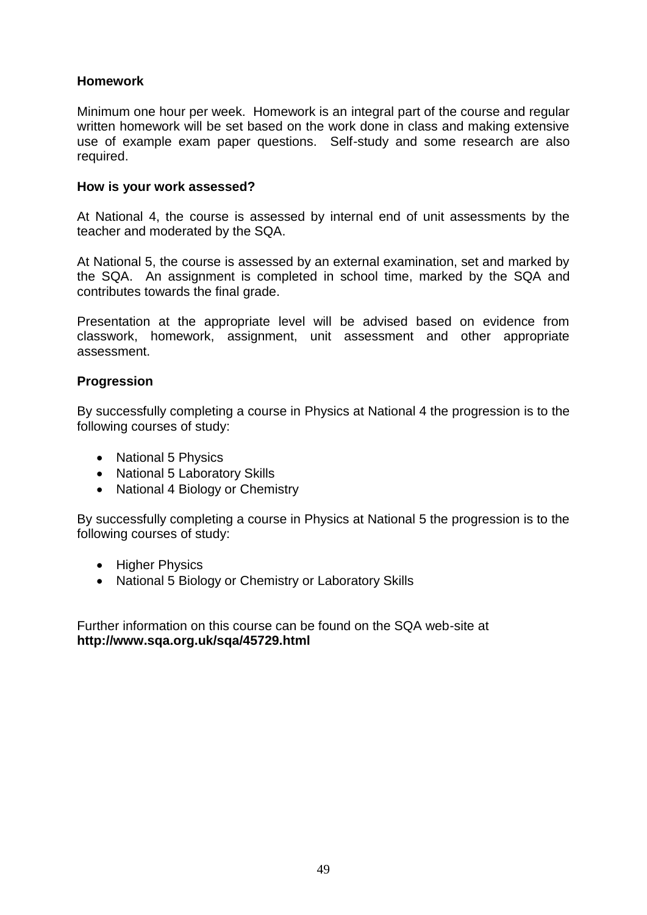**Homework**

Minimum one hour per week. Homework is an integral part of the course and regular written homework will be set based on the work done in class and making extensive use of example exam paper questions. Self-study and some research are also required.

**How is your work assessed?**

At National 4, the course is assessed by internal end of unit assessments by the teacher and moderated by the SQA.

At National 5, the course is assessed by an external examination, set and marked by the SQA. An assignment is completed in school time, marked by the SQA and contributes towards the final grade.

Presentation at the appropriate level will be advised based on evidence from classwork, homework, assignment, unit assessment and other appropriate assessment.

**Progression**

By successfully completing a course in Physics at National 4 the progression is to the following courses of study:

- National 5 Physics
- National 5 Laboratory Skills
- National 4 Biology or Chemistry

By successfully completing a course in Physics at National 5 the progression is to the following courses of study:

- Higher Physics
- National 5 Biology or Chemistry or Laboratory Skills

Further information on this course can be found on the SQA web-site at **http://www.sqa.org.uk/sqa/45729.html**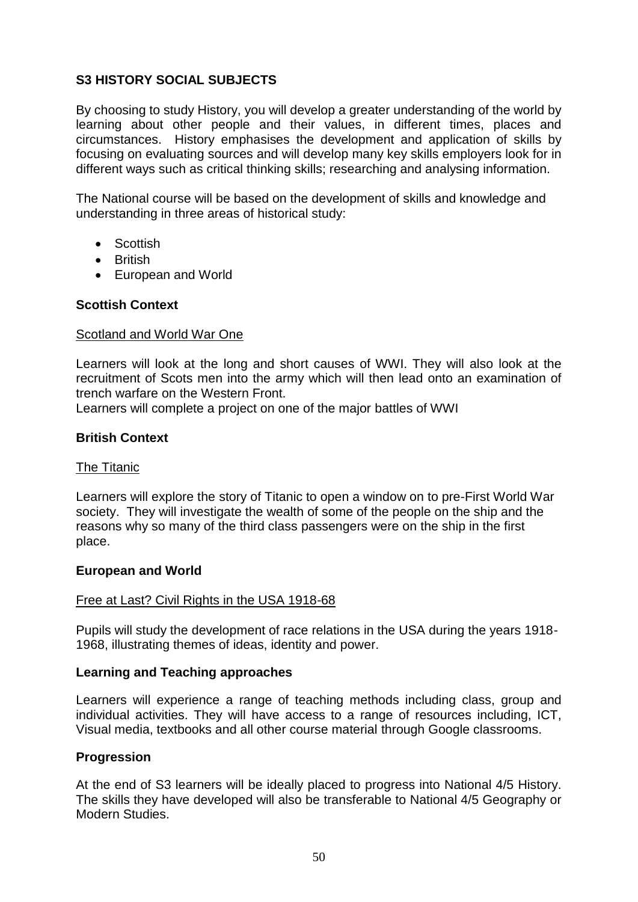## S3 HISTORY SOCIAL SUBJECTS

By choosing to study History, you will develop a greater understanding of the world by learning about other people and their values, in different times, places and circumstances. History emphasises the development and application of skills by focusing on evaluating sources and will develop many key skills employers look for in different ways such as critical thinking skills; researching and analysing information.

The National course will be based on the development of skills and knowledge and understanding in three areas of historical study:

- Scottish
- British
- European and World

### Scottish Context

Scotland and World War One

Learners will look at the long and short causes of WWI. They will also look at the recruitment of Scots men into the army which will then lead onto an examination of trench warfare on the Western Front.
Learners will complete a project on one of the major battles of WWI

### British Context

The Titanic

Learners will explore the story of Titanic to open a window on to pre-First World War society. They will investigate the wealth of some of the people on the ship and the reasons why so many of the third class passengers were on the ship in the first place.

### European and World

Free at Last? Civil Rights in the USA 1918-68

Pupils will study the development of race relations in the USA during the years 1918-1968, illustrating themes of ideas, identity and power.

### Learning and Teaching approaches

Learners will experience a range of teaching methods including class, group and individual activities. They will have access to a range of resources including, ICT, Visual media, textbooks and all other course material through Google classrooms.

### Progression

At the end of S3 learners will be ideally placed to progress into National 4/5 History. The skills they have developed will also be transferable to National 4/5 Geography or Modern Studies.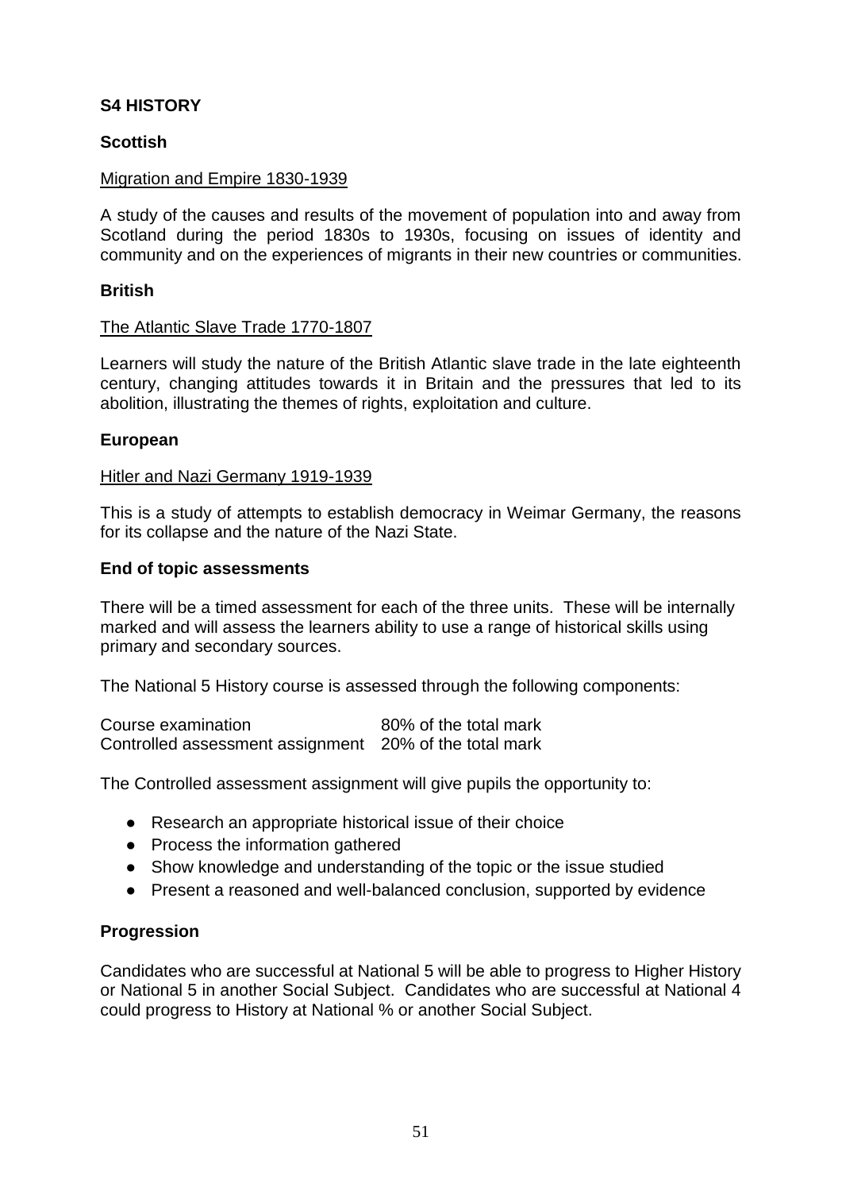**S4 HISTORY**

**Scottish**

Migration and Empire 1830-1939

A study of the causes and results of the movement of population into and away from Scotland during the period 1830s to 1930s, focusing on issues of identity and community and on the experiences of migrants in their new countries or communities.

**British**

The Atlantic Slave Trade 1770-1807

Learners will study the nature of the British Atlantic slave trade in the late eighteenth century, changing attitudes towards it in Britain and the pressures that led to its abolition, illustrating the themes of rights, exploitation and culture.

**European**

Hitler and Nazi Germany 1919-1939

This is a study of attempts to establish democracy in Weimar Germany, the reasons for its collapse and the nature of the Nazi State.

**End of topic assessments**

There will be a timed assessment for each of the three units. These will be internally marked and will assess the learners ability to use a range of historical skills using primary and secondary sources.

The National 5 History course is assessed through the following components:

| | |
|---|---|
| Course examination | 80% of the total mark |
| Controlled assessment assignment | 20% of the total mark |

The Controlled assessment assignment will give pupils the opportunity to:

- Research an appropriate historical issue of their choice
- Process the information gathered
- Show knowledge and understanding of the topic or the issue studied
- Present a reasoned and well-balanced conclusion, supported by evidence

**Progression**

Candidates who are successful at National 5 will be able to progress to Higher History or National 5 in another Social Subject. Candidates who are successful at National 4 could progress to History at National % or another Social Subject.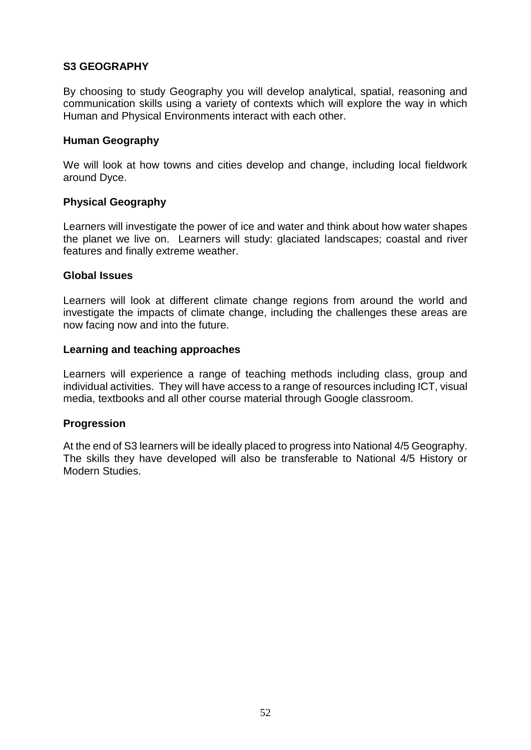## S3 GEOGRAPHY

By choosing to study Geography you will develop analytical, spatial, reasoning and communication skills using a variety of contexts which will explore the way in which Human and Physical Environments interact with each other.

### Human Geography

We will look at how towns and cities develop and change, including local fieldwork around Dyce.

### Physical Geography

Learners will investigate the power of ice and water and think about how water shapes the planet we live on. Learners will study: glaciated landscapes; coastal and river features and finally extreme weather.

### Global Issues

Learners will look at different climate change regions from around the world and investigate the impacts of climate change, including the challenges these areas are now facing now and into the future.

### Learning and teaching approaches

Learners will experience a range of teaching methods including class, group and individual activities. They will have access to a range of resources including ICT, visual media, textbooks and all other course material through Google classroom.

### Progression

At the end of S3 learners will be ideally placed to progress into National 4/5 Geography. The skills they have developed will also be transferable to National 4/5 History or Modern Studies.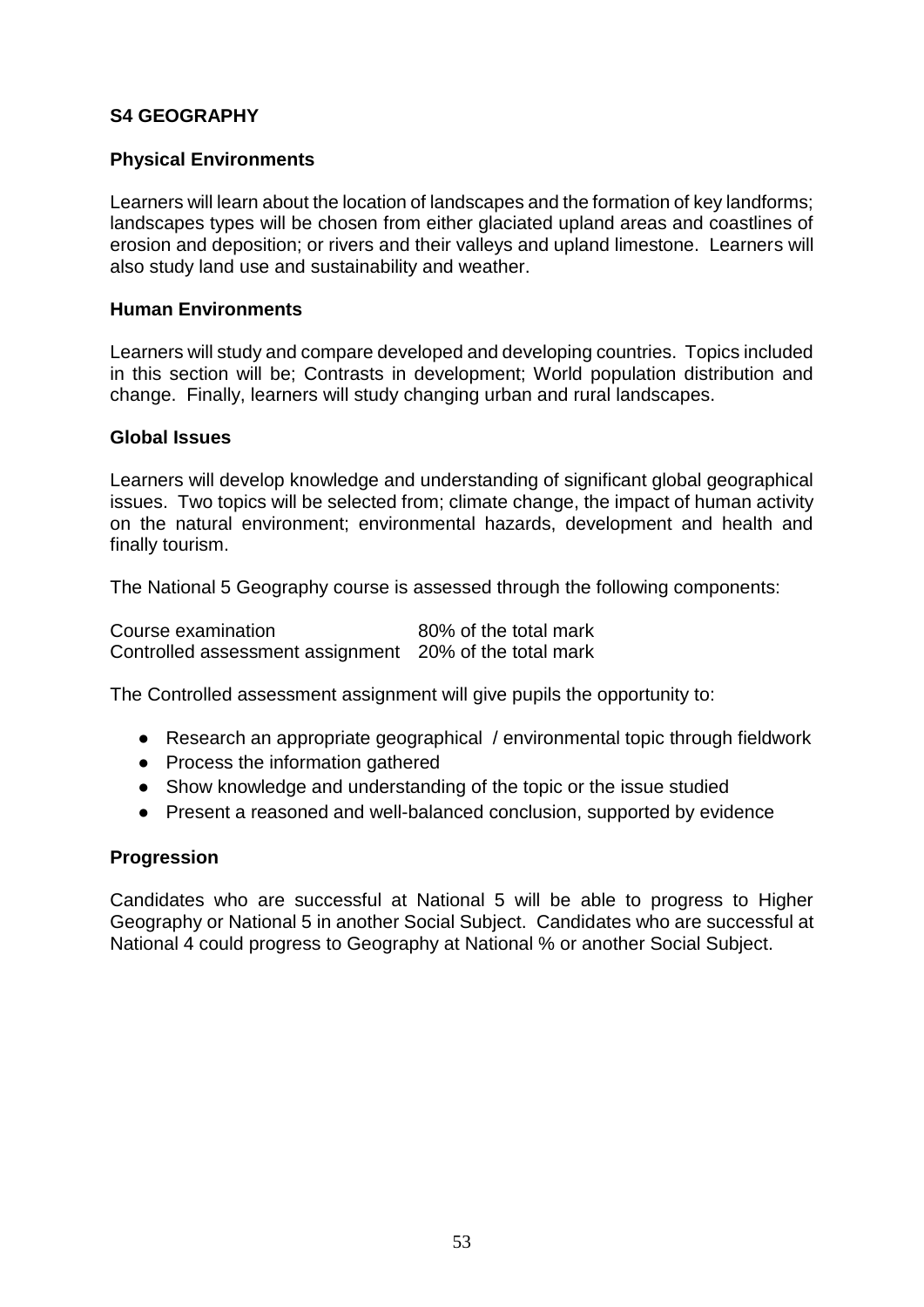## S4 GEOGRAPHY

### Physical Environments

Learners will learn about the location of landscapes and the formation of key landforms; landscapes types will be chosen from either glaciated upland areas and coastlines of erosion and deposition; or rivers and their valleys and upland limestone. Learners will also study land use and sustainability and weather.

### Human Environments

Learners will study and compare developed and developing countries. Topics included in this section will be; Contrasts in development; World population distribution and change. Finally, learners will study changing urban and rural landscapes.

### Global Issues

Learners will develop knowledge and understanding of significant global geographical issues. Two topics will be selected from; climate change, the impact of human activity on the natural environment; environmental hazards, development and health and finally tourism.

The National 5 Geography course is assessed through the following components:

| Course examination | 80% of the total mark |
|---|---|
| Controlled assessment assignment | 20% of the total mark |

The Controlled assessment assignment will give pupils the opportunity to:

- Research an appropriate geographical / environmental topic through fieldwork
- Process the information gathered
- Show knowledge and understanding of the topic or the issue studied
- Present a reasoned and well-balanced conclusion, supported by evidence

### Progression

Candidates who are successful at National 5 will be able to progress to Higher Geography or National 5 in another Social Subject. Candidates who are successful at National 4 could progress to Geography at National % or another Social Subject.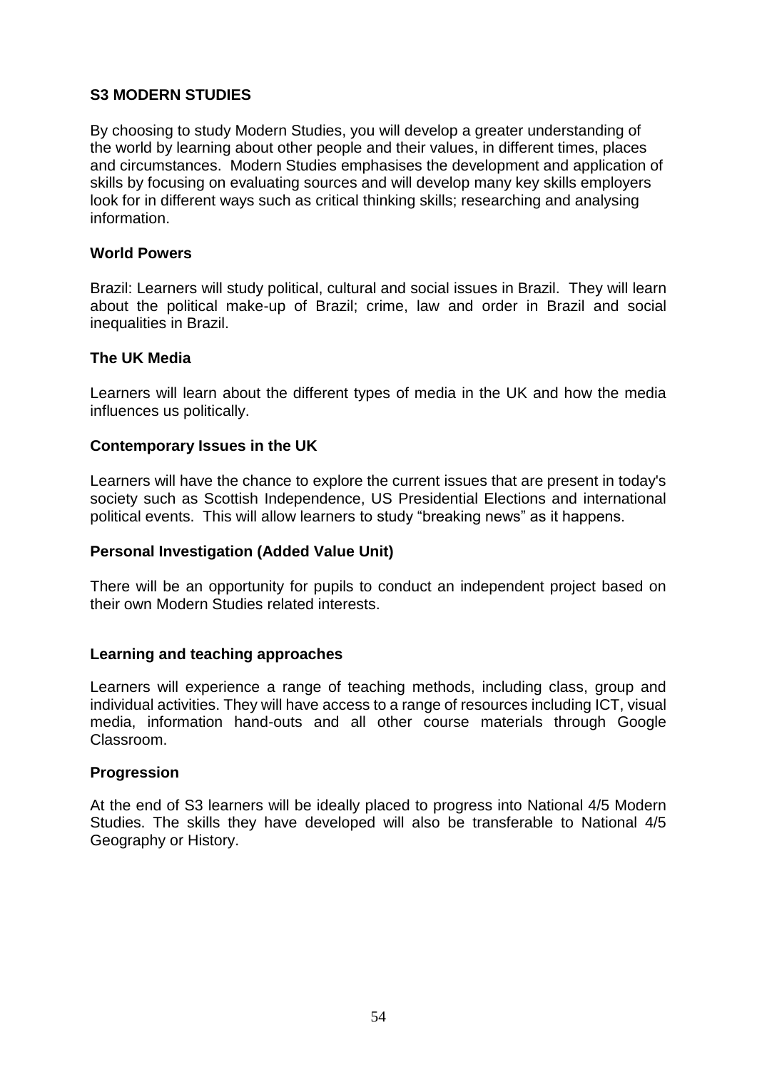## S3 MODERN STUDIES

By choosing to study Modern Studies, you will develop a greater understanding of the world by learning about other people and their values, in different times, places and circumstances. Modern Studies emphasises the development and application of skills by focusing on evaluating sources and will develop many key skills employers look for in different ways such as critical thinking skills; researching and analysing information.

### World Powers

Brazil: Learners will study political, cultural and social issues in Brazil. They will learn about the political make-up of Brazil; crime, law and order in Brazil and social inequalities in Brazil.

### The UK Media

Learners will learn about the different types of media in the UK and how the media influences us politically.

### Contemporary Issues in the UK

Learners will have the chance to explore the current issues that are present in today's society such as Scottish Independence, US Presidential Elections and international political events. This will allow learners to study "breaking news" as it happens.

### Personal Investigation (Added Value Unit)

There will be an opportunity for pupils to conduct an independent project based on their own Modern Studies related interests.

### Learning and teaching approaches

Learners will experience a range of teaching methods, including class, group and individual activities. They will have access to a range of resources including ICT, visual media, information hand-outs and all other course materials through Google Classroom.

### Progression

At the end of S3 learners will be ideally placed to progress into National 4/5 Modern Studies. The skills they have developed will also be transferable to National 4/5 Geography or History.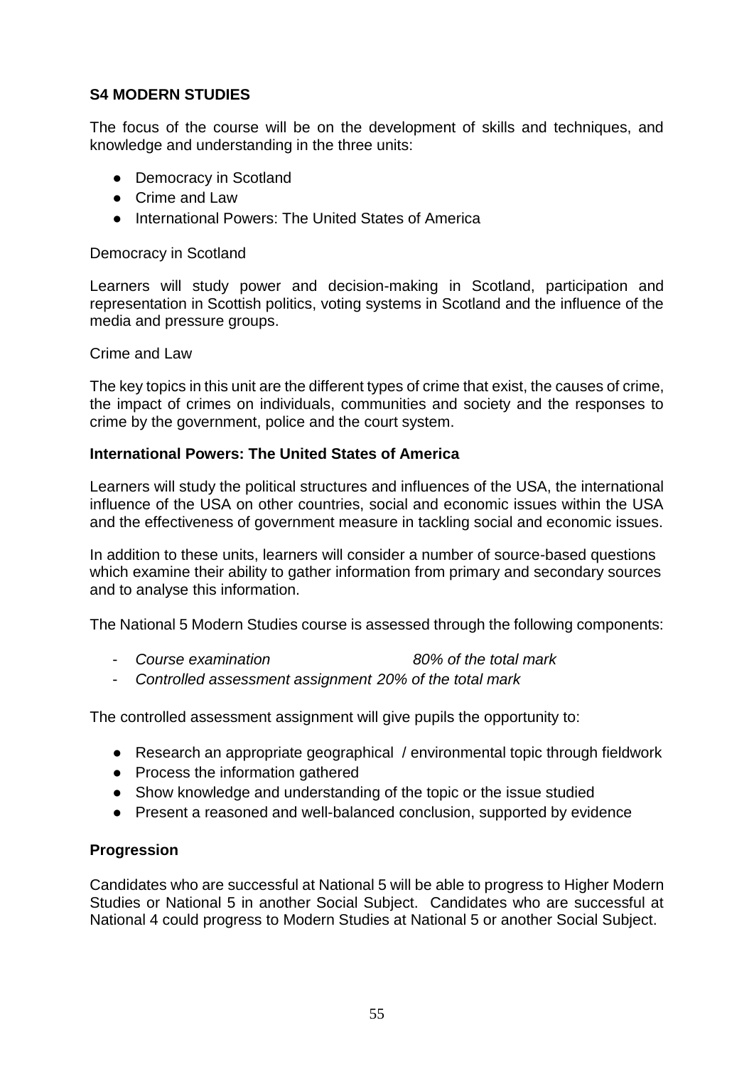**S4 MODERN STUDIES**

The focus of the course will be on the development of skills and techniques, and knowledge and understanding in the three units:

- Democracy in Scotland
- Crime and Law
- International Powers: The United States of America

Democracy in Scotland

Learners will study power and decision-making in Scotland, participation and representation in Scottish politics, voting systems in Scotland and the influence of the media and pressure groups.

Crime and Law

The key topics in this unit are the different types of crime that exist, the causes of crime, the impact of crimes on individuals, communities and society and the responses to crime by the government, police and the court system.

**International Powers: The United States of America**

Learners will study the political structures and influences of the USA, the international influence of the USA on other countries, social and economic issues within the USA and the effectiveness of government measure in tackling social and economic issues.

In addition to these units, learners will consider a number of source-based questions which examine their ability to gather information from primary and secondary sources and to analyse this information.

The National 5 Modern Studies course is assessed through the following components:

- *Course examination 80% of the total mark*
- *Controlled assessment assignment 20% of the total mark*

The controlled assessment assignment will give pupils the opportunity to:

- Research an appropriate geographical / environmental topic through fieldwork
- Process the information gathered
- Show knowledge and understanding of the topic or the issue studied
- Present a reasoned and well-balanced conclusion, supported by evidence

**Progression**

Candidates who are successful at National 5 will be able to progress to Higher Modern Studies or National 5 in another Social Subject. Candidates who are successful at National 4 could progress to Modern Studies at National 5 or another Social Subject.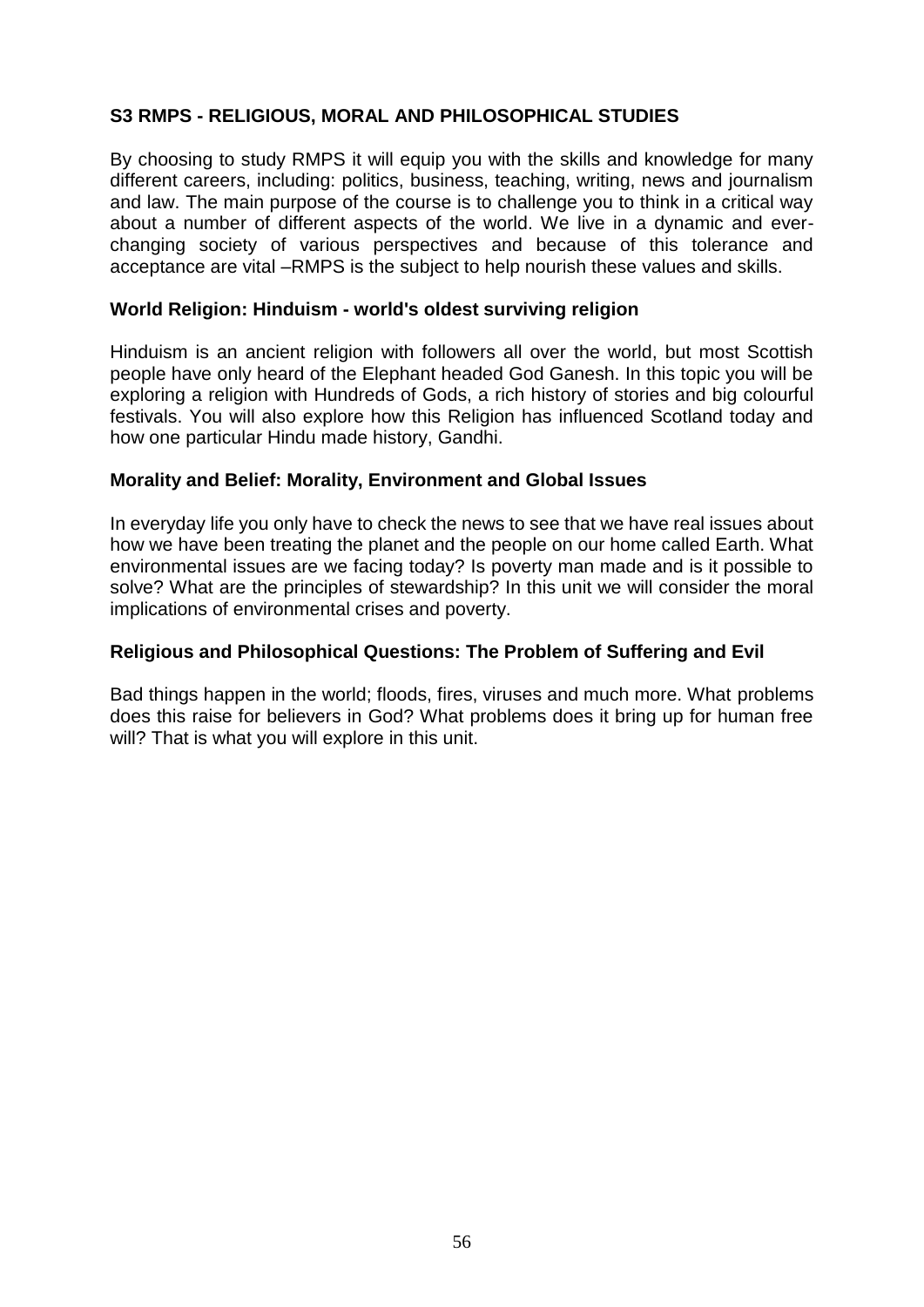## S3 RMPS - RELIGIOUS, MORAL AND PHILOSOPHICAL STUDIES

By choosing to study RMPS it will equip you with the skills and knowledge for many different careers, including: politics, business, teaching, writing, news and journalism and law. The main purpose of the course is to challenge you to think in a critical way about a number of different aspects of the world. We live in a dynamic and ever-changing society of various perspectives and because of this tolerance and acceptance are vital –RMPS is the subject to help nourish these values and skills.

### World Religion: Hinduism - world's oldest surviving religion

Hinduism is an ancient religion with followers all over the world, but most Scottish people have only heard of the Elephant headed God Ganesh. In this topic you will be exploring a religion with Hundreds of Gods, a rich history of stories and big colourful festivals. You will also explore how this Religion has influenced Scotland today and how one particular Hindu made history, Gandhi.

### Morality and Belief: Morality, Environment and Global Issues

In everyday life you only have to check the news to see that we have real issues about how we have been treating the planet and the people on our home called Earth. What environmental issues are we facing today? Is poverty man made and is it possible to solve? What are the principles of stewardship? In this unit we will consider the moral implications of environmental crises and poverty.

### Religious and Philosophical Questions: The Problem of Suffering and Evil

Bad things happen in the world; floods, fires, viruses and much more. What problems does this raise for believers in God? What problems does it bring up for human free will? That is what you will explore in this unit.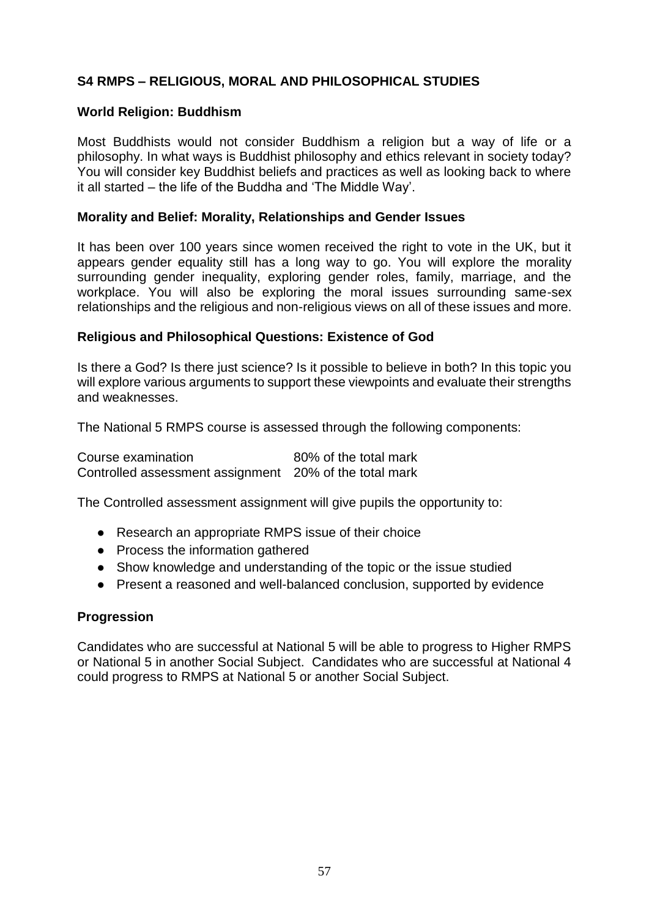## S4 RMPS – RELIGIOUS, MORAL AND PHILOSOPHICAL STUDIES

### World Religion: Buddhism

Most Buddhists would not consider Buddhism a religion but a way of life or a philosophy. In what ways is Buddhist philosophy and ethics relevant in society today? You will consider key Buddhist beliefs and practices as well as looking back to where it all started – the life of the Buddha and 'The Middle Way'.

### Morality and Belief: Morality, Relationships and Gender Issues

It has been over 100 years since women received the right to vote in the UK, but it appears gender equality still has a long way to go. You will explore the morality surrounding gender inequality, exploring gender roles, family, marriage, and the workplace. You will also be exploring the moral issues surrounding same-sex relationships and the religious and non-religious views on all of these issues and more.

### Religious and Philosophical Questions: Existence of God

Is there a God? Is there just science? Is it possible to believe in both? In this topic you will explore various arguments to support these viewpoints and evaluate their strengths and weaknesses.

The National 5 RMPS course is assessed through the following components:

| | |
|---|---|
| Course examination | 80% of the total mark |
| Controlled assessment assignment | 20% of the total mark |

The Controlled assessment assignment will give pupils the opportunity to:

- Research an appropriate RMPS issue of their choice
- Process the information gathered
- Show knowledge and understanding of the topic or the issue studied
- Present a reasoned and well-balanced conclusion, supported by evidence

### Progression

Candidates who are successful at National 5 will be able to progress to Higher RMPS or National 5 in another Social Subject. Candidates who are successful at National 4 could progress to RMPS at National 5 or another Social Subject.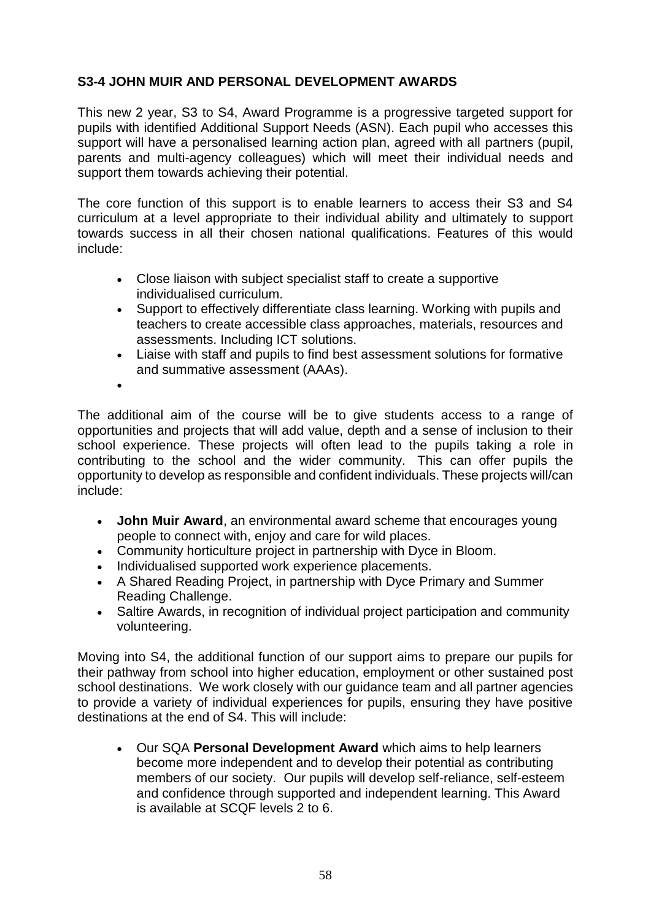## S3-4 JOHN MUIR AND PERSONAL DEVELOPMENT AWARDS

This new 2 year, S3 to S4, Award Programme is a progressive targeted support for pupils with identified Additional Support Needs (ASN). Each pupil who accesses this support will have a personalised learning action plan, agreed with all partners (pupil, parents and multi-agency colleagues) which will meet their individual needs and support them towards achieving their potential.

The core function of this support is to enable learners to access their S3 and S4 curriculum at a level appropriate to their individual ability and ultimately to support towards success in all their chosen national qualifications. Features of this would include:

- Close liaison with subject specialist staff to create a supportive individualised curriculum.
- Support to effectively differentiate class learning. Working with pupils and teachers to create accessible class approaches, materials, resources and assessments. Including ICT solutions.
- Liaise with staff and pupils to find best assessment solutions for formative and summative assessment (AAAs).
- 

The additional aim of the course will be to give students access to a range of opportunities and projects that will add value, depth and a sense of inclusion to their school experience. These projects will often lead to the pupils taking a role in contributing to the school and the wider community. This can offer pupils the opportunity to develop as responsible and confident individuals. These projects will/can include:

- **John Muir Award**, an environmental award scheme that encourages young people to connect with, enjoy and care for wild places.
- Community horticulture project in partnership with Dyce in Bloom.
- Individualised supported work experience placements.
- A Shared Reading Project, in partnership with Dyce Primary and Summer Reading Challenge.
- Saltire Awards, in recognition of individual project participation and community volunteering.

Moving into S4, the additional function of our support aims to prepare our pupils for their pathway from school into higher education, employment or other sustained post school destinations. We work closely with our guidance team and all partner agencies to provide a variety of individual experiences for pupils, ensuring they have positive destinations at the end of S4. This will include:

- Our SQA **Personal Development Award** which aims to help learners become more independent and to develop their potential as contributing members of our society. Our pupils will develop self-reliance, self-esteem and confidence through supported and independent learning. This Award is available at SCQF levels 2 to 6.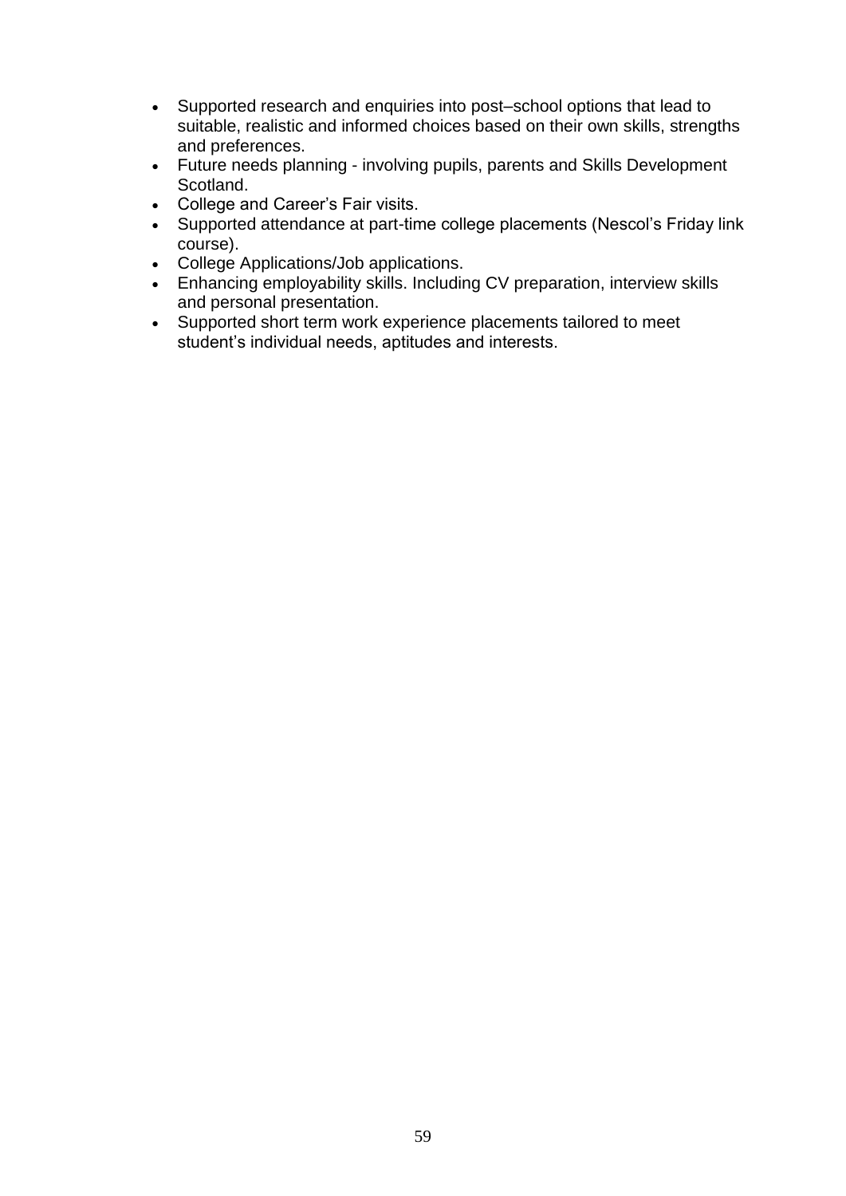- Supported research and enquiries into post–school options that lead to suitable, realistic and informed choices based on their own skills, strengths and preferences.
- Future needs planning - involving pupils, parents and Skills Development Scotland.
- College and Career's Fair visits.
- Supported attendance at part-time college placements (Nescol's Friday link course).
- College Applications/Job applications.
- Enhancing employability skills. Including CV preparation, interview skills and personal presentation.
- Supported short term work experience placements tailored to meet student's individual needs, aptitudes and interests.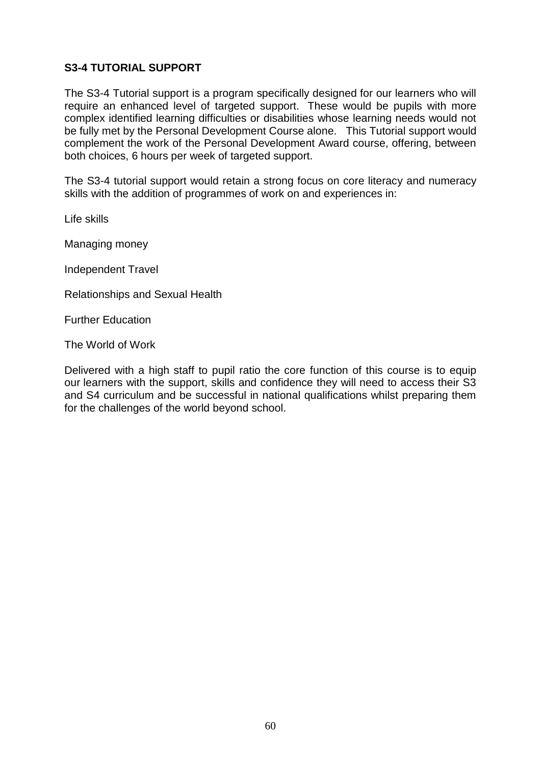## S3-4 TUTORIAL SUPPORT

The S3-4 Tutorial support is a program specifically designed for our learners who will require an enhanced level of targeted support. These would be pupils with more complex identified learning difficulties or disabilities whose learning needs would not be fully met by the Personal Development Course alone. This Tutorial support would complement the work of the Personal Development Award course, offering, between both choices, 6 hours per week of targeted support.

The S3-4 tutorial support would retain a strong focus on core literacy and numeracy skills with the addition of programmes of work on and experiences in:

Life skills

Managing money

Independent Travel

Relationships and Sexual Health

Further Education

The World of Work

Delivered with a high staff to pupil ratio the core function of this course is to equip our learners with the support, skills and confidence they will need to access their S3 and S4 curriculum and be successful in national qualifications whilst preparing them for the challenges of the world beyond school.